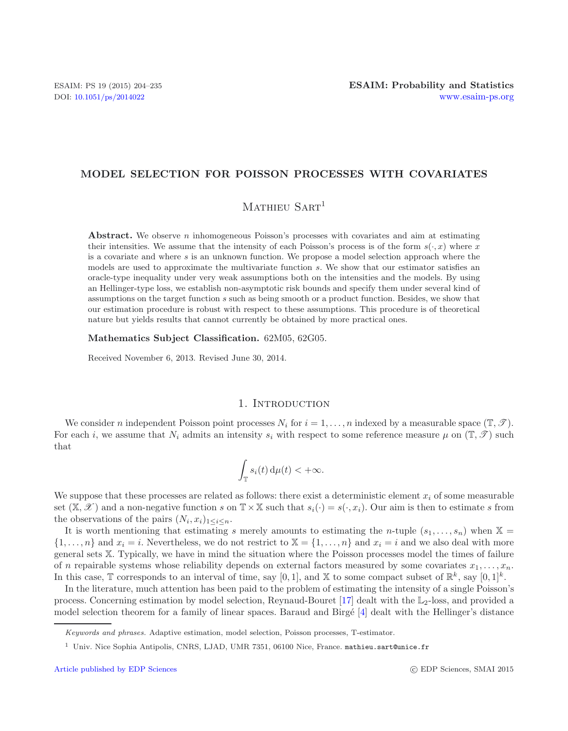# MODEL SELECTION FOR POISSON PROCESSES WITH COVARIATES

Mathieu Sart[1]

**Abstract.** We observe $n$ inhomogeneous Poisson's processes with covariates and aim at estimating their intensities. We assume that the intensity of each Poisson's process is of the form $s(\cdot, x)$ where $x$ is a covariate and where $s$ is an unknown function. We propose a model selection approach where the models are used to approximate the multivariate function $s$. We show that our estimator satisfies an oracle-type inequality under very weak assumptions both on the intensities and the models. By using an Hellinger-type loss, we establish non-asymptotic risk bounds and specify them under several kind of assumptions on the target function $s$ such as being smooth or a product function. Besides, we show that our estimation procedure is robust with respect to these assumptions. This procedure is of theoretical nature but yields results that cannot currently be obtained by more practical ones.

**Mathematics Subject Classification.** 62M05, 62G05.

Received November 6, 2013. Revised June 30, 2014.

## 1. Introduction

We consider $n$ independent Poisson point processes $N_i$ for $i = 1, \ldots, n$ indexed by a measurable space $(\mathbb{T}, \mathscr{T})$. For each $i$, we assume that $N_i$ admits an intensity $s_i$ with respect to some reference measure $\mu$ on $(\mathbb{T}, \mathscr{T})$ such that

$$\int_{\mathbb{T}} s_i(t) \, \mathrm{d}\mu(t) < +\infty.$$

We suppose that these processes are related as follows: there exist a deterministic element $x_i$ of some measurable set $(\mathbb{X}, \mathscr{X})$ and a non-negative function $s$ on $\mathbb{T} \times \mathbb{X}$ such that $s_i(\cdot) = s(\cdot, x_i)$. Our aim is then to estimate $s$ from the observations of the pairs $(N_i, x_i)_{1 \leq i \leq n}$.

It is worth mentioning that estimating $s$ merely amounts to estimating the $n$-tuple $(s_1, \ldots, s_n)$ when $\mathbb{X} = \{1, \ldots, n\}$ and $x_i = i$. Nevertheless, we do not restrict to $\mathbb{X} = \{1, \ldots, n\}$ and $x_i = i$ and we also deal with more general sets $\mathbb{X}$. Typically, we have in mind the situation where the Poisson processes model the times of failure of $n$ repairable systems whose reliability depends on external factors measured by some covariates $x_1, \ldots, x_n$. In this case, $\mathbb{T}$ corresponds to an interval of time, say $[0, 1]$, and $\mathbb{X}$ to some compact subset of $\mathbb{R}^k$, say $[0, 1]^k$.

In the literature, much attention has been paid to the problem of estimating the intensity of a single Poisson's process. Concerning estimation by model selection, Reynaud-Bouret [17] dealt with the $\mathbb{L}_2$-loss, and provided a model selection theorem for a family of linear spaces. Baraud and Birgé [4] dealt with the Hellinger's distance

*Keywords and phrases.* Adaptive estimation, model selection, Poisson processes, T-estimator.

[1] Univ. Nice Sophia Antipolis, CNRS, LJAD, UMR 7351, 06100 Nice, France. mathieu.sart@unice.fr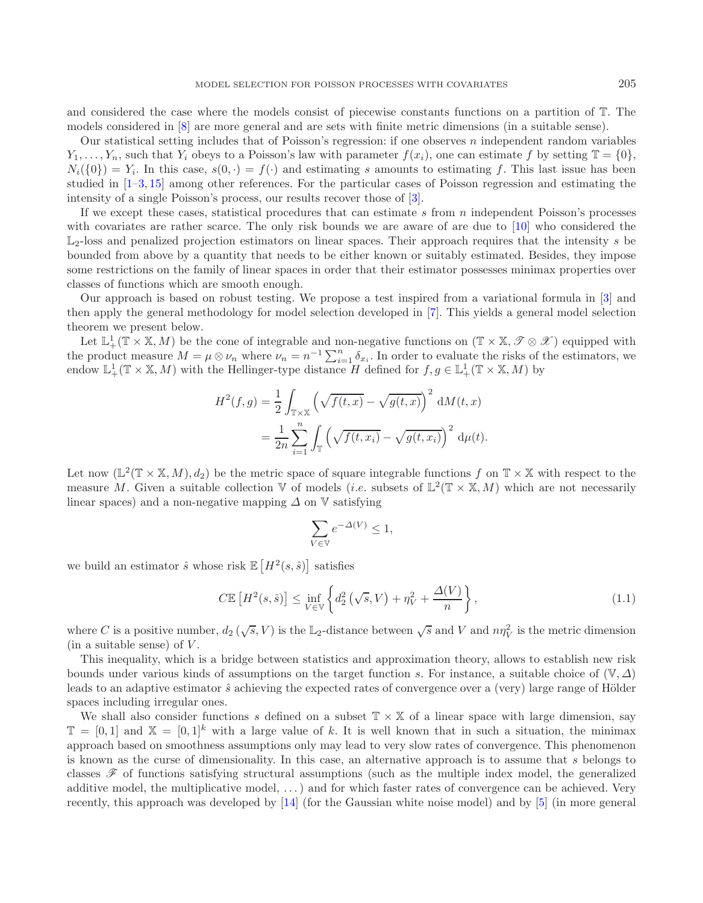and considered the case where the models consist of piecewise constants functions on a partition of $\mathbb{T}$. The models considered in [8] are more general and are sets with finite metric dimensions (in a suitable sense).

Our statistical setting includes that of Poisson's regression: if one observes $n$ independent random variables $Y_1, \ldots, Y_n$, such that $Y_i$ obeys to a Poisson's law with parameter $f(x_i)$, one can estimate $f$ by setting $\mathbb{T} = \{0\}$, $N_i(\{0\}) = Y_i$. In this case, $s(0, \cdot) = f(\cdot)$ and estimating $s$ amounts to estimating $f$. This last issue has been studied in [1–3, 15] among other references. For the particular cases of Poisson regression and estimating the intensity of a single Poisson's process, our results recover those of [3].

If we except these cases, statistical procedures that can estimate $s$ from $n$ independent Poisson's processes with covariates are rather scarce. The only risk bounds we are aware of are due to [10] who considered the $\mathbb{L}_2$-loss and penalized projection estimators on linear spaces. Their approach requires that the intensity $s$ be bounded from above by a quantity that needs to be either known or suitably estimated. Besides, they impose some restrictions on the family of linear spaces in order that their estimator possesses minimax properties over classes of functions which are smooth enough.

Our approach is based on robust testing. We propose a test inspired from a variational formula in [3] and then apply the general methodology for model selection developed in [7]. This yields a general model selection theorem we present below.

Let $\mathbb{L}^1_+(\mathbb{T} \times \mathbb{X}, M)$ be the cone of integrable and non-negative functions on $(\mathbb{T} \times \mathbb{X}, \mathscr{T} \otimes \mathscr{X})$ equipped with the product measure $M = \mu \otimes \nu_n$ where $\nu_n = n^{-1} \sum_{i=1}^n \delta_{x_i}$. In order to evaluate the risks of the estimators, we endow $\mathbb{L}^1_+(\mathbb{T} \times \mathbb{X}, M)$ with the Hellinger-type distance $H$ defined for $f, g \in \mathbb{L}^1_+(\mathbb{T} \times \mathbb{X}, M)$ by

$$
\begin{aligned}
H^2(f, g) &= \frac{1}{2} \int_{\mathbb{T} \times \mathbb{X}} \left( \sqrt{f(t, x)} - \sqrt{g(t, x)} \right)^2 \, \mathrm{d}M(t, x) \\
&= \frac{1}{2n} \sum_{i=1}^n \int_{\mathbb{T}} \left( \sqrt{f(t, x_i)} - \sqrt{g(t, x_i)} \right)^2 \, \mathrm{d}\mu(t).
\end{aligned}
$$

Let now $(\mathbb{L}^2(\mathbb{T} \times \mathbb{X}, M), d_2)$ be the metric space of square integrable functions $f$ on $\mathbb{T} \times \mathbb{X}$ with respect to the measure $M$. Given a suitable collection $\mathbb{V}$ of models (*i.e.* subsets of $\mathbb{L}^2(\mathbb{T} \times \mathbb{X}, M)$ which are not necessarily linear spaces) and a non-negative mapping $\Delta$ on $\mathbb{V}$ satisfying

$$
\sum_{V \in \mathbb{V}} e^{-\Delta(V)} \leq 1,
$$

we build an estimator $\hat{s}$ whose risk $\mathbb{E}\left[H^2(s, \hat{s})\right]$ satisfies

$$
C\mathbb{E}\left[H^2(s, \hat{s})\right] \leq \inf_{V \in \mathbb{V}} \left\{ d_2^2\left(\sqrt{s}, V\right) + \eta_V^2 + \frac{\Delta(V)}{n} \right\}, \tag{1.1}
$$

where $C$ is a positive number, $d_2\left(\sqrt{s}, V\right)$ is the $\mathbb{L}_2$-distance between $\sqrt{s}$ and $V$ and $n\eta_V^2$ is the metric dimension (in a suitable sense) of $V$.

This inequality, which is a bridge between statistics and approximation theory, allows to establish new risk bounds under various kinds of assumptions on the target function $s$. For instance, a suitable choice of $(\mathbb{V}, \Delta)$ leads to an adaptive estimator $\hat{s}$ achieving the expected rates of convergence over a (very) large range of Hölder spaces including irregular ones.

We shall also consider functions $s$ defined on a subset $\mathbb{T} \times \mathbb{X}$ of a linear space with large dimension, say $\mathbb{T} = [0, 1]$ and $\mathbb{X} = [0, 1]^k$ with a large value of $k$. It is well known that in such a situation, the minimax approach based on smoothness assumptions only may lead to very slow rates of convergence. This phenomenon is known as the curse of dimensionality. In this case, an alternative approach is to assume that $s$ belongs to classes $\mathscr{F}$ of functions satisfying structural assumptions (such as the multiple index model, the generalized additive model, the multiplicative model, ...) and for which faster rates of convergence can be achieved. Very recently, this approach was developed by [14] (for the Gaussian white noise model) and by [5] (in more general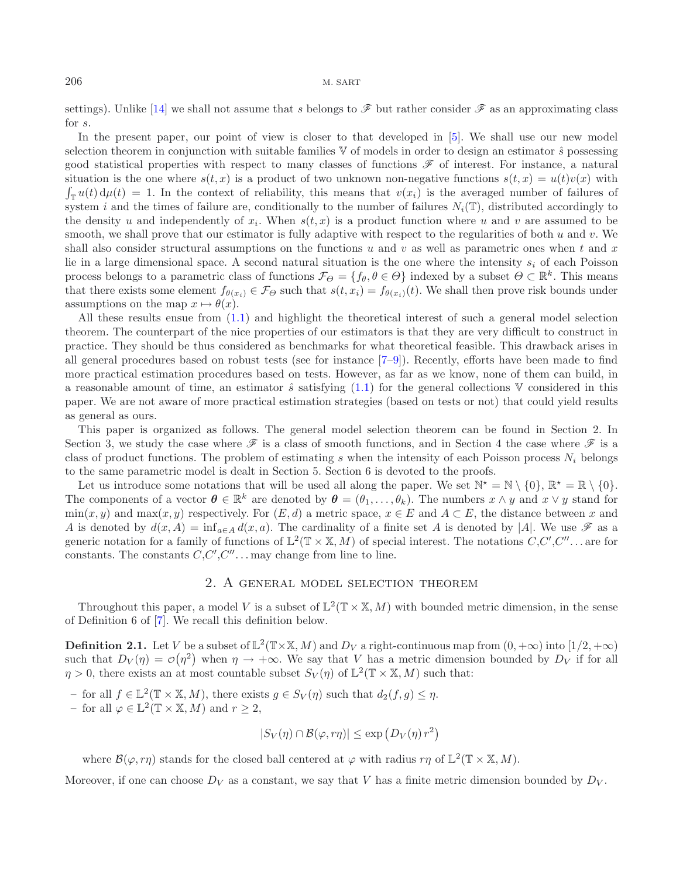settings). Unlike [14] we shall not assume that $s$ belongs to $\mathscr{F}$ but rather consider $\mathscr{F}$ as an approximating class for $s$.

In the present paper, our point of view is closer to that developed in [5]. We shall use our new model selection theorem in conjunction with suitable families $\mathbb{V}$ of models in order to design an estimator $\hat{s}$ possessing good statistical properties with respect to many classes of functions $\mathscr{F}$ of interest. For instance, a natural situation is the one where $s(t,x)$ is a product of two unknown non-negative functions $s(t,x) = u(t)v(x)$ with $\int_{\mathbb{T}} u(t)\,\mathrm{d}\mu(t) = 1$. In the context of reliability, this means that $v(x_i)$ is the averaged number of failures of system $i$ and the times of failure are, conditionally to the number of failures $N_i(\mathbb{T})$, distributed accordingly to the density $u$ and independently of $x_i$. When $s(t,x)$ is a product function where $u$ and $v$ are assumed to be smooth, we shall prove that our estimator is fully adaptive with respect to the regularities of both $u$ and $v$. We shall also consider structural assumptions on the functions $u$ and $v$ as well as parametric ones when $t$ and $x$ lie in a large dimensional space. A second natural situation is the one where the intensity $s_i$ of each Poisson process belongs to a parametric class of functions $\mathcal{F}_\Theta = \{f_\theta, \theta \in \Theta\}$ indexed by a subset $\Theta \subset \mathbb{R}^k$. This means that there exists some element $f_{\theta(x_i)} \in \mathcal{F}_\Theta$ such that $s(t,x_i) = f_{\theta(x_i)}(t)$. We shall then prove risk bounds under assumptions on the map $x \mapsto \theta(x)$.

All these results ensue from (1.1) and highlight the theoretical interest of such a general model selection theorem. The counterpart of the nice properties of our estimators is that they are very difficult to construct in practice. They should be thus considered as benchmarks for what theoretical feasible. This drawback arises in all general procedures based on robust tests (see for instance [7–9]). Recently, efforts have been made to find more practical estimation procedures based on tests. However, as far as we know, none of them can build, in a reasonable amount of time, an estimator $\hat{s}$ satisfying (1.1) for the general collections $\mathbb{V}$ considered in this paper. We are not aware of more practical estimation strategies (based on tests or not) that could yield results as general as ours.

This paper is organized as follows. The general model selection theorem can be found in Section 2. In Section 3, we study the case where $\mathscr{F}$ is a class of smooth functions, and in Section 4 the case where $\mathscr{F}$ is a class of product functions. The problem of estimating $s$ when the intensity of each Poisson process $N_i$ belongs to the same parametric model is dealt in Section 5. Section 6 is devoted to the proofs.

Let us introduce some notations that will be used all along the paper. We set $\mathbb{N}^\star = \mathbb{N} \setminus \{0\}$, $\mathbb{R}^\star = \mathbb{R} \setminus \{0\}$. The components of a vector $\boldsymbol{\theta} \in \mathbb{R}^k$ are denoted by $\boldsymbol{\theta} = (\theta_1, \ldots, \theta_k)$. The numbers $x \wedge y$ and $x \vee y$ stand for $\min(x,y)$ and $\max(x,y)$ respectively. For $(E,d)$ a metric space, $x \in E$ and $A \subset E$, the distance between $x$ and $A$ is denoted by $d(x,A) = \inf_{a \in A} d(x,a)$. The cardinality of a finite set $A$ is denoted by $|A|$. We use $\mathscr{F}$ as a generic notation for a family of functions of $\mathbb{L}^2(\mathbb{T} \times \mathbb{X}, M)$ of special interest. The notations $C, C', C'' \ldots$ are for constants. The constants $C, C', C'' \ldots$ may change from line to line.

## 2. A general model selection theorem

Throughout this paper, a model $V$ is a subset of $\mathbb{L}^2(\mathbb{T} \times \mathbb{X}, M)$ with bounded metric dimension, in the sense of Definition 6 of [7]. We recall this definition below.

**Definition 2.1.** Let $V$ be a subset of $\mathbb{L}^2(\mathbb{T} \times \mathbb{X}, M)$ and $D_V$ a right-continuous map from $(0,+\infty)$ into $[1/2,+\infty)$ such that $D_V(\eta) = o(\eta^2)$ when $\eta \to +\infty$. We say that $V$ has a metric dimension bounded by $D_V$ if for all $\eta > 0$, there exists an at most countable subset $S_V(\eta)$ of $\mathbb{L}^2(\mathbb{T} \times \mathbb{X}, M)$ such that:

- for all $f \in \mathbb{L}^2(\mathbb{T} \times \mathbb{X}, M)$, there exists $g \in S_V(\eta)$ such that $d_2(f,g) \leq \eta$.
- for all $\varphi \in \mathbb{L}^2(\mathbb{T} \times \mathbb{X}, M)$ and $r \geq 2$,

$$|S_V(\eta) \cap \mathcal{B}(\varphi, r\eta)| \leq \exp\left(D_V(\eta)\, r^2\right)$$

where $\mathcal{B}(\varphi, r\eta)$ stands for the closed ball centered at $\varphi$ with radius $r\eta$ of $\mathbb{L}^2(\mathbb{T} \times \mathbb{X}, M)$.

Moreover, if one can choose $D_V$ as a constant, we say that $V$ has a finite metric dimension bounded by $D_V$.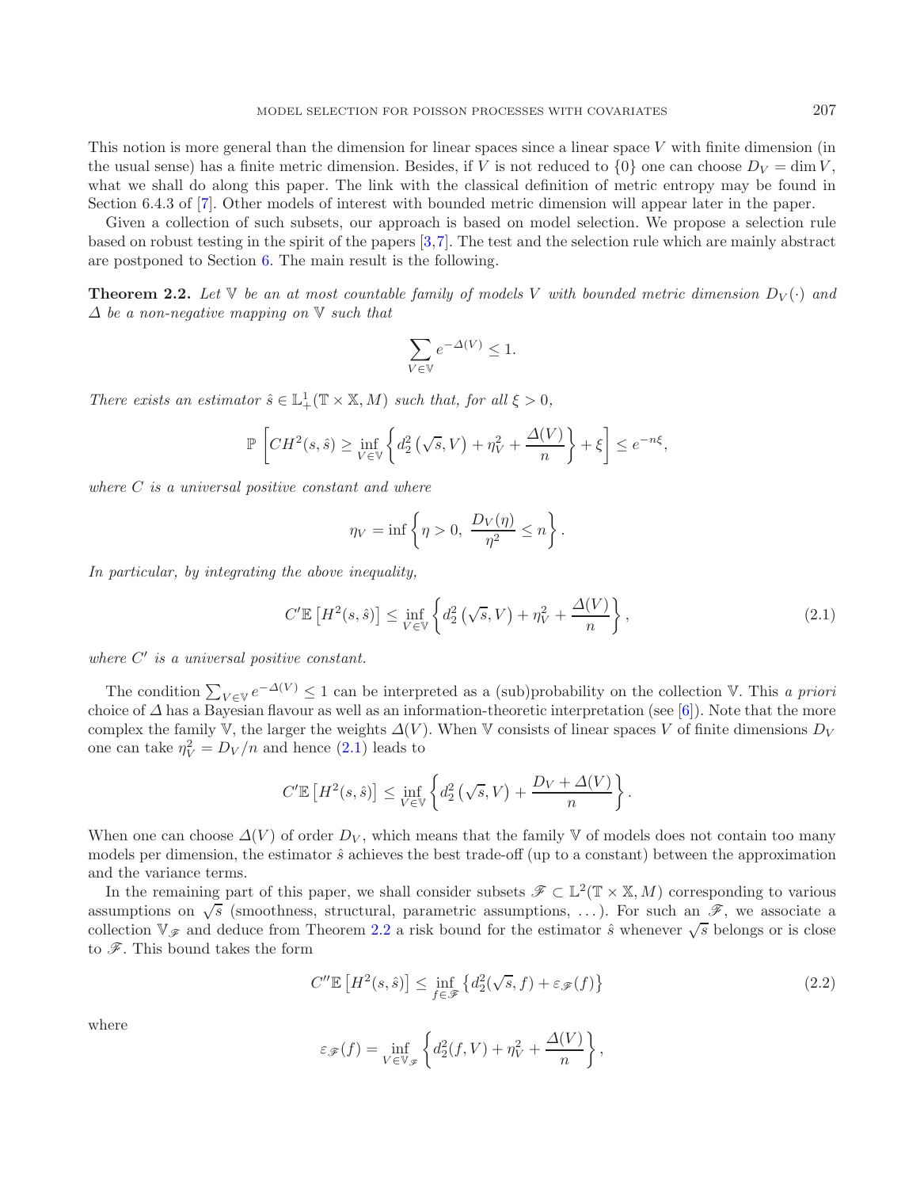This notion is more general than the dimension for linear spaces since a linear space $V$ with finite dimension (in the usual sense) has a finite metric dimension. Besides, if $V$ is not reduced to $\{0\}$ one can choose $D_V = \dim V$, what we shall do along this paper. The link with the classical definition of metric entropy may be found in Section 6.4.3 of [7]. Other models of interest with bounded metric dimension will appear later in the paper.

Given a collection of such subsets, our approach is based on model selection. We propose a selection rule based on robust testing in the spirit of the papers [3,7]. The test and the selection rule which are mainly abstract are postponed to Section 6. The main result is the following.

**Theorem 2.2.** *Let $\mathbb{V}$ be an at most countable family of models $V$ with bounded metric dimension $D_V(\cdot)$ and $\Delta$ be a non-negative mapping on $\mathbb{V}$ such that*

$$\sum_{V\in\mathbb{V}} e^{-\Delta(V)} \leq 1.$$

*There exists an estimator $\hat{s} \in \mathbb{L}^1_+(\mathbb{T}\times\mathbb{X}, M)$ such that, for all $\xi > 0$,*

$$\mathbb{P}\left[CH^2(s,\hat{s}) \geq \inf_{V\in\mathbb{V}}\left\{d_2^2\left(\sqrt{s}, V\right) + \eta_V^2 + \frac{\Delta(V)}{n}\right\} + \xi\right] \leq e^{-n\xi},$$

*where $C$ is a universal positive constant and where*

$$\eta_V = \inf\left\{\eta > 0,\ \frac{D_V(\eta)}{\eta^2} \leq n\right\}.$$

*In particular, by integrating the above inequality,*

$$C'\mathbb{E}\left[H^2(s,\hat{s})\right] \leq \inf_{V\in\mathbb{V}}\left\{d_2^2\left(\sqrt{s}, V\right) + \eta_V^2 + \frac{\Delta(V)}{n}\right\}, \tag{2.1}$$

*where $C'$ is a universal positive constant.*

The condition $\sum_{V\in\mathbb{V}} e^{-\Delta(V)} \leq 1$ can be interpreted as a (sub)probability on the collection $\mathbb{V}$. This *a priori* choice of $\Delta$ has a Bayesian flavour as well as an information-theoretic interpretation (see [6]). Note that the more complex the family $\mathbb{V}$, the larger the weights $\Delta(V)$. When $\mathbb{V}$ consists of linear spaces $V$ of finite dimensions $D_V$ one can take $\eta_V^2 = D_V/n$ and hence (2.1) leads to

$$C'\mathbb{E}\left[H^2(s,\hat{s})\right] \leq \inf_{V\in\mathbb{V}}\left\{d_2^2\left(\sqrt{s}, V\right) + \frac{D_V + \Delta(V)}{n}\right\}.$$

When one can choose $\Delta(V)$ of order $D_V$, which means that the family $\mathbb{V}$ of models does not contain too many models per dimension, the estimator $\hat{s}$ achieves the best trade-off (up to a constant) between the approximation and the variance terms.

In the remaining part of this paper, we shall consider subsets $\mathscr{F} \subset \mathbb{L}^2(\mathbb{T}\times\mathbb{X}, M)$ corresponding to various assumptions on $\sqrt{s}$ (smoothness, structural, parametric assumptions, ...). For such an $\mathscr{F}$, we associate a collection $\mathbb{V}_{\mathscr{F}}$ and deduce from Theorem 2.2 a risk bound for the estimator $\hat{s}$ whenever $\sqrt{s}$ belongs or is close to $\mathscr{F}$. This bound takes the form

$$C''\mathbb{E}\left[H^2(s,\hat{s})\right] \leq \inf_{f\in\mathscr{F}}\left\{d_2^2(\sqrt{s}, f) + \varepsilon_{\mathscr{F}}(f)\right\} \tag{2.2}$$

where

$$\varepsilon_{\mathscr{F}}(f) = \inf_{V\in\mathbb{V}_{\mathscr{F}}}\left\{d_2^2(f, V) + \eta_V^2 + \frac{\Delta(V)}{n}\right\},$$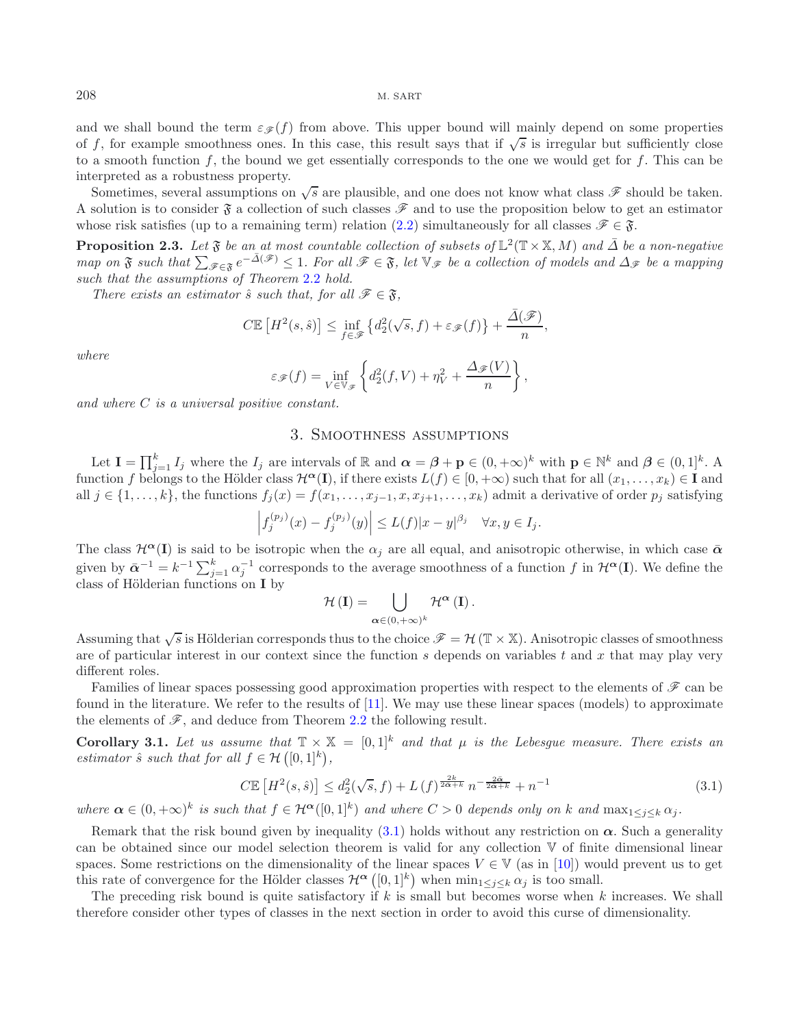and we shall bound the term $\varepsilon_{\mathscr{F}}(f)$ from above. This upper bound will mainly depend on some properties of $f$, for example smoothness ones. In this case, this result says that if $\sqrt{s}$ is irregular but sufficiently close to a smooth function $f$, the bound we get essentially corresponds to the one we would get for $f$. This can be interpreted as a robustness property.

Sometimes, several assumptions on $\sqrt{s}$ are plausible, and one does not know what class $\mathscr{F}$ should be taken. A solution is to consider $\mathfrak{F}$ a collection of such classes $\mathscr{F}$ and to use the proposition below to get an estimator whose risk satisfies (up to a remaining term) relation (2.2) simultaneously for all classes $\mathscr{F} \in \mathfrak{F}$.

**Proposition 2.3.** *Let $\mathfrak{F}$ be an at most countable collection of subsets of $\mathbb{L}^2(\mathbb{T}\times\mathbb{X}, M)$ and $\bar{\Delta}$ be a non-negative map on $\mathfrak{F}$ such that $\sum_{\mathscr{F}\in\mathfrak{F}} e^{-\bar{\Delta}(\mathscr{F})} \leq 1$. For all $\mathscr{F} \in \mathfrak{F}$, let $\mathbb{V}_{\mathscr{F}}$ be a collection of models and $\Delta_{\mathscr{F}}$ be a mapping such that the assumptions of Theorem 2.2 hold.*

*There exists an estimator $\hat{s}$ such that, for all $\mathscr{F} \in \mathfrak{F}$,*

$$C\mathbb{E}\left[H^2(s,\hat{s})\right] \leq \inf_{f\in\mathscr{F}} \left\{ d_2^2(\sqrt{s}, f) + \varepsilon_{\mathscr{F}}(f) \right\} + \frac{\bar{\Delta}(\mathscr{F})}{n},$$

*where*

$$\varepsilon_{\mathscr{F}}(f) = \inf_{V\in\mathbb{V}_{\mathscr{F}}} \left\{ d_2^2(f, V) + \eta_V^2 + \frac{\Delta_{\mathscr{F}}(V)}{n} \right\},$$

*and where $C$ is a universal positive constant.*

## 3. Smoothness assumptions

Let $\mathbf{I} = \prod_{j=1}^k I_j$ where the $I_j$ are intervals of $\mathbb{R}$ and $\boldsymbol{\alpha} = \boldsymbol{\beta} + \mathbf{p} \in (0,+\infty)^k$ with $\mathbf{p} \in \mathbb{N}^k$ and $\boldsymbol{\beta} \in (0,1]^k$. A function $f$ belongs to the Hölder class $\mathcal{H}^{\boldsymbol{\alpha}}(\mathbf{I})$, if there exists $L(f) \in [0,+\infty)$ such that for all $(x_1,\ldots,x_k) \in \mathbf{I}$ and all $j \in \{1,\ldots,k\}$, the functions $f_j(x) = f(x_1,\ldots,x_{j-1},x,x_{j+1},\ldots,x_k)$ admit a derivative of order $p_j$ satisfying

$$\left| f_j^{(p_j)}(x) - f_j^{(p_j)}(y) \right| \leq L(f)|x-y|^{\beta_j} \quad \forall x,y \in I_j.$$

The class $\mathcal{H}^{\boldsymbol{\alpha}}(\mathbf{I})$ is said to be isotropic when the $\alpha_j$ are all equal, and anisotropic otherwise, in which case $\bar{\boldsymbol{\alpha}}$ given by $\bar{\boldsymbol{\alpha}}^{-1} = k^{-1}\sum_{j=1}^k \alpha_j^{-1}$ corresponds to the average smoothness of a function $f$ in $\mathcal{H}^{\boldsymbol{\alpha}}(\mathbf{I})$. We define the class of Hölderian functions on $\mathbf{I}$ by

$$\mathcal{H}(\mathbf{I}) = \bigcup_{\boldsymbol{\alpha}\in(0,+\infty)^k} \mathcal{H}^{\boldsymbol{\alpha}}(\mathbf{I}).$$

Assuming that $\sqrt{s}$ is Hölderian corresponds thus to the choice $\mathscr{F} = \mathcal{H}(\mathbb{T}\times\mathbb{X})$. Anisotropic classes of smoothness are of particular interest in our context since the function $s$ depends on variables $t$ and $x$ that may play very different roles.

Families of linear spaces possessing good approximation properties with respect to the elements of $\mathscr{F}$ can be found in the literature. We refer to the results of [11]. We may use these linear spaces (models) to approximate the elements of $\mathscr{F}$, and deduce from Theorem 2.2 the following result.

**Corollary 3.1.** *Let us assume that $\mathbb{T}\times\mathbb{X} = [0,1]^k$ and that $\mu$ is the Lebesgue measure. There exists an estimator $\hat{s}$ such that for all $f \in \mathcal{H}\left([0,1]^k\right)$,*

$$C\mathbb{E}\left[H^2(s,\hat{s})\right] \leq d_2^2(\sqrt{s}, f) + L(f)^{\frac{2k}{2\bar{\alpha}+k}} n^{-\frac{2\bar{\alpha}}{2\bar{\alpha}+k}} + n^{-1} \tag{3.1}$$

*where $\boldsymbol{\alpha} \in (0,+\infty)^k$ is such that $f \in \mathcal{H}^{\boldsymbol{\alpha}}([0,1]^k)$ and where $C > 0$ depends only on $k$ and $\max_{1\leq j\leq k}\alpha_j$.*

Remark that the risk bound given by inequality (3.1) holds without any restriction on $\boldsymbol{\alpha}$. Such a generality can be obtained since our model selection theorem is valid for any collection $\mathbb{V}$ of finite dimensional linear spaces. Some restrictions on the dimensionality of the linear spaces $V \in \mathbb{V}$ (as in [10]) would prevent us to get this rate of convergence for the Hölder classes $\mathcal{H}^{\boldsymbol{\alpha}}\left([0,1]^k\right)$ when $\min_{1\leq j\leq k}\alpha_j$ is too small.

The preceding risk bound is quite satisfactory if $k$ is small but becomes worse when $k$ increases. We shall therefore consider other types of classes in the next section in order to avoid this curse of dimensionality.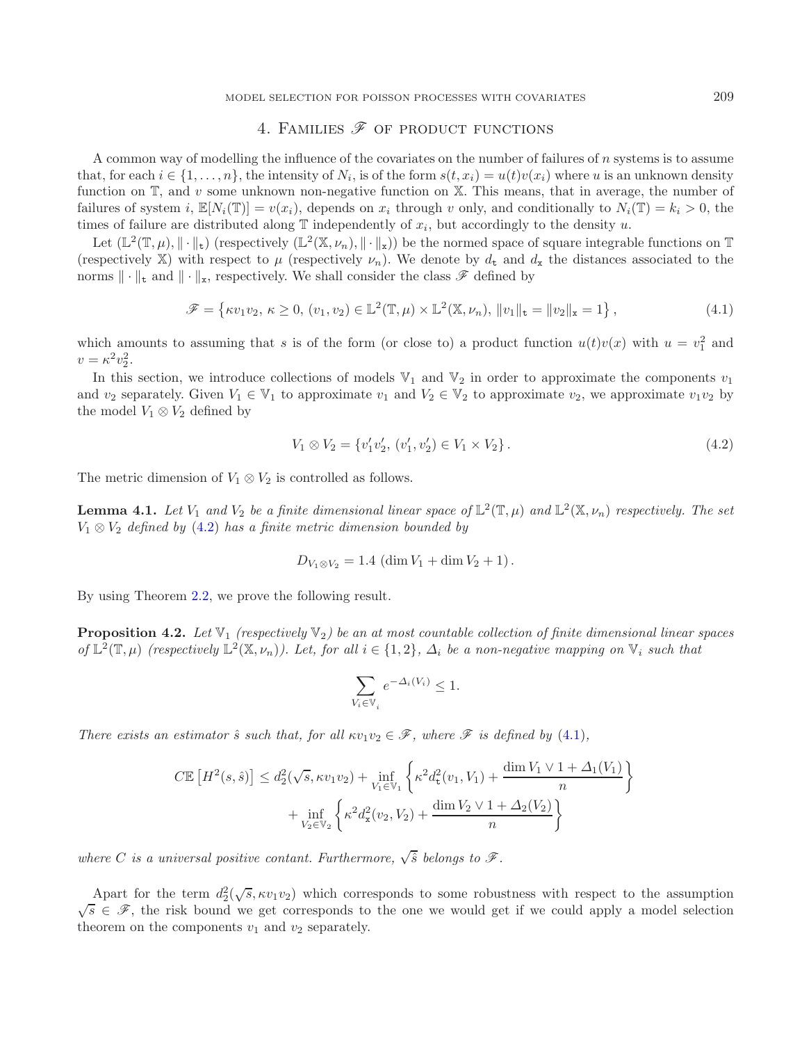## 4. Families $\mathscr{F}$ of product functions

A common way of modelling the influence of the covariates on the number of failures of $n$ systems is to assume that, for each $i \in \{1, \ldots, n\}$, the intensity of $N_i$, is of the form $s(t, x_i) = u(t)v(x_i)$ where $u$ is an unknown density function on $\mathbb{T}$, and $v$ some unknown non-negative function on $\mathbb{X}$. This means, that in average, the number of failures of system $i$, $\mathbb{E}[N_i(\mathbb{T})] = v(x_i)$, depends on $x_i$ through $v$ only, and conditionally to $N_i(\mathbb{T}) = k_i > 0$, the times of failure are distributed along $\mathbb{T}$ independently of $x_i$, but accordingly to the density $u$.

Let $(\mathbb{L}^2(\mathbb{T}, \mu), \|\cdot\|_{\mathtt{t}})$ (respectively $(\mathbb{L}^2(\mathbb{X}, \nu_n), \|\cdot\|_{\mathtt{x}})$) be the normed space of square integrable functions on $\mathbb{T}$ (respectively $\mathbb{X}$) with respect to $\mu$ (respectively $\nu_n$). We denote by $d_{\mathtt{t}}$ and $d_{\mathtt{x}}$ the distances associated to the norms $\|\cdot\|_{\mathtt{t}}$ and $\|\cdot\|_{\mathtt{x}}$, respectively. We shall consider the class $\mathscr{F}$ defined by

$$\mathscr{F} = \left\{ \kappa v_1 v_2,\ \kappa \geq 0,\ (v_1, v_2) \in \mathbb{L}^2(\mathbb{T}, \mu) \times \mathbb{L}^2(\mathbb{X}, \nu_n),\ \|v_1\|_{\mathtt{t}} = \|v_2\|_{\mathtt{x}} = 1 \right\}, \tag{4.1}$$

which amounts to assuming that $s$ is of the form (or close to) a product function $u(t)v(x)$ with $u = v_1^2$ and $v = \kappa^2 v_2^2$.

In this section, we introduce collections of models $\mathbb{V}_1$ and $\mathbb{V}_2$ in order to approximate the components $v_1$ and $v_2$ separately. Given $V_1 \in \mathbb{V}_1$ to approximate $v_1$ and $V_2 \in \mathbb{V}_2$ to approximate $v_2$, we approximate $v_1 v_2$ by the model $V_1 \otimes V_2$ defined by

$$V_1 \otimes V_2 = \left\{ v_1' v_2',\ (v_1', v_2') \in V_1 \times V_2 \right\}. \tag{4.2}$$

The metric dimension of $V_1 \otimes V_2$ is controlled as follows.

**Lemma 4.1.** *Let $V_1$ and $V_2$ be a finite dimensional linear space of $\mathbb{L}^2(\mathbb{T}, \mu)$ and $\mathbb{L}^2(\mathbb{X}, \nu_n)$ respectively. The set $V_1 \otimes V_2$ defined by (4.2) has a finite metric dimension bounded by*

$$D_{V_1 \otimes V_2} = 1.4\ (\dim V_1 + \dim V_2 + 1).$$

By using Theorem 2.2, we prove the following result.

**Proposition 4.2.** *Let $\mathbb{V}_1$ (respectively $\mathbb{V}_2$) be an at most countable collection of finite dimensional linear spaces of $\mathbb{L}^2(\mathbb{T}, \mu)$ (respectively $\mathbb{L}^2(\mathbb{X}, \nu_n)$). Let, for all $i \in \{1, 2\}$, $\Delta_i$ be a non-negative mapping on $\mathbb{V}_i$ such that*

$$\sum_{V_i \in \mathbb{V}_i} e^{-\Delta_i(V_i)} \leq 1.$$

*There exists an estimator $\hat{s}$ such that, for all $\kappa v_1 v_2 \in \mathscr{F}$, where $\mathscr{F}$ is defined by (4.1),*

$$C\mathbb{E}\left[H^2(s, \hat{s})\right] \leq d_2^2(\sqrt{s}, \kappa v_1 v_2) + \inf_{V_1 \in \mathbb{V}_1} \left\{ \kappa^2 d_{\mathtt{t}}^2(v_1, V_1) + \frac{\dim V_1 \vee 1 + \Delta_1(V_1)}{n} \right\}$$
$$+ \inf_{V_2 \in \mathbb{V}_2} \left\{ \kappa^2 d_{\mathtt{x}}^2(v_2, V_2) + \frac{\dim V_2 \vee 1 + \Delta_2(V_2)}{n} \right\}$$

*where $C$ is a universal positive contant. Furthermore, $\sqrt{\hat{s}}$ belongs to $\mathscr{F}$.*

Apart for the term $d_2^2(\sqrt{s}, \kappa v_1 v_2)$ which corresponds to some robustness with respect to the assumption $\sqrt{s} \in \mathscr{F}$, the risk bound we get corresponds to the one we would get if we could apply a model selection theorem on the components $v_1$ and $v_2$ separately.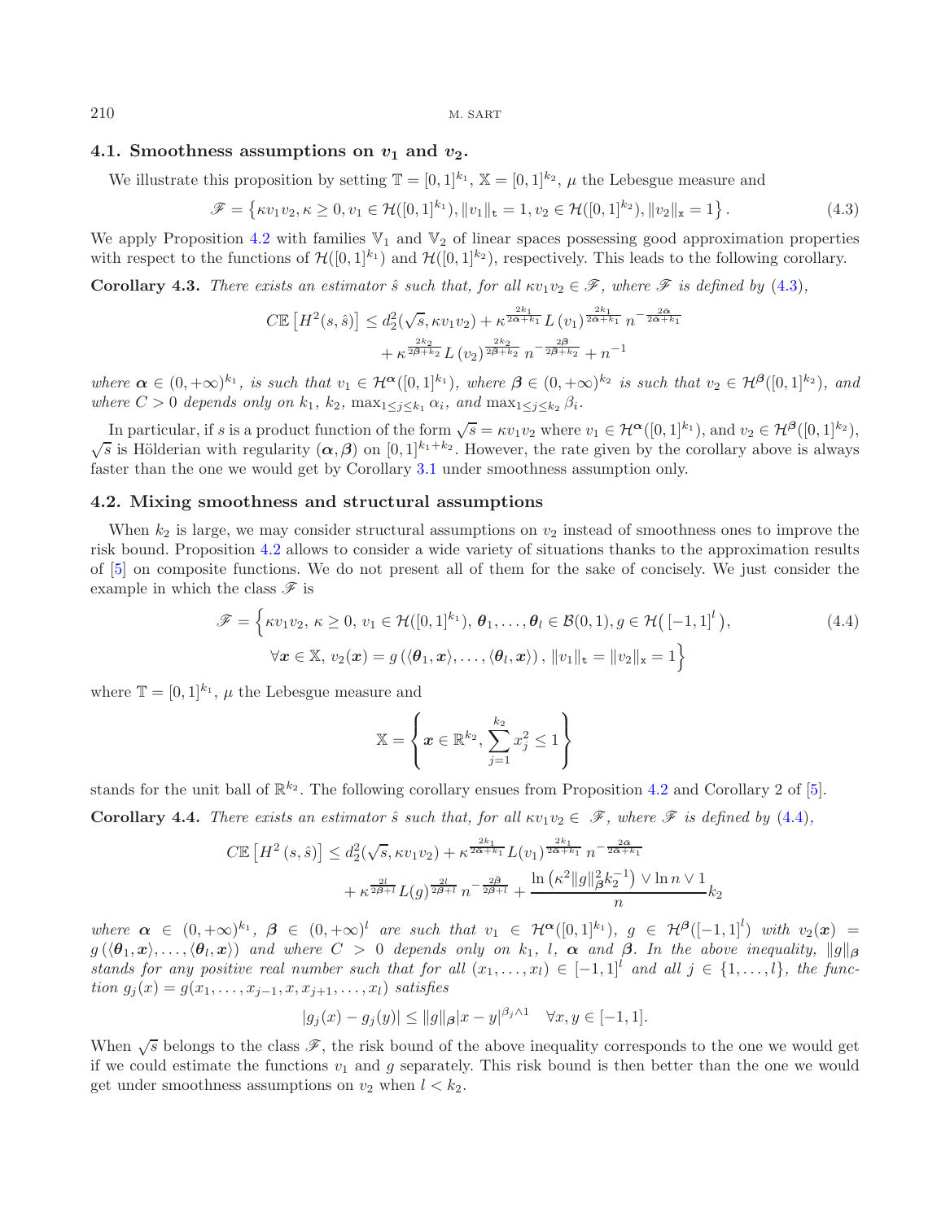### 4.1. Smoothness assumptions on $v_1$ and $v_2$.

We illustrate this proposition by setting $\mathbb{T} = [0,1]^{k_1}$, $\mathbb{X} = [0,1]^{k_2}$, $\mu$ the Lebesgue measure and

$$\mathscr{F} = \left\{\kappa v_1 v_2, \kappa \geq 0, v_1 \in \mathcal{H}([0,1]^{k_1}), \|v_1\|_{\mathtt{t}} = 1, v_2 \in \mathcal{H}([0,1]^{k_2}), \|v_2\|_{\mathtt{x}} = 1\right\}. \tag{4.3}$$

We apply Proposition 4.2 with families $\mathbb{V}_1$ and $\mathbb{V}_2$ of linear spaces possessing good approximation properties with respect to the functions of $\mathcal{H}([0,1]^{k_1})$ and $\mathcal{H}([0,1]^{k_2})$, respectively. This leads to the following corollary.

**Corollary 4.3.** *There exists an estimator $\hat{s}$ such that, for all $\kappa v_1 v_2 \in \mathscr{F}$, where $\mathscr{F}$ is defined by (4.3),*

$$\begin{aligned} C\mathbb{E}\left[H^2(s,\hat{s})\right] \leq d_2^2(\sqrt{s}, \kappa v_1 v_2) &+ \kappa^{\frac{2k_1}{2\bar{\alpha}+k_1}} L\left(v_1\right)^{\frac{2k_1}{2\bar{\alpha}+k_1}} n^{-\frac{2\bar{\alpha}}{2\bar{\alpha}+k_1}} \\ &+ \kappa^{\frac{2k_2}{2\bar{\beta}+k_2}} L\left(v_2\right)^{\frac{2k_2}{2\bar{\beta}+k_2}} n^{-\frac{2\bar{\beta}}{2\bar{\beta}+k_2}} + n^{-1} \end{aligned}$$

*where $\boldsymbol{\alpha} \in (0,+\infty)^{k_1}$, is such that $v_1 \in \mathcal{H}^{\boldsymbol{\alpha}}([0,1]^{k_1})$, where $\boldsymbol{\beta} \in (0,+\infty)^{k_2}$ is such that $v_2 \in \mathcal{H}^{\boldsymbol{\beta}}([0,1]^{k_2})$, and where $C > 0$ depends only on $k_1$, $k_2$, $\max_{1\leq j\leq k_1} \alpha_i$, and $\max_{1\leq j \leq k_2} \beta_i$.*

In particular, if $s$ is a product function of the form $\sqrt{s} = \kappa v_1 v_2$ where $v_1 \in \mathcal{H}^{\boldsymbol{\alpha}}([0,1]^{k_1})$, and $v_2 \in \mathcal{H}^{\boldsymbol{\beta}}([0,1]^{k_2})$, $\sqrt{s}$ is Hölderian with regularity $(\boldsymbol{\alpha},\boldsymbol{\beta})$ on $[0,1]^{k_1+k_2}$. However, the rate given by the corollary above is always faster than the one we would get by Corollary 3.1 under smoothness assumption only.

### 4.2. Mixing smoothness and structural assumptions

When $k_2$ is large, we may consider structural assumptions on $v_2$ instead of smoothness ones to improve the risk bound. Proposition 4.2 allows to consider a wide variety of situations thanks to the approximation results of [5] on composite functions. We do not present all of them for the sake of concisely. We just consider the example in which the class $\mathscr{F}$ is

$$\begin{aligned} \mathscr{F} = \Big\{\kappa v_1 v_2,\, \kappa \geq 0,\, v_1 \in \mathcal{H}([0,1]^{k_1}),\, \boldsymbol{\theta}_1, \ldots, \boldsymbol{\theta}_l \in \mathcal{B}(0,1), g \in \mathcal{H}\big([-1,1]^l\big), \\ \forall \boldsymbol{x} \in \mathbb{X},\, v_2(\boldsymbol{x}) = g\left(\langle \boldsymbol{\theta}_1, \boldsymbol{x}\rangle, \ldots, \langle \boldsymbol{\theta}_l, \boldsymbol{x}\rangle\right),\, \|v_1\|_{\mathtt{t}} = \|v_2\|_{\mathtt{x}} = 1\Big\} \end{aligned} \tag{4.4}$$

where $\mathbb{T} = [0,1]^{k_1}$, $\mu$ the Lebesgue measure and

$$\mathbb{X} = \left\{\boldsymbol{x} \in \mathbb{R}^{k_2}, \sum_{j=1}^{k_2} x_j^2 \leq 1\right\}$$

stands for the unit ball of $\mathbb{R}^{k_2}$. The following corollary ensues from Proposition 4.2 and Corollary 2 of [5].

**Corollary 4.4.** *There exists an estimator $\hat{s}$ such that, for all $\kappa v_1 v_2 \in \mathscr{F}$, where $\mathscr{F}$ is defined by (4.4),*

$$\begin{aligned} C\mathbb{E}\left[H^2(s,\hat{s})\right] &\leq d_2^2(\sqrt{s}, \kappa v_1 v_2) + \kappa^{\frac{2k_1}{2\bar{\alpha}+k_1}} L(v_1)^{\frac{2k_1}{2\bar{\alpha}+k_1}} n^{-\frac{2\bar{\alpha}}{2\bar{\alpha}+k_1}} \\ &\quad + \kappa^{\frac{2l}{2\bar{\beta}+l}} L(g)^{\frac{2l}{2\bar{\beta}+l}} n^{-\frac{2\bar{\beta}}{2\bar{\beta}+l}} + \frac{\ln\left(\kappa^2 \|g\|_{\boldsymbol{\beta}}^2 k_2^{-1}\right) \vee \ln n \vee 1}{n} k_2 \end{aligned}$$

*where $\boldsymbol{\alpha} \in (0,+\infty)^{k_1}$, $\boldsymbol{\beta} \in (0,+\infty)^{l}$ are such that $v_1 \in \mathcal{H}^{\boldsymbol{\alpha}}([0,1]^{k_1})$, $g \in \mathcal{H}^{\boldsymbol{\beta}}([-1,1]^l)$ with $v_2(\boldsymbol{x}) = g\left(\langle \boldsymbol{\theta}_1, \boldsymbol{x}\rangle, \ldots, \langle \boldsymbol{\theta}_l, \boldsymbol{x}\rangle\right)$ and where $C > 0$ depends only on $k_1$, $l$, $\boldsymbol{\alpha}$ and $\boldsymbol{\beta}$. In the above inequality, $\|g\|_{\boldsymbol{\beta}}$ stands for any positive real number such that for all $(x_1, \ldots, x_l) \in [-1,1]^l$ and all $j \in \{1, \ldots, l\}$, the function $g_j(x) = g(x_1, \ldots, x_{j-1}, x, x_{j+1}, \ldots, x_l)$ satisfies*

$$|g_j(x) - g_j(y)| \leq \|g\|_{\boldsymbol{\beta}} |x-y|^{\beta_j \wedge 1} \quad \forall x, y \in [-1,1].$$

When $\sqrt{s}$ belongs to the class $\mathscr{F}$, the risk bound of the above inequality corresponds to the one we would get if we could estimate the functions $v_1$ and $g$ separately. This risk bound is then better than the one we would get under smoothness assumptions on $v_2$ when $l < k_2$.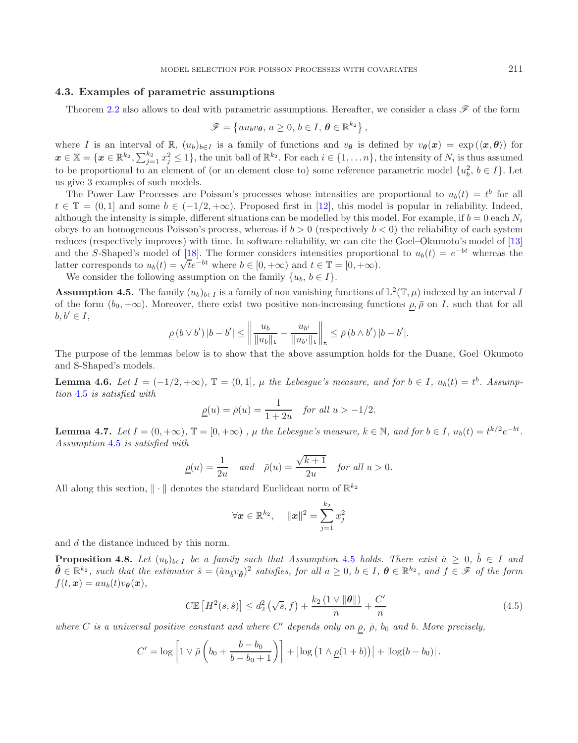### 4.3. Examples of parametric assumptions

Theorem 2.2 also allows to deal with parametric assumptions. Hereafter, we consider a class $\mathscr{F}$ of the form

$$\mathscr{F} = \left\{ a u_b v_{\boldsymbol{\theta}},\ a \geq 0,\ b \in I,\ \boldsymbol{\theta} \in \mathbb{R}^{k_2} \right\},$$

where $I$ is an interval of $\mathbb{R}$, $(u_b)_{b \in I}$ is a family of functions and $v_{\boldsymbol{\theta}}$ is defined by $v_{\boldsymbol{\theta}}(\boldsymbol{x}) = \exp\left(\langle \boldsymbol{x}, \boldsymbol{\theta} \rangle\right)$ for $\boldsymbol{x} \in \mathbb{X} = \{\boldsymbol{x} \in \mathbb{R}^{k_2}, \sum_{j=1}^{k_2} x_j^2 \leq 1\}$, the unit ball of $\mathbb{R}^{k_2}$. For each $i \in \{1, \dots n\}$, the intensity of $N_i$ is thus assumed to be proportional to an element of (or an element close to) some reference parametric model $\{u_b^2,\ b \in I\}$. Let us give 3 examples of such models.

The Power Law Processes are Poisson's processes whose intensities are proportional to $u_b(t) = t^b$ for all $t \in \mathbb{T} = (0, 1]$ and some $b \in (-1/2, +\infty)$. Proposed first in [12], this model is popular in reliability. Indeed, although the intensity is simple, different situations can be modelled by this model. For example, if $b = 0$ each $N_i$ obeys to an homogeneous Poisson's process, whereas if $b > 0$ (respectively $b < 0$) the reliability of each system reduces (respectively improves) with time. In software reliability, we can cite the Goel–Okumoto's model of [13] and the $S$-Shaped's model of [18]. The former considers intensities proportional to $u_b(t) = e^{-bt}$ whereas the latter corresponds to $u_b(t) = \sqrt{t}e^{-bt}$ where $b \in [0, +\infty)$ and $t \in \mathbb{T} = [0, +\infty)$.

We consider the following assumption on the family $\{u_b,\ b \in I\}$.

**Assumption 4.5.** The family $(u_b)_{b \in I}$ is a family of non vanishing functions of $\mathbb{L}^2(\mathbb{T}, \mu)$ indexed by an interval $I$ of the form $(b_0, +\infty)$. Moreover, there exist two positive non-increasing functions $\underline{\rho}, \bar{\rho}$ on $I$, such that for all $b, b' \in I$,

$$\underline{\rho}\left(b \vee b'\right)|b - b'| \leq \left\| \frac{u_b}{\|u_b\|_{\mathfrak{t}}} - \frac{u_{b'}}{\|u_{b'}\|_{\mathfrak{t}}} \right\|_{\mathfrak{t}} \leq \bar{\rho}\left(b \wedge b'\right)|b - b'|.$$

The purpose of the lemmas below is to show that the above assumption holds for the Duane, Goel–Okumoto and S-Shaped's models.

**Lemma 4.6.** *Let $I = (-1/2, +\infty)$, $\mathbb{T} = (0, 1]$, $\mu$ the Lebesgue's measure, and for $b \in I$, $u_b(t) = t^b$. Assumption 4.5 is satisfied with*

$$\underline{\rho}(u) = \bar{\rho}(u) = \frac{1}{1 + 2u} \quad \textit{for all } u > -1/2.$$

**Lemma 4.7.** *Let $I = (0, +\infty)$, $\mathbb{T} = [0, +\infty)$ , $\mu$ the Lebesgue's measure, $k \in \mathbb{N}$, and for $b \in I$, $u_b(t) = t^{k/2}e^{-bt}$. Assumption 4.5 is satisfied with*

$$\underline{\rho}(u) = \frac{1}{2u} \quad \textit{and} \quad \bar{\rho}(u) = \frac{\sqrt{k+1}}{2u} \quad \textit{for all } u > 0.$$

All along this section, $\|\cdot\|$ denotes the standard Euclidean norm of $\mathbb{R}^{k_2}$

$$\forall \boldsymbol{x} \in \mathbb{R}^{k_2}, \quad \|\boldsymbol{x}\|^2 = \sum_{j=1}^{k_2} x_j^2$$

and $d$ the distance induced by this norm.

**Proposition 4.8.** *Let $(u_b)_{b \in I}$ be a family such that Assumption 4.5 holds. There exist $\hat{a} \geq 0$, $\hat{b} \in I$ and $\hat{\boldsymbol{\theta}} \in \mathbb{R}^{k_2}$, such that the estimator $\hat{s} = (\hat{a} u_{\hat{b}} v_{\hat{\boldsymbol{\theta}}})^2$ satisfies, for all $a \geq 0$, $b \in I$, $\boldsymbol{\theta} \in \mathbb{R}^{k_2}$, and $f \in \mathscr{F}$ of the form $f(t, \boldsymbol{x}) = a u_b(t) v_{\boldsymbol{\theta}}(\boldsymbol{x})$,*

$$C\mathbb{E}\left[H^2(s, \hat{s})\right] \leq d_2^2\left(\sqrt{s}, f\right) + \frac{k_2\left(1 \vee \|\boldsymbol{\theta}\|\right)}{n} + \frac{C'}{n} \tag{4.5}$$

*where $C$ is a universal positive constant and where $C'$ depends only on $\underline{\rho}$, $\bar{\rho}$, $b_0$ and $b$. More precisely,*

$$C' = \log\left[1 \vee \bar{\rho}\left(b_0 + \frac{b - b_0}{b - b_0 + 1}\right)\right] + \left|\log\left(1 \wedge \underline{\rho}(1 + b)\right)\right| + \left|\log(b - b_0)\right|.$$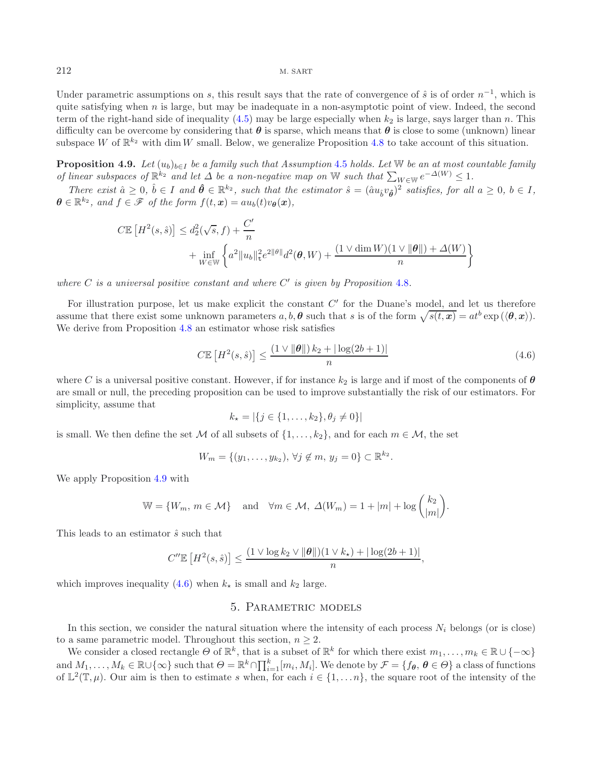Under parametric assumptions on $s$, this result says that the rate of convergence of $\hat{s}$ is of order $n^{-1}$, which is quite satisfying when $n$ is large, but may be inadequate in a non-asymptotic point of view. Indeed, the second term of the right-hand side of inequality (4.5) may be large especially when $k_2$ is large, says larger than $n$. This difficulty can be overcome by considering that $\boldsymbol{\theta}$ is sparse, which means that $\boldsymbol{\theta}$ is close to some (unknown) linear subspace $W$ of $\mathbb{R}^{k_2}$ with $\dim W$ small. Below, we generalize Proposition 4.8 to take account of this situation.

**Proposition 4.9.** *Let $(u_b)_{b \in I}$ be a family such that Assumption 4.5 holds. Let $\mathbb{W}$ be an at most countable family of linear subspaces of $\mathbb{R}^{k_2}$ and let $\Delta$ be a non-negative map on $\mathbb{W}$ such that $\sum_{W \in \mathbb{W}} e^{-\Delta(W)} \leq 1$.*

*There exist $\hat{a} \geq 0$, $\hat{b} \in I$ and $\hat{\boldsymbol{\theta}} \in \mathbb{R}^{k_2}$, such that the estimator $\hat{s} = (\hat{a} u_{\hat{b}} v_{\hat{\boldsymbol{\theta}}})^2$ satisfies, for all $a \geq 0$, $b \in I$, $\boldsymbol{\theta} \in \mathbb{R}^{k_2}$, and $f \in \mathscr{F}$ of the form $f(t, \boldsymbol{x}) = a u_b(t) v_{\boldsymbol{\theta}}(\boldsymbol{x})$,*

$$
\begin{aligned}
C \mathbb{E}\left[H^2(s, \hat{s})\right] \leq\; & d_2^2(\sqrt{s}, f) + \frac{C'}{n} \\
& + \inf_{W \in \mathbb{W}} \left\{ a^2 \|u_b\|_{\mathfrak{t}}^2 e^{2\|\theta\|} d^2(\boldsymbol{\theta}, W) + \frac{(1 \vee \dim W)(1 \vee \|\boldsymbol{\theta}\|) + \Delta(W)}{n} \right\}
\end{aligned}
$$

*where $C$ is a universal positive constant and where $C'$ is given by Proposition 4.8.*

For illustration purpose, let us make explicit the constant $C'$ for the Duane's model, and let us therefore assume that there exist some unknown parameters $a, b, \boldsymbol{\theta}$ such that $s$ is of the form $\sqrt{s(t, \boldsymbol{x})} = a t^b \exp\left(\langle \boldsymbol{\theta}, \boldsymbol{x} \rangle\right)$. We derive from Proposition 4.8 an estimator whose risk satisfies

$$
C \mathbb{E}\left[H^2(s, \hat{s})\right] \leq \frac{(1 \vee \|\boldsymbol{\theta}\|)\, k_2 + |\log(2b+1)|}{n} \tag{4.6}
$$

where $C$ is a universal positive constant. However, if for instance $k_2$ is large and if most of the components of $\boldsymbol{\theta}$ are small or null, the preceding proposition can be used to improve substantially the risk of our estimators. For simplicity, assume that

$$
k_\star = |\{j \in \{1, \ldots, k_2\}, \theta_j \neq 0\}|
$$

is small. We then define the set $\mathcal{M}$ of all subsets of $\{1, \ldots, k_2\}$, and for each $m \in \mathcal{M}$, the set

$$
W_m = \{(y_1, \ldots, y_{k_2}),\ \forall j \notin m,\ y_j = 0\} \subset \mathbb{R}^{k_2}.
$$

We apply Proposition 4.9 with

$$
\mathbb{W} = \{W_m,\ m \in \mathcal{M}\} \quad \text{and} \quad \forall m \in \mathcal{M},\ \Delta(W_m) = 1 + |m| + \log \binom{k_2}{|m|}.
$$

This leads to an estimator $\hat{s}$ such that

$$
C'' \mathbb{E}\left[H^2(s, \hat{s})\right] \leq \frac{(1 \vee \log k_2 \vee \|\boldsymbol{\theta}\|)(1 \vee k_\star) + |\log(2b+1)|}{n},
$$

which improves inequality (4.6) when $k_\star$ is small and $k_2$ large.

## 5. Parametric models

In this section, we consider the natural situation where the intensity of each process $N_i$ belongs (or is close) to a same parametric model. Throughout this section, $n \geq 2$.

We consider a closed rectangle $\Theta$ of $\mathbb{R}^k$, that is a subset of $\mathbb{R}^k$ for which there exist $m_1, \ldots, m_k \in \mathbb{R} \cup \{-\infty\}$ and $M_1, \ldots, M_k \in \mathbb{R} \cup \{\infty\}$ such that $\Theta = \mathbb{R}^k \cap \prod_{i=1}^k [m_i, M_i]$. We denote by $\mathcal{F} = \{f_{\boldsymbol{\theta}},\ \boldsymbol{\theta} \in \Theta\}$ a class of functions of $\mathbb{L}^2(\mathbb{T}, \mu)$. Our aim is then to estimate $s$ when, for each $i \in \{1, \ldots n\}$, the square root of the intensity of the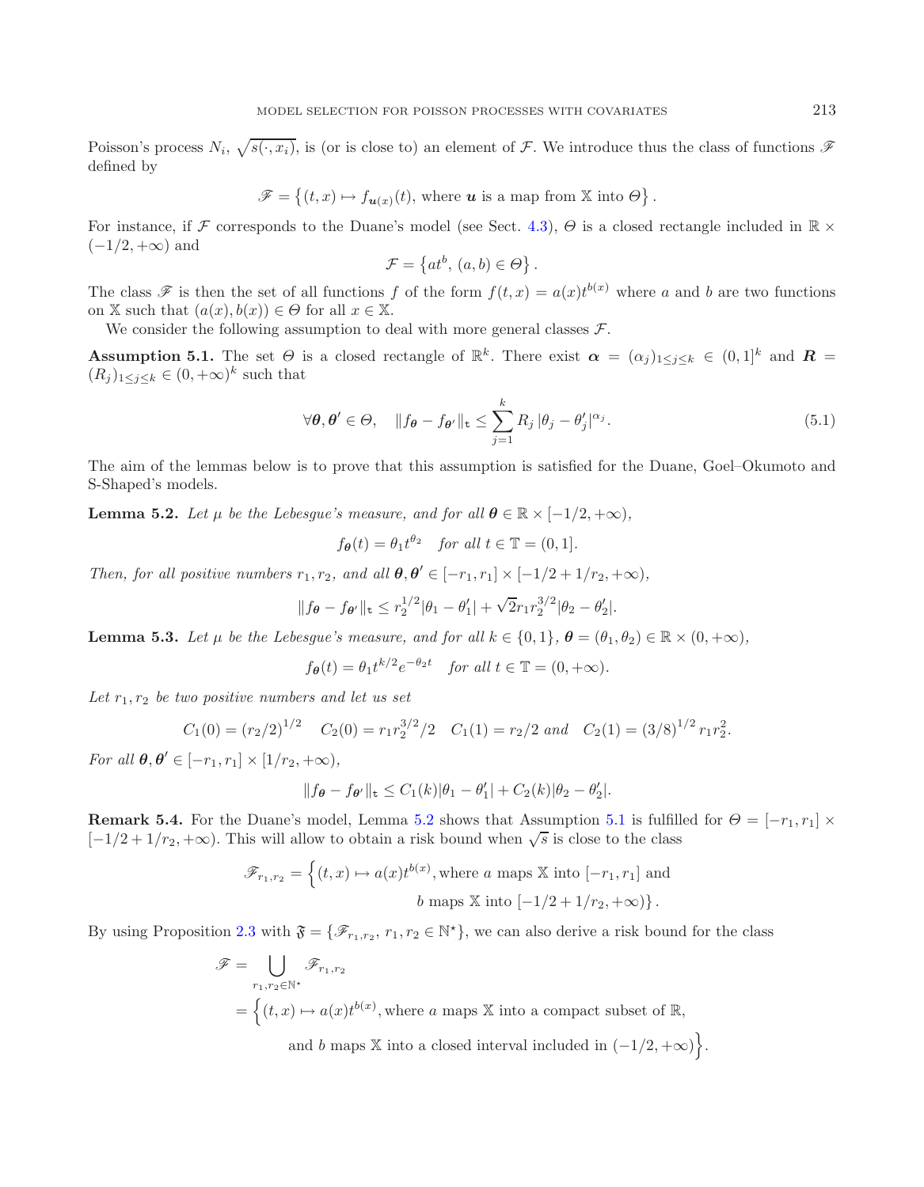Poisson's process $N_i$, $\sqrt{s(\cdot, x_i)}$, is (or is close to) an element of $\mathcal{F}$. We introduce thus the class of functions $\mathscr{F}$ defined by

$$\mathscr{F} = \left\{(t,x) \mapsto f_{\boldsymbol{u}(x)}(t), \text{ where } \boldsymbol{u} \text{ is a map from } \mathbb{X} \text{ into } \Theta\right\}.$$

For instance, if $\mathcal{F}$ corresponds to the Duane's model (see Sect. 4.3), $\Theta$ is a closed rectangle included in $\mathbb{R} \times (-1/2, +\infty)$ and

$$\mathcal{F} = \left\{at^b, \, (a,b) \in \Theta\right\}.$$

The class $\mathscr{F}$ is then the set of all functions $f$ of the form $f(t,x) = a(x)t^{b(x)}$ where $a$ and $b$ are two functions on $\mathbb{X}$ such that $(a(x), b(x)) \in \Theta$ for all $x \in \mathbb{X}$.

We consider the following assumption to deal with more general classes $\mathcal{F}$.

**Assumption 5.1.** The set $\Theta$ is a closed rectangle of $\mathbb{R}^k$. There exist $\boldsymbol{\alpha} = (\alpha_j)_{1 \leq j \leq k} \in (0,1]^k$ and $\boldsymbol{R} = (R_j)_{1 \leq j \leq k} \in (0, +\infty)^k$ such that

$$\forall \boldsymbol{\theta}, \boldsymbol{\theta}' \in \Theta, \quad \|f_{\boldsymbol{\theta}} - f_{\boldsymbol{\theta}'}\|_{\mathfrak{t}} \leq \sum_{j=1}^k R_j \left|\theta_j - \theta'_j\right|^{\alpha_j}. \tag{5.1}$$

The aim of the lemmas below is to prove that this assumption is satisfied for the Duane, Goel–Okumoto and S-Shaped's models.

**Lemma 5.2.** *Let $\mu$ be the Lebesgue's measure, and for all $\boldsymbol{\theta} \in \mathbb{R} \times [-1/2, +\infty)$,*

$$f_{\boldsymbol{\theta}}(t) = \theta_1 t^{\theta_2} \quad \textit{for all } t \in \mathbb{T} = (0,1].$$

*Then, for all positive numbers $r_1, r_2$, and all $\boldsymbol{\theta}, \boldsymbol{\theta}' \in [-r_1, r_1] \times [-1/2 + 1/r_2, +\infty)$,*

$$\|f_{\boldsymbol{\theta}} - f_{\boldsymbol{\theta}'}\|_{\mathfrak{t}} \leq r_2^{1/2}|\theta_1 - \theta'_1| + \sqrt{2} r_1 r_2^{3/2} |\theta_2 - \theta'_2|.$$

**Lemma 5.3.** *Let $\mu$ be the Lebesgue's measure, and for all $k \in \{0,1\}$, $\boldsymbol{\theta} = (\theta_1, \theta_2) \in \mathbb{R} \times (0, +\infty)$,*

$$f_{\boldsymbol{\theta}}(t) = \theta_1 t^{k/2} e^{-\theta_2 t} \quad \textit{for all } t \in \mathbb{T} = (0, +\infty).$$

*Let $r_1, r_2$ be two positive numbers and let us set*

$$C_1(0) = (r_2/2)^{1/2} \quad C_2(0) = r_1 r_2^{3/2}/2 \quad C_1(1) = r_2/2 \textit{ and } \quad C_2(1) = (3/8)^{1/2} r_1 r_2^2.$$

*For all $\boldsymbol{\theta}, \boldsymbol{\theta}' \in [-r_1, r_1] \times [1/r_2, +\infty)$,*

$$\|f_{\boldsymbol{\theta}} - f_{\boldsymbol{\theta}'}\|_{\mathfrak{t}} \leq C_1(k)|\theta_1 - \theta'_1| + C_2(k)|\theta_2 - \theta'_2|.$$

**Remark 5.4.** For the Duane's model, Lemma 5.2 shows that Assumption 5.1 is fulfilled for $\Theta = [-r_1, r_1] \times [-1/2 + 1/r_2, +\infty)$. This will allow to obtain a risk bound when $\sqrt{s}$ is close to the class

$$\mathscr{F}_{r_1, r_2} = \Big\{(t,x) \mapsto a(x)t^{b(x)}, \text{where } a \text{ maps } \mathbb{X} \text{ into } [-r_1, r_1] \text{ and } b \text{ maps } \mathbb{X} \text{ into } [-1/2 + 1/r_2, +\infty)\Big\}.$$

By using Proposition 2.3 with $\mathfrak{F} = \{\mathscr{F}_{r_1, r_2}, \, r_1, r_2 \in \mathbb{N}^\star\}$, we can also derive a risk bound for the class

$$\begin{aligned}
\mathscr{F} &= \bigcup_{r_1, r_2 \in \mathbb{N}^\star} \mathscr{F}_{r_1, r_2} \\
&= \Big\{(t,x) \mapsto a(x)t^{b(x)}, \text{where } a \text{ maps } \mathbb{X} \text{ into a compact subset of } \mathbb{R}, \\
&\qquad \text{and } b \text{ maps } \mathbb{X} \text{ into a closed interval included in } (-1/2, +\infty)\Big\}.
\end{aligned}$$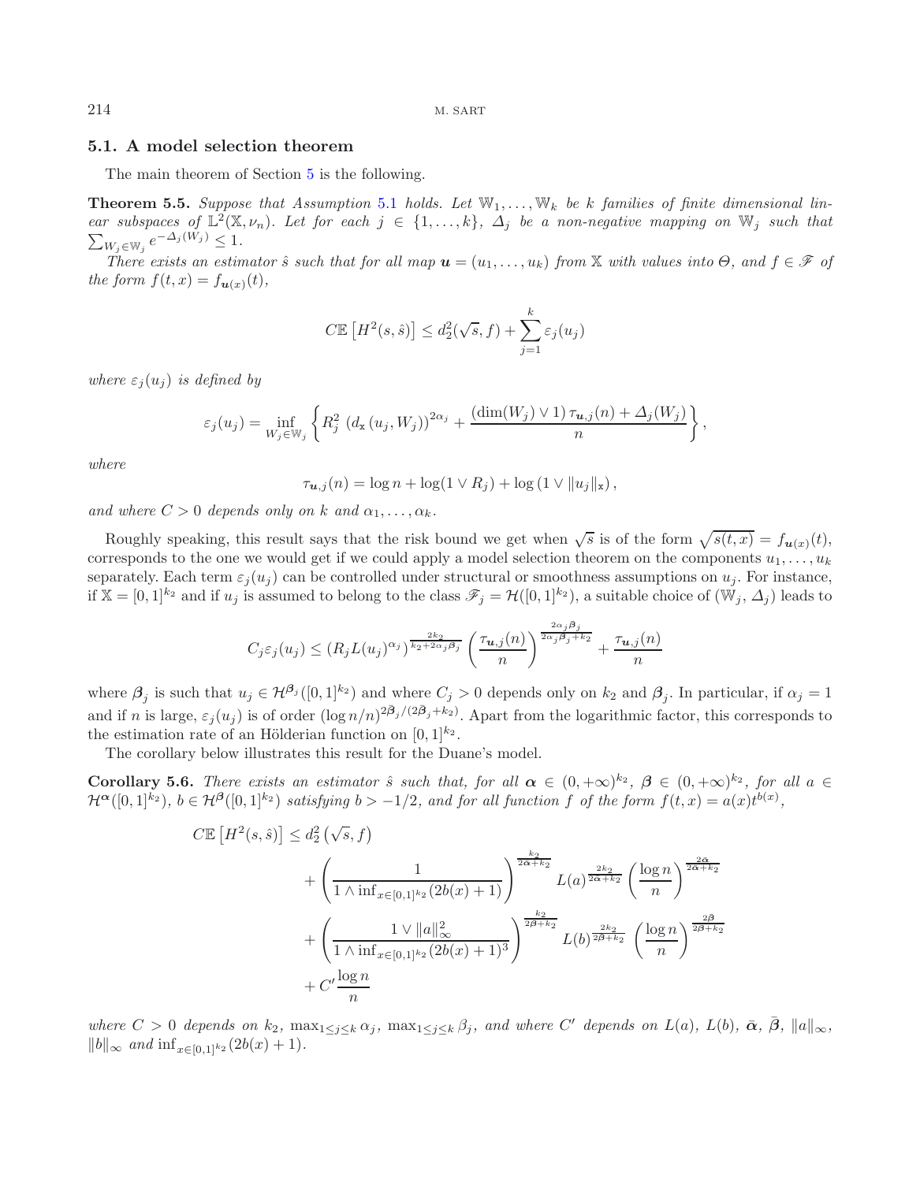### 5.1. A model selection theorem

The main theorem of Section 5 is the following.

**Theorem 5.5.** *Suppose that Assumption 5.1 holds. Let $\mathbb{W}_1, \dots, \mathbb{W}_k$ be $k$ families of finite dimensional linear subspaces of $\mathbb{L}^2(\mathbb{X}, \nu_n)$. Let for each $j \in \{1, \dots, k\}$, $\Delta_j$ be a non-negative mapping on $\mathbb{W}_j$ such that $\sum_{W_j \in \mathbb{W}_j} e^{-\Delta_j(W_j)} \leq 1$.*

*There exists an estimator $\hat{s}$ such that for all map $\boldsymbol{u} = (u_1, \dots, u_k)$ from $\mathbb{X}$ with values into $\Theta$, and $f \in \mathscr{F}$ of the form $f(t,x) = f_{\boldsymbol{u}(x)}(t)$,*

$$C\mathbb{E}\left[H^2(s, \hat{s})\right] \leq d_2^2(\sqrt{s}, f) + \sum_{j=1}^k \varepsilon_j(u_j)$$

*where $\varepsilon_j(u_j)$ is defined by*

$$\varepsilon_j(u_j) = \inf_{W_j \in \mathbb{W}_j} \left\{ R_j^2 \, \left(d_{\mathtt{x}}\left(u_j, W_j\right)\right)^{2\alpha_j} + \frac{(\dim(W_j) \vee 1) \, \tau_{\boldsymbol{u},j}(n) + \Delta_j(W_j)}{n} \right\},$$

*where*

$$\tau_{\boldsymbol{u},j}(n) = \log n + \log(1 \vee R_j) + \log\left(1 \vee \|u_j\|_{\mathtt{x}}\right),$$

*and where $C > 0$ depends only on $k$ and $\alpha_1, \dots, \alpha_k$.*

Roughly speaking, this result says that the risk bound we get when $\sqrt{s}$ is of the form $\sqrt{s(t,x)} = f_{\boldsymbol{u}(x)}(t)$, corresponds to the one we would get if we could apply a model selection theorem on the components $u_1, \dots, u_k$ separately. Each term $\varepsilon_j(u_j)$ can be controlled under structural or smoothness assumptions on $u_j$. For instance, if $\mathbb{X} = [0,1]^{k_2}$ and if $u_j$ is assumed to belong to the class $\mathscr{F}_j = \mathcal{H}([0,1]^{k_2})$, a suitable choice of $(\mathbb{W}_j, \Delta_j)$ leads to

$$C_j \varepsilon_j(u_j) \leq \left(R_j L(u_j)^{\alpha_j}\right)^{\frac{2k_2}{k_2 + 2\alpha_j \bar{\boldsymbol{\beta}}_j}} \left(\frac{\tau_{\boldsymbol{u},j}(n)}{n}\right)^{\frac{2\alpha_j \bar{\boldsymbol{\beta}}_j}{2\alpha_j \bar{\boldsymbol{\beta}}_j + k_2}} + \frac{\tau_{\boldsymbol{u},j}(n)}{n}$$

where $\boldsymbol{\beta}_j$ is such that $u_j \in \mathcal{H}^{\boldsymbol{\beta}_j}([0,1]^{k_2})$ and where $C_j > 0$ depends only on $k_2$ and $\boldsymbol{\beta}_j$. In particular, if $\alpha_j = 1$ and if $n$ is large, $\varepsilon_j(u_j)$ is of order $(\log n/n)^{2\bar{\boldsymbol{\beta}}_j/(2\bar{\boldsymbol{\beta}}_j + k_2)}$. Apart from the logarithmic factor, this corresponds to the estimation rate of an Hölderian function on $[0,1]^{k_2}$.

The corollary below illustrates this result for the Duane's model.

**Corollary 5.6.** *There exists an estimator $\hat{s}$ such that, for all $\boldsymbol{\alpha} \in (0, +\infty)^{k_2}$, $\boldsymbol{\beta} \in (0, +\infty)^{k_2}$, for all $a \in \mathcal{H}^{\boldsymbol{\alpha}}([0,1]^{k_2})$, $b \in \mathcal{H}^{\boldsymbol{\beta}}([0,1]^{k_2})$ satisfying $b > -1/2$, and for all function $f$ of the form $f(t,x) = a(x) t^{b(x)}$,*

$$\begin{aligned}
C\mathbb{E}\left[H^2(s, \hat{s})\right] \leq\ & d_2^2\left(\sqrt{s}, f\right) \\
& + \left(\frac{1}{1 \wedge \inf_{x \in [0,1]^{k_2}} (2b(x) + 1)}\right)^{\frac{k_2}{2\bar{\boldsymbol{\alpha}} + k_2}} L(a)^{\frac{2k_2}{2\bar{\boldsymbol{\alpha}} + k_2}} \left(\frac{\log n}{n}\right)^{\frac{2\bar{\boldsymbol{\alpha}}}{2\bar{\boldsymbol{\alpha}} + k_2}} \\
& + \left(\frac{1 \vee \|a\|_\infty^2}{1 \wedge \inf_{x \in [0,1]^{k_2}} (2b(x) + 1)^3}\right)^{\frac{k_2}{2\bar{\boldsymbol{\beta}} + k_2}} L(b)^{\frac{2k_2}{2\bar{\boldsymbol{\beta}} + k_2}} \left(\frac{\log n}{n}\right)^{\frac{2\bar{\boldsymbol{\beta}}}{2\bar{\boldsymbol{\beta}} + k_2}} \\
& + C' \frac{\log n}{n}
\end{aligned}$$

*where $C > 0$ depends on $k_2$, $\max_{1 \leq j \leq k} \alpha_j$, $\max_{1 \leq j \leq k} \beta_j$, and where $C'$ depends on $L(a)$, $L(b)$, $\bar{\boldsymbol{\alpha}}$, $\bar{\boldsymbol{\beta}}$, $\|a\|_\infty$, $\|b\|_\infty$ and $\inf_{x \in [0,1]^{k_2}} (2b(x) + 1)$.*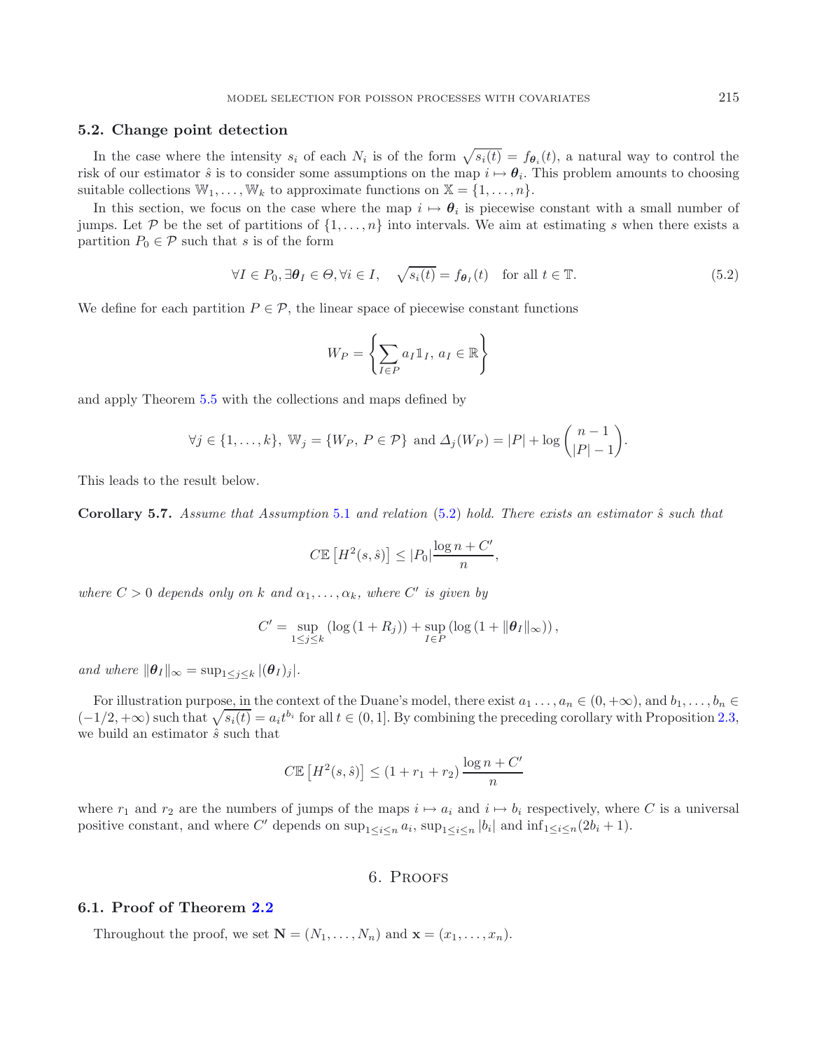### 5.2. Change point detection

In the case where the intensity $s_i$ of each $N_i$ is of the form $\sqrt{s_i(t)} = f_{\boldsymbol{\theta}_i}(t)$, a natural way to control the risk of our estimator $\hat{s}$ is to consider some assumptions on the map $i \mapsto \boldsymbol{\theta}_i$. This problem amounts to choosing suitable collections $\mathbb{W}_1, \ldots, \mathbb{W}_k$ to approximate functions on $\mathbb{X} = \{1, \ldots, n\}$.

In this section, we focus on the case where the map $i \mapsto \boldsymbol{\theta}_i$ is piecewise constant with a small number of jumps. Let $\mathcal{P}$ be the set of partitions of $\{1, \ldots, n\}$ into intervals. We aim at estimating $s$ when there exists a partition $P_0 \in \mathcal{P}$ such that $s$ is of the form

$$\forall I \in P_0, \exists \boldsymbol{\theta}_I \in \Theta, \forall i \in I, \quad \sqrt{s_i(t)} = f_{\boldsymbol{\theta}_I}(t) \quad \text{for all } t \in \mathbb{T}. \tag{5.2}$$

We define for each partition $P \in \mathcal{P}$, the linear space of piecewise constant functions

$$W_P = \left\{ \sum_{I \in P} a_I \mathbb{1}_I, \, a_I \in \mathbb{R} \right\}$$

and apply Theorem 5.5 with the collections and maps defined by

$$\forall j \in \{1, \ldots, k\}, \; \mathbb{W}_j = \{W_P, \, P \in \mathcal{P}\} \text{ and } \varDelta_j(W_P) = |P| + \log \binom{n-1}{|P|-1}.$$

This leads to the result below.

**Corollary 5.7.** *Assume that Assumption 5.1 and relation (5.2) hold. There exists an estimator $\hat{s}$ such that*

$$C\mathbb{E}\left[H^2(s, \hat{s})\right] \leq |P_0| \frac{\log n + C'}{n},$$

*where $C > 0$ depends only on $k$ and $\alpha_1, \ldots, \alpha_k$, where $C'$ is given by*

$$C' = \sup_{1 \leq j \leq k} \left(\log\left(1 + R_j\right)\right) + \sup_{I \in P} \left(\log\left(1 + \|\boldsymbol{\theta}_I\|_\infty\right)\right),$$

*and where $\|\boldsymbol{\theta}_I\|_\infty = \sup_{1 \leq j \leq k} |(\boldsymbol{\theta}_I)_j|$.*

For illustration purpose, in the context of the Duane's model, there exist $a_1 \ldots, a_n \in (0, +\infty)$, and $b_1, \ldots, b_n \in (-1/2, +\infty)$ such that $\sqrt{s_i(t)} = a_i t^{b_i}$ for all $t \in (0, 1]$. By combining the preceding corollary with Proposition 2.3, we build an estimator $\hat{s}$ such that

$$C\mathbb{E}\left[H^2(s, \hat{s})\right] \leq (1 + r_1 + r_2) \frac{\log n + C'}{n}$$

where $r_1$ and $r_2$ are the numbers of jumps of the maps $i \mapsto a_i$ and $i \mapsto b_i$ respectively, where $C$ is a universal positive constant, and where $C'$ depends on $\sup_{1 \leq i \leq n} a_i$, $\sup_{1 \leq i \leq n} |b_i|$ and $\inf_{1 \leq i \leq n}(2b_i + 1)$.

## 6. Proofs

### 6.1. Proof of Theorem 2.2

Throughout the proof, we set $\mathbf{N} = (N_1, \ldots, N_n)$ and $\mathbf{x} = (x_1, \ldots, x_n)$.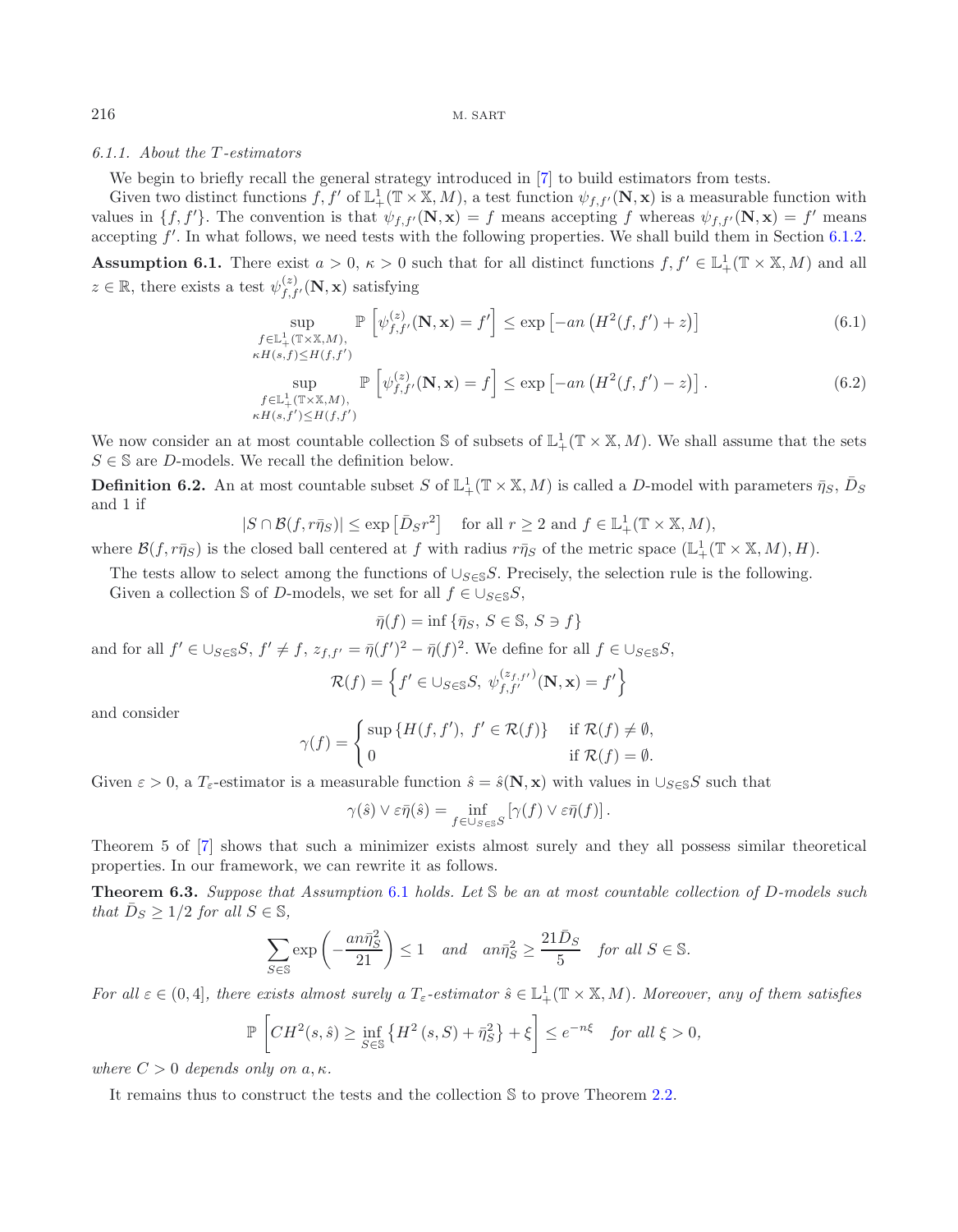#### 6.1.1. *About the $T$-estimators*

We begin to briefly recall the general strategy introduced in [7] to build estimators from tests.

Given two distinct functions $f, f'$ of $\mathbb{L}^1_+(\mathbb{T} \times \mathbb{X}, M)$, a test function $\psi_{f,f'}(\mathbf{N}, \mathbf{x})$ is a measurable function with values in $\{f, f'\}$. The convention is that $\psi_{f,f'}(\mathbf{N}, \mathbf{x}) = f$ means accepting $f$ whereas $\psi_{f,f'}(\mathbf{N}, \mathbf{x}) = f'$ means accepting $f'$. In what follows, we need tests with the following properties. We shall build them in Section 6.1.2.

**Assumption 6.1.** There exist $a > 0$, $\kappa > 0$ such that for all distinct functions $f, f' \in \mathbb{L}^1_+(\mathbb{T} \times \mathbb{X}, M)$ and all $z \in \mathbb{R}$, there exists a test $\psi^{(z)}_{f,f'}(\mathbf{N}, \mathbf{x})$ satisfying

$$\sup_{\substack{f \in \mathbb{L}^1_+(\mathbb{T}\times\mathbb{X}, M), \\ \kappa H(s,f) \leq H(f,f')}} \mathbb{P}\left[\psi^{(z)}_{f,f'}(\mathbf{N}, \mathbf{x}) = f'\right] \leq \exp\left[-an\left(H^2(f,f') + z\right)\right] \tag{6.1}$$

$$\sup_{\substack{f \in \mathbb{L}^1_+(\mathbb{T}\times\mathbb{X}, M), \\ \kappa H(s,f') \leq H(f,f')}} \mathbb{P}\left[\psi^{(z)}_{f,f'}(\mathbf{N}, \mathbf{x}) = f\right] \leq \exp\left[-an\left(H^2(f,f') - z\right)\right]. \tag{6.2}$$

We now consider an at most countable collection $\mathbb{S}$ of subsets of $\mathbb{L}^1_+(\mathbb{T} \times \mathbb{X}, M)$. We shall assume that the sets $S \in \mathbb{S}$ are $D$-models. We recall the definition below.

**Definition 6.2.** An at most countable subset $S$ of $\mathbb{L}^1_+(\mathbb{T} \times \mathbb{X}, M)$ is called a $D$-model with parameters $\bar{\eta}_S$, $\bar{D}_S$ and 1 if

$$|S \cap \mathcal{B}(f, r\bar{\eta}_S)| \leq \exp\left[\bar{D}_S r^2\right] \quad \text{for all } r \geq 2 \text{ and } f \in \mathbb{L}^1_+(\mathbb{T} \times \mathbb{X}, M),$$

where $\mathcal{B}(f, r\bar{\eta}_S)$ is the closed ball centered at $f$ with radius $r\bar{\eta}_S$ of the metric space $(\mathbb{L}^1_+(\mathbb{T} \times \mathbb{X}, M), H)$.

The tests allow to select among the functions of $\cup_{S\in\mathbb{S}} S$. Precisely, the selection rule is the following.

Given a collection $\mathbb{S}$ of $D$-models, we set for all $f \in \cup_{S\in\mathbb{S}} S$,

$$\bar{\eta}(f) = \inf\{\bar{\eta}_S,\ S \in \mathbb{S},\ S \ni f\}$$

and for all $f' \in \cup_{S\in\mathbb{S}} S$, $f' \neq f$, $z_{f,f'} = \bar{\eta}(f')^2 - \bar{\eta}(f)^2$. We define for all $f \in \cup_{S\in\mathbb{S}} S$,

$$\mathcal{R}(f) = \left\{f' \in \cup_{S\in\mathbb{S}} S,\ \psi^{(z_{f,f'})}_{f,f'}(\mathbf{N}, \mathbf{x}) = f'\right\}$$

and consider

$$\gamma(f) = \begin{cases} \sup\{H(f,f'),\ f' \in \mathcal{R}(f)\} & \text{if } \mathcal{R}(f) \neq \emptyset, \\ 0 & \text{if } \mathcal{R}(f) = \emptyset. \end{cases}$$

Given $\varepsilon > 0$, a $T_\varepsilon$-estimator is a measurable function $\hat{s} = \hat{s}(\mathbf{N}, \mathbf{x})$ with values in $\cup_{S\in\mathbb{S}} S$ such that

$$\gamma(\hat{s}) \vee \varepsilon\bar{\eta}(\hat{s}) = \inf_{f \in \cup_{S\in\mathbb{S}} S}\left[\gamma(f) \vee \varepsilon\bar{\eta}(f)\right].$$

Theorem 5 of [7] shows that such a minimizer exists almost surely and they all possess similar theoretical properties. In our framework, we can rewrite it as follows.

**Theorem 6.3.** *Suppose that Assumption 6.1 holds. Let $\mathbb{S}$ be an at most countable collection of $D$-models such that $\bar{D}_S \geq 1/2$ for all $S \in \mathbb{S}$,*

$$\sum_{S\in\mathbb{S}} \exp\left(-\frac{an\bar{\eta}_S^2}{21}\right) \leq 1 \quad \text{and} \quad an\bar{\eta}_S^2 \geq \frac{21\bar{D}_S}{5} \quad \text{for all } S \in \mathbb{S}.$$

*For all $\varepsilon \in (0, 4]$, there exists almost surely a $T_\varepsilon$-estimator $\hat{s} \in \mathbb{L}^1_+(\mathbb{T} \times \mathbb{X}, M)$. Moreover, any of them satisfies*

$$\mathbb{P}\left[CH^2(s, \hat{s}) \geq \inf_{S\in\mathbb{S}}\left\{H^2(s, S) + \bar{\eta}_S^2\right\} + \xi\right] \leq e^{-n\xi} \quad \text{for all } \xi > 0,$$

*where $C > 0$ depends only on $a, \kappa$.*

It remains thus to construct the tests and the collection $\mathbb{S}$ to prove Theorem 2.2.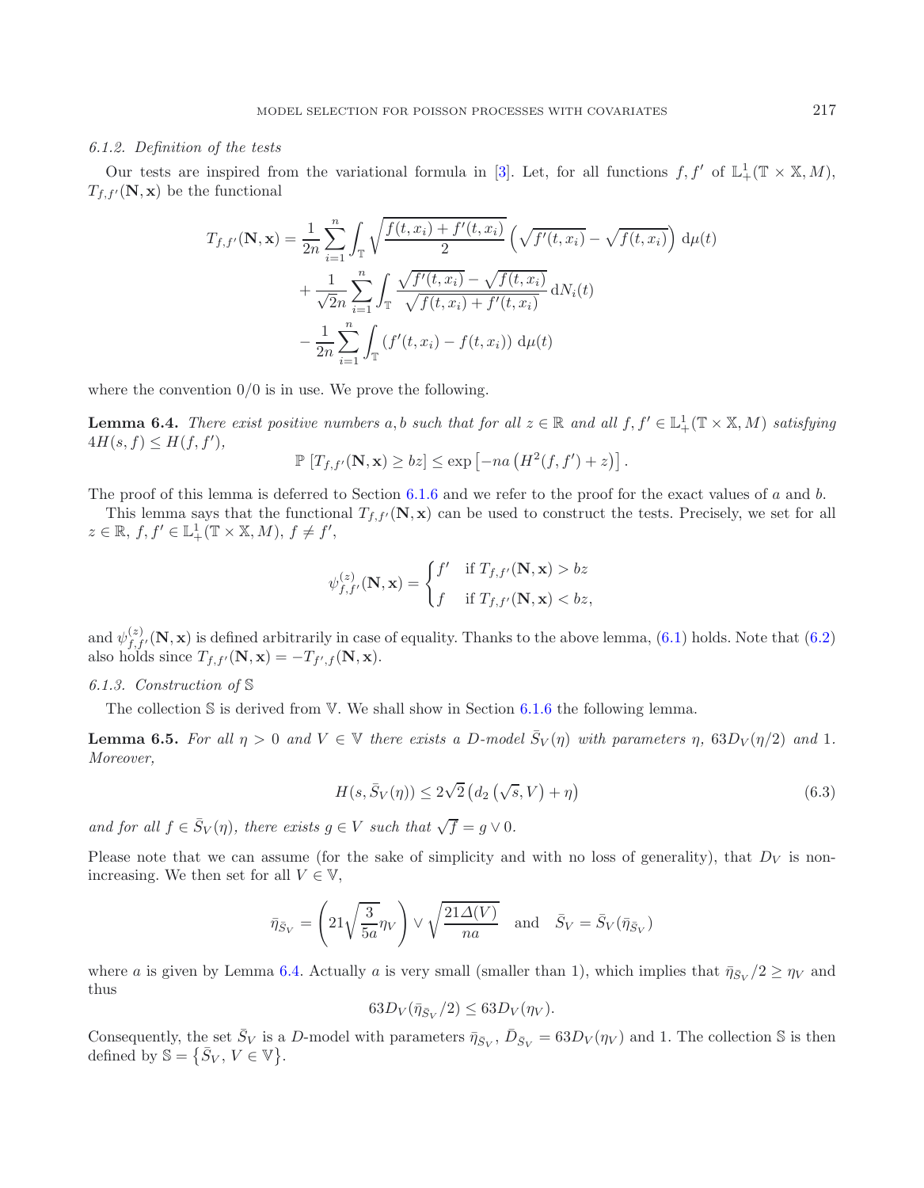*6.1.2. Definition of the tests*

Our tests are inspired from the variational formula in [3]. Let, for all functions $f, f'$ of $\mathbb{L}^1_+(\mathbb{T}\times\mathbb{X}, M)$, $T_{f,f'}(\mathbf{N},\mathbf{x})$ be the functional

$$
\begin{aligned}
T_{f,f'}(\mathbf{N},\mathbf{x}) = &\frac{1}{2n}\sum_{i=1}^n \int_{\mathbb{T}} \sqrt{\frac{f(t,x_i)+f'(t,x_i)}{2}}\left(\sqrt{f'(t,x_i)}-\sqrt{f(t,x_i)}\right)\mathrm{d}\mu(t)\\
&+\frac{1}{\sqrt{2}n}\sum_{i=1}^n \int_{\mathbb{T}} \frac{\sqrt{f'(t,x_i)}-\sqrt{f(t,x_i)}}{\sqrt{f(t,x_i)+f'(t,x_i)}}\,\mathrm{d}N_i(t)\\
&-\frac{1}{2n}\sum_{i=1}^n \int_{\mathbb{T}} \left(f'(t,x_i)-f(t,x_i)\right)\mathrm{d}\mu(t)
\end{aligned}
$$

where the convention $0/0$ is in use. We prove the following.

**Lemma 6.4.** *There exist positive numbers $a, b$ such that for all $z\in\mathbb{R}$ and all $f, f'\in\mathbb{L}^1_+(\mathbb{T}\times\mathbb{X}, M)$ satisfying $4H(s,f)\leq H(f,f')$,*

$$
\mathbb{P}\left[T_{f,f'}(\mathbf{N},\mathbf{x})\geq bz\right]\leq \exp\left[-na\left(H^2(f,f')+z\right)\right].
$$

The proof of this lemma is deferred to Section 6.1.6 and we refer to the proof for the exact values of $a$ and $b$.

This lemma says that the functional $T_{f,f'}(\mathbf{N},\mathbf{x})$ can be used to construct the tests. Precisely, we set for all $z\in\mathbb{R}$, $f, f'\in\mathbb{L}^1_+(\mathbb{T}\times\mathbb{X}, M)$, $f\neq f'$,

$$
\psi^{(z)}_{f,f'}(\mathbf{N},\mathbf{x}) = \begin{cases} f' & \text{if } T_{f,f'}(\mathbf{N},\mathbf{x}) > bz\\ f & \text{if } T_{f,f'}(\mathbf{N},\mathbf{x}) < bz, \end{cases}
$$

and $\psi^{(z)}_{f,f'}(\mathbf{N},\mathbf{x})$ is defined arbitrarily in case of equality. Thanks to the above lemma, (6.1) holds. Note that (6.2) also holds since $T_{f,f'}(\mathbf{N},\mathbf{x}) = -T_{f',f}(\mathbf{N},\mathbf{x})$.

*6.1.3. Construction of $\mathbb{S}$*

The collection $\mathbb{S}$ is derived from $\mathbb{V}$. We shall show in Section 6.1.6 the following lemma.

**Lemma 6.5.** *For all $\eta>0$ and $V\in\mathbb{V}$ there exists a $D$-model $\bar{S}_V(\eta)$ with parameters $\eta$, $63D_V(\eta/2)$ and $1$. Moreover,*

$$
H(s,\bar{S}_V(\eta))\leq 2\sqrt{2}\left(d_2\left(\sqrt{s},V\right)+\eta\right) \tag{6.3}
$$

*and for all $f\in\bar{S}_V(\eta)$, there exists $g\in V$ such that $\sqrt{f}=g\vee 0$.*

Please note that we can assume (for the sake of simplicity and with no loss of generality), that $D_V$ is non-increasing. We then set for all $V\in\mathbb{V}$,

$$
\bar{\eta}_{\bar{S}_V} = \left(21\sqrt{\frac{3}{5a}}\eta_V\right)\vee\sqrt{\frac{21\Delta(V)}{na}} \quad\text{and}\quad \bar{S}_V = \bar{S}_V(\bar{\eta}_{\bar{S}_V})
$$

where $a$ is given by Lemma 6.4. Actually $a$ is very small (smaller than 1), which implies that $\bar{\eta}_{\bar{S}_V}/2\geq\eta_V$ and thus

$$
63D_V(\bar{\eta}_{\bar{S}_V}/2)\leq 63D_V(\eta_V).
$$

Consequently, the set $\bar{S}_V$ is a $D$-model with parameters $\bar{\eta}_{\bar{S}_V}$, $\bar{D}_{\bar{S}_V}=63D_V(\eta_V)$ and $1$. The collection $\mathbb{S}$ is then defined by $\mathbb{S}=\left\{\bar{S}_V,\, V\in\mathbb{V}\right\}$.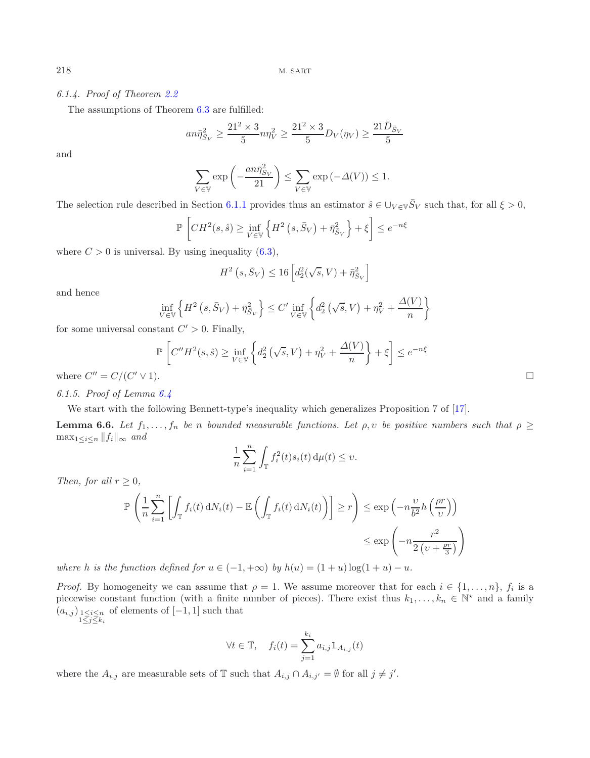*6.1.4. Proof of Theorem 2.2*

The assumptions of Theorem 6.3 are fulfilled:

$$
an\bar{\eta}_{\bar{S}_V}^2 \geq \frac{21^2 \times 3}{5} n\eta_V^2 \geq \frac{21^2 \times 3}{5} D_V(\eta_V) \geq \frac{21\bar{D}_{\bar{S}_V}}{5}
$$

and

$$
\sum_{V \in \mathbb{V}} \exp\left(-\frac{an\bar{\eta}_{\bar{S}_V}^2}{21}\right) \leq \sum_{V \in \mathbb{V}} \exp\left(-\Delta(V)\right) \leq 1.
$$

The selection rule described in Section 6.1.1 provides thus an estimator $\hat{s} \in \cup_{V \in \mathbb{V}} \bar{S}_V$ such that, for all $\xi > 0$,

$$
\mathbb{P}\left[CH^2(s,\hat{s}) \geq \inf_{V \in \mathbb{V}} \left\{H^2\left(s, \bar{S}_V\right) + \bar{\eta}_{\bar{S}_V}^2\right\} + \xi\right] \leq e^{-n\xi}
$$

where $C > 0$ is universal. By using inequality (6.3),

$$
H^2\left(s, \bar{S}_V\right) \leq 16\left[d_2^2(\sqrt{s}, V) + \bar{\eta}_{\bar{S}_V}^2\right]
$$

and hence

$$
\inf_{V \in \mathbb{V}} \left\{H^2\left(s, \bar{S}_V\right) + \bar{\eta}_{\bar{S}_V}^2\right\} \leq C' \inf_{V \in \mathbb{V}} \left\{d_2^2\left(\sqrt{s}, V\right) + \eta_V^2 + \frac{\Delta(V)}{n}\right\}
$$

for some universal constant $C' > 0$. Finally,

$$
\mathbb{P}\left[C''H^2(s,\hat{s}) \geq \inf_{V \in \mathbb{V}} \left\{d_2^2\left(\sqrt{s}, V\right) + \eta_V^2 + \frac{\Delta(V)}{n}\right\} + \xi\right] \leq e^{-n\xi}
$$

where $C'' = C/(C' \vee 1)$. □

*6.1.5. Proof of Lemma 6.4*

We start with the following Bennett-type's inequality which generalizes Proposition 7 of [17].

**Lemma 6.6.** *Let $f_1, \ldots, f_n$ be $n$ bounded measurable functions. Let $\rho, \upsilon$ be positive numbers such that $\rho \geq \max_{1 \leq i \leq n} \|f_i\|_\infty$ and*

$$
\frac{1}{n}\sum_{i=1}^n \int_{\mathbb{T}} f_i^2(t) s_i(t) \, \mathrm{d}\mu(t) \leq \upsilon.
$$

*Then, for all $r \geq 0$,*

$$
\begin{aligned}
\mathbb{P}\left(\frac{1}{n}\sum_{i=1}^n \left[\int_{\mathbb{T}} f_i(t) \, \mathrm{d}N_i(t) - \mathbb{E}\left(\int_{\mathbb{T}} f_i(t) \, \mathrm{d}N_i(t)\right)\right] \geq r\right) &\leq \exp\left(-n\frac{\upsilon}{b^2} h\left(\frac{\rho r}{\upsilon}\right)\right) \\
&\leq \exp\left(-n\frac{r^2}{2\left(\upsilon + \frac{\rho r}{3}\right)}\right)
\end{aligned}
$$

*where $h$ is the function defined for $u \in (-1, +\infty)$ by $h(u) = (1+u)\log(1+u) - u$.*

*Proof.* By homogeneity we can assume that $\rho = 1$. We assume moreover that for each $i \in \{1, \ldots, n\}$, $f_i$ is a piecewise constant function (with a finite number of pieces). There exist thus $k_1, \ldots, k_n \in \mathbb{N}^\star$ and a family $(a_{i,j})_{\substack{1 \leq i \leq n \\ 1 \leq j \leq k_i}}$ of elements of $[-1, 1]$ such that

$$
\forall t \in \mathbb{T}, \quad f_i(t) = \sum_{j=1}^{k_i} a_{i,j} \mathbb{1}_{A_{i,j}}(t)
$$

where the $A_{i,j}$ are measurable sets of $\mathbb{T}$ such that $A_{i,j} \cap A_{i,j'} = \emptyset$ for all $j \neq j'$.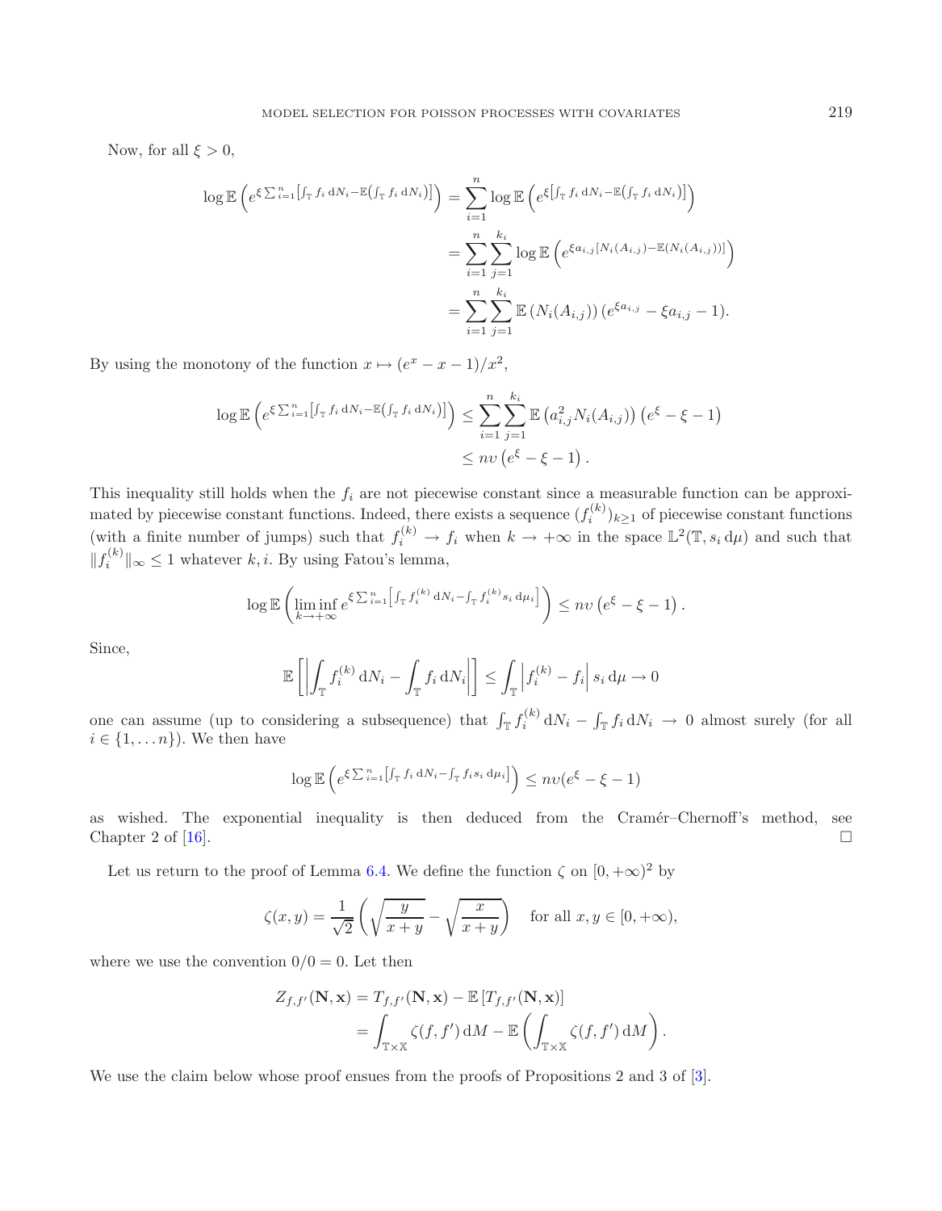Now, for all $\xi > 0$,

$$
\begin{aligned}
\log \mathbb{E}\left(e^{\xi \sum_{i=1}^n \left[\int_{\mathbb{T}} f_i \, \mathrm{d}N_i - \mathbb{E}\left(\int_{\mathbb{T}} f_i \, \mathrm{d}N_i\right)\right]}\right) &= \sum_{i=1}^n \log \mathbb{E}\left(e^{\xi \left[\int_{\mathbb{T}} f_i \, \mathrm{d}N_i - \mathbb{E}\left(\int_{\mathbb{T}} f_i \, \mathrm{d}N_i\right)\right]}\right) \\
&= \sum_{i=1}^n \sum_{j=1}^{k_i} \log \mathbb{E}\left(e^{\xi a_{i,j}\left[N_i(A_{i,j}) - \mathbb{E}(N_i(A_{i,j}))\right]}\right) \\
&= \sum_{i=1}^n \sum_{j=1}^{k_i} \mathbb{E}\left(N_i(A_{i,j})\right)\left(e^{\xi a_{i,j}} - \xi a_{i,j} - 1\right).
\end{aligned}
$$

By using the monotony of the function $x \mapsto (e^x - x - 1)/x^2$,

$$
\begin{aligned}
\log \mathbb{E}\left(e^{\xi \sum_{i=1}^n \left[\int_{\mathbb{T}} f_i \, \mathrm{d}N_i - \mathbb{E}\left(\int_{\mathbb{T}} f_i \, \mathrm{d}N_i\right)\right]}\right) &\leq \sum_{i=1}^n \sum_{j=1}^{k_i} \mathbb{E}\left(a_{i,j}^2 N_i(A_{i,j})\right)\left(e^{\xi} - \xi - 1\right) \\
&\leq n\upsilon\left(e^{\xi} - \xi - 1\right).
\end{aligned}
$$

This inequality still holds when the $f_i$ are not piecewise constant since a measurable function can be approximated by piecewise constant functions. Indeed, there exists a sequence $(f_i^{(k)})_{k \geq 1}$ of piecewise constant functions (with a finite number of jumps) such that $f_i^{(k)} \to f_i$ when $k \to +\infty$ in the space $\mathbb{L}^2(\mathbb{T}, s_i \, \mathrm{d}\mu)$ and such that $\|f_i^{(k)}\|_\infty \leq 1$ whatever $k, i$. By using Fatou's lemma,

$$
\log \mathbb{E}\left(\liminf_{k \to +\infty} e^{\xi \sum_{i=1}^n \left[\int_{\mathbb{T}} f_i^{(k)} \, \mathrm{d}N_i - \int_{\mathbb{T}} f_i^{(k)} s_i \, \mathrm{d}\mu_i\right]}\right) \leq n\upsilon\left(e^{\xi} - \xi - 1\right).
$$

Since,

$$
\mathbb{E}\left[\left|\int_{\mathbb{T}} f_i^{(k)} \, \mathrm{d}N_i - \int_{\mathbb{T}} f_i \, \mathrm{d}N_i\right|\right] \leq \int_{\mathbb{T}} \left|f_i^{(k)} - f_i\right| s_i \, \mathrm{d}\mu \to 0
$$

one can assume (up to considering a subsequence) that $\int_{\mathbb{T}} f_i^{(k)} \, \mathrm{d}N_i - \int_{\mathbb{T}} f_i \, \mathrm{d}N_i \to 0$ almost surely (for all $i \in \{1, \ldots n\}$). We then have

$$
\log \mathbb{E}\left(e^{\xi \sum_{i=1}^n \left[\int_{\mathbb{T}} f_i \, \mathrm{d}N_i - \int_{\mathbb{T}} f_i s_i \, \mathrm{d}\mu_i\right]}\right) \leq n\upsilon(e^{\xi} - \xi - 1)
$$

as wished. The exponential inequality is then deduced from the Cramér–Chernoff's method, see Chapter 2 of [16]. □

Let us return to the proof of Lemma 6.4. We define the function $\zeta$ on $[0, +\infty)^2$ by

$$
\zeta(x, y) = \frac{1}{\sqrt{2}}\left(\sqrt{\frac{y}{x+y}} - \sqrt{\frac{x}{x+y}}\right) \quad \text{for all } x, y \in [0, +\infty),
$$

where we use the convention $0/0 = 0$. Let then

$$
\begin{aligned}
Z_{f,f'}(\mathbf{N}, \mathbf{x}) &= T_{f,f'}(\mathbf{N}, \mathbf{x}) - \mathbb{E}\left[T_{f,f'}(\mathbf{N}, \mathbf{x})\right] \\
&= \int_{\mathbb{T} \times \mathbb{X}} \zeta(f, f') \, \mathrm{d}M - \mathbb{E}\left(\int_{\mathbb{T} \times \mathbb{X}} \zeta(f, f') \, \mathrm{d}M\right).
\end{aligned}
$$

We use the claim below whose proof ensues from the proofs of Propositions 2 and 3 of [3].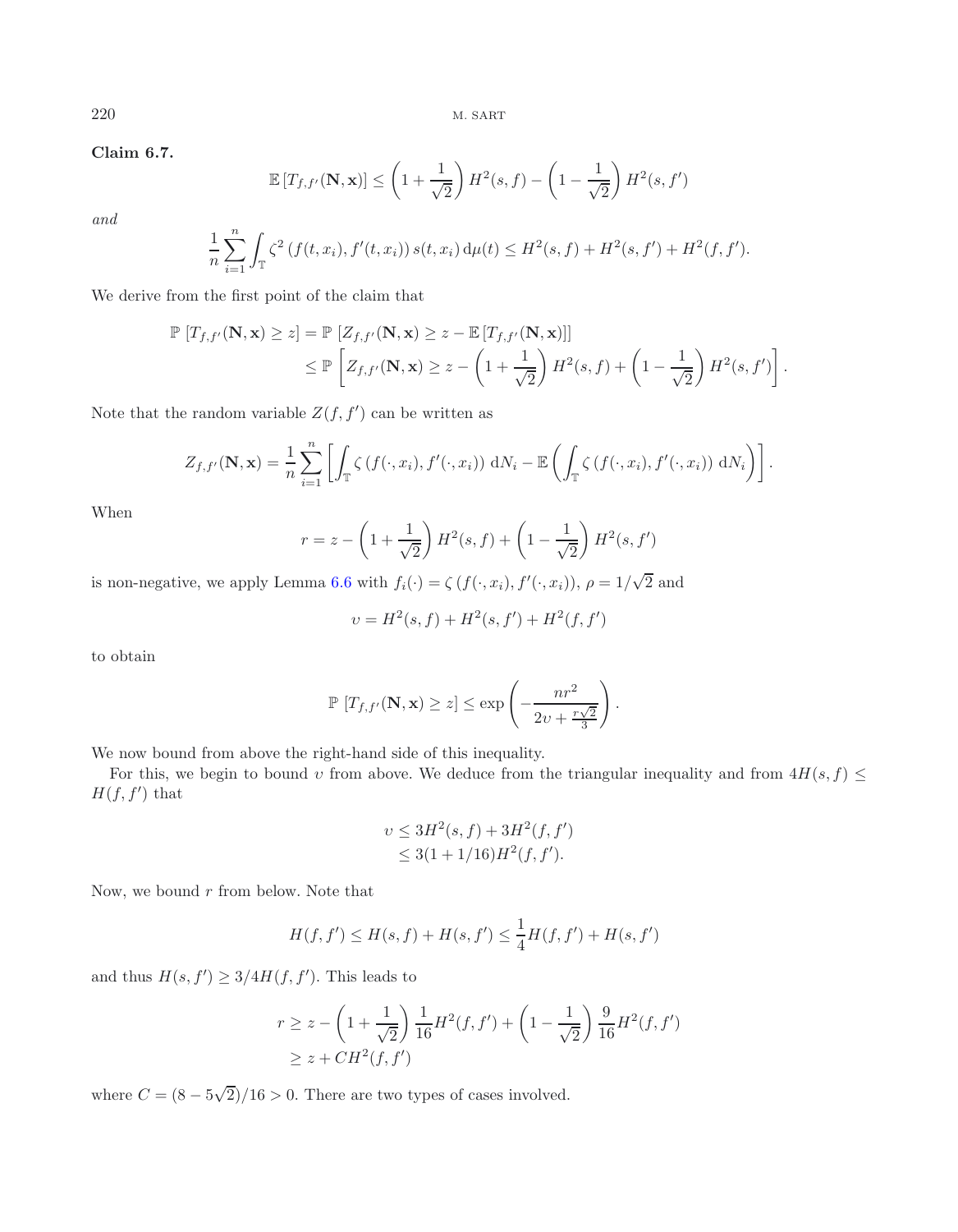**Claim 6.7.**

$$\mathbb{E}\left[T_{f,f'}(\mathbf{N},\mathbf{x})\right] \leq \left(1+\frac{1}{\sqrt{2}}\right) H^2(s,f) - \left(1-\frac{1}{\sqrt{2}}\right) H^2(s,f')$$

*and*

$$\frac{1}{n}\sum_{i=1}^{n} \int_{\mathbb{T}} \zeta^2\left(f(t,x_i), f'(t,x_i)\right) s(t,x_i)\,\mathrm{d}\mu(t) \leq H^2(s,f) + H^2(s,f') + H^2(f,f').$$

We derive from the first point of the claim that

$$\begin{aligned}
\mathbb{P}\left[T_{f,f'}(\mathbf{N},\mathbf{x}) \geq z\right] &= \mathbb{P}\left[Z_{f,f'}(\mathbf{N},\mathbf{x}) \geq z - \mathbb{E}\left[T_{f,f'}(\mathbf{N},\mathbf{x})\right]\right] \\
&\leq \mathbb{P}\left[Z_{f,f'}(\mathbf{N},\mathbf{x}) \geq z - \left(1+\frac{1}{\sqrt{2}}\right) H^2(s,f) + \left(1-\frac{1}{\sqrt{2}}\right) H^2(s,f')\right].
\end{aligned}$$

Note that the random variable $Z(f,f')$ can be written as

$$Z_{f,f'}(\mathbf{N},\mathbf{x}) = \frac{1}{n}\sum_{i=1}^{n}\left[\int_{\mathbb{T}} \zeta\left(f(\cdot,x_i), f'(\cdot,x_i)\right)\,\mathrm{d}N_i - \mathbb{E}\left(\int_{\mathbb{T}} \zeta\left(f(\cdot,x_i), f'(\cdot,x_i)\right)\,\mathrm{d}N_i\right)\right].$$

When

$$r = z - \left(1+\frac{1}{\sqrt{2}}\right) H^2(s,f) + \left(1-\frac{1}{\sqrt{2}}\right) H^2(s,f')$$

is non-negative, we apply Lemma 6.6 with $f_i(\cdot) = \zeta\left(f(\cdot,x_i), f'(\cdot,x_i)\right)$, $\rho = 1/\sqrt{2}$ and

$$\upsilon = H^2(s,f) + H^2(s,f') + H^2(f,f')$$

to obtain

$$\mathbb{P}\left[T_{f,f'}(\mathbf{N},\mathbf{x}) \geq z\right] \leq \exp\left(-\frac{nr^2}{2\upsilon + \frac{r\sqrt{2}}{3}}\right).$$

We now bound from above the right-hand side of this inequality.

For this, we begin to bound $\upsilon$ from above. We deduce from the triangular inequality and from $4H(s,f) \leq H(f,f')$ that

$$\begin{aligned}
\upsilon &\leq 3H^2(s,f) + 3H^2(f,f') \\
&\leq 3(1+1/16)H^2(f,f').
\end{aligned}$$

Now, we bound $r$ from below. Note that

$$H(f,f') \leq H(s,f) + H(s,f') \leq \frac{1}{4}H(f,f') + H(s,f')$$

and thus $H(s,f') \geq 3/4 H(f,f')$. This leads to

$$\begin{aligned}
r &\geq z - \left(1+\frac{1}{\sqrt{2}}\right)\frac{1}{16}H^2(f,f') + \left(1-\frac{1}{\sqrt{2}}\right)\frac{9}{16}H^2(f,f') \\
&\geq z + CH^2(f,f')
\end{aligned}$$

where $C = (8-5\sqrt{2})/16 > 0$. There are two types of cases involved.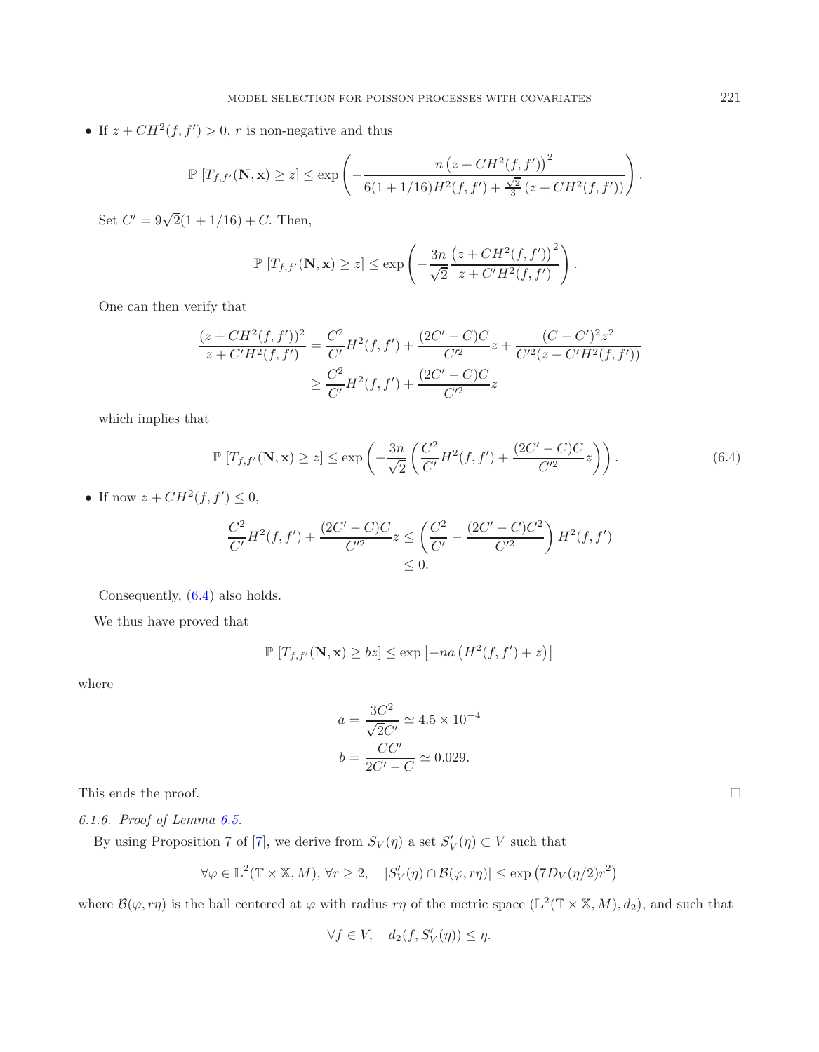- If $z + CH^2(f, f') > 0$, $r$ is non-negative and thus

$$\mathbb{P}\left[T_{f,f'}(\mathbf{N}, \mathbf{x}) \geq z\right] \leq \exp\left(-\frac{n\left(z + CH^2(f, f')\right)^2}{6(1 + 1/16)H^2(f, f') + \frac{\sqrt{2}}{3}\left(z + CH^2(f, f')\right)}\right).$$

Set $C' = 9\sqrt{2}(1 + 1/16) + C$. Then,

$$\mathbb{P}\left[T_{f,f'}(\mathbf{N}, \mathbf{x}) \geq z\right] \leq \exp\left(-\frac{3n}{\sqrt{2}}\frac{\left(z + CH^2(f, f')\right)^2}{z + C'H^2(f, f')}\right).$$

One can then verify that

$$\begin{aligned}\frac{(z + CH^2(f, f'))^2}{z + C'H^2(f, f')} &= \frac{C^2}{C'}H^2(f, f') + \frac{(2C' - C)C}{C'^2}z + \frac{(C - C')^2 z^2}{C'^2(z + C'H^2(f, f'))} \\ &\geq \frac{C^2}{C'}H^2(f, f') + \frac{(2C' - C)C}{C'^2}z\end{aligned}$$

which implies that

$$\mathbb{P}\left[T_{f,f'}(\mathbf{N}, \mathbf{x}) \geq z\right] \leq \exp\left(-\frac{3n}{\sqrt{2}}\left(\frac{C^2}{C'}H^2(f, f') + \frac{(2C' - C)C}{C'^2}z\right)\right). \tag{6.4}$$

- If now $z + CH^2(f, f') \leq 0$,

$$\begin{aligned}\frac{C^2}{C'}H^2(f, f') + \frac{(2C' - C)C}{C'^2}z &\leq \left(\frac{C^2}{C'} - \frac{(2C' - C)C^2}{C'^2}\right)H^2(f, f') \\ &\leq 0.\end{aligned}$$

Consequently, (6.4) also holds.

We thus have proved that

$$\mathbb{P}\left[T_{f,f'}(\mathbf{N}, \mathbf{x}) \geq bz\right] \leq \exp\left[-na\left(H^2(f, f') + z\right)\right]$$

where

$$\begin{aligned}a &= \frac{3C^2}{\sqrt{2}C'} \simeq 4.5 \times 10^{-4} \\ b &= \frac{CC'}{2C' - C} \simeq 0.029.\end{aligned}$$

This ends the proof. □

*6.1.6. Proof of Lemma 6.5.*

By using Proposition 7 of [7], we derive from $S_V(\eta)$ a set $S'_V(\eta) \subset V$ such that

$$\forall \varphi \in \mathbb{L}^2(\mathbb{T} \times \mathbb{X}, M),\ \forall r \geq 2, \quad |S'_V(\eta) \cap \mathcal{B}(\varphi, r\eta)| \leq \exp\left(7D_V(\eta/2)r^2\right)$$

where $\mathcal{B}(\varphi, r\eta)$ is the ball centered at $\varphi$ with radius $r\eta$ of the metric space $(\mathbb{L}^2(\mathbb{T} \times \mathbb{X}, M), d_2)$, and such that

$$\forall f \in V, \quad d_2(f, S'_V(\eta)) \leq \eta.$$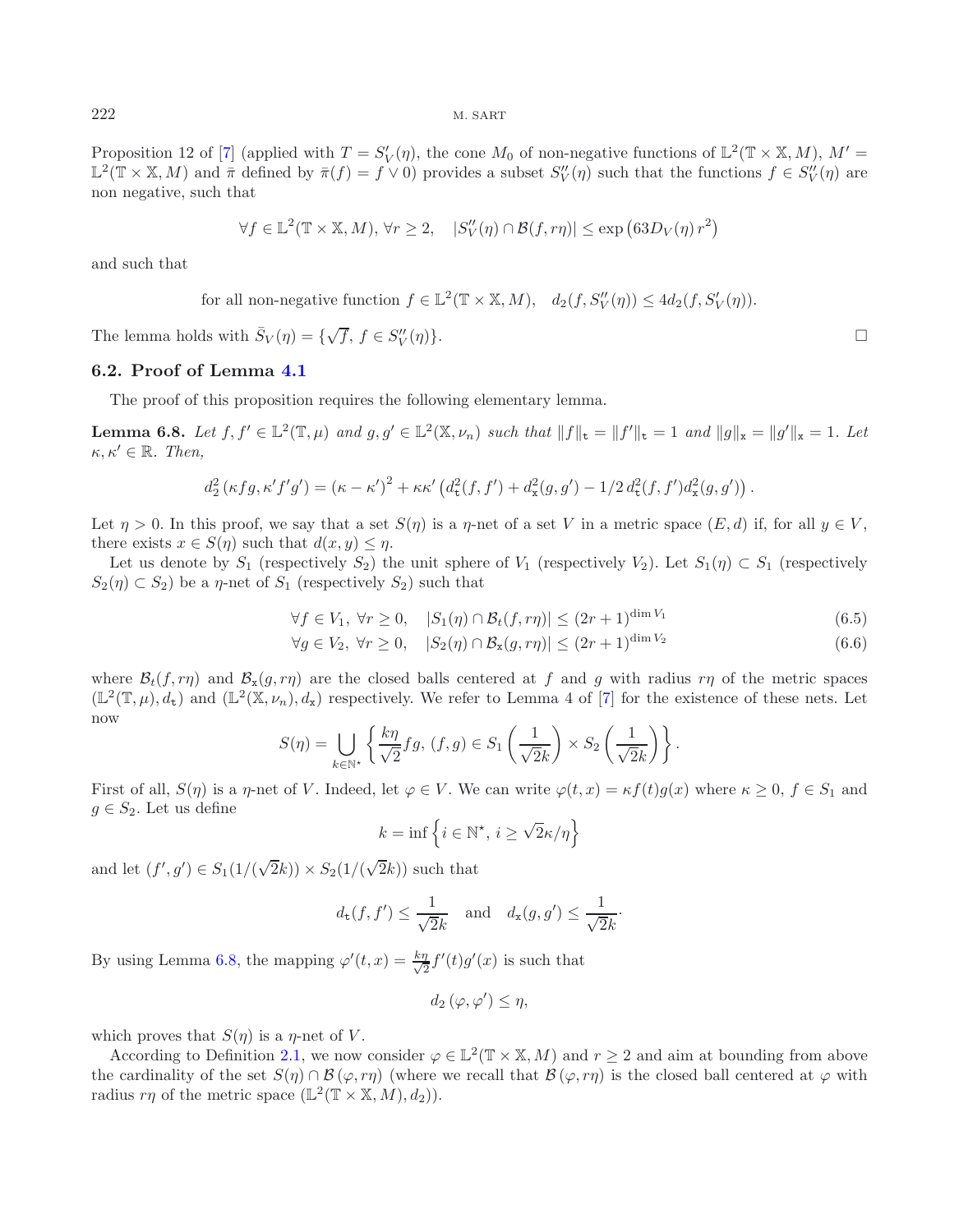Proposition 12 of [7] (applied with $T = S'_V(\eta)$, the cone $M_0$ of non-negative functions of $\mathbb{L}^2(\mathbb{T}\times\mathbb{X}, M)$, $M' = \mathbb{L}^2(\mathbb{T}\times\mathbb{X}, M)$ and $\bar{\pi}$ defined by $\bar{\pi}(f) = f \vee 0$) provides a subset $S''_V(\eta)$ such that the functions $f \in S''_V(\eta)$ are non negative, such that

$$\forall f \in \mathbb{L}^2(\mathbb{T}\times\mathbb{X}, M),\ \forall r \geq 2, \quad |S''_V(\eta) \cap \mathcal{B}(f, r\eta)| \leq \exp\left(63 D_V(\eta)\, r^2\right)$$

and such that

$$\text{for all non-negative function } f \in \mathbb{L}^2(\mathbb{T}\times\mathbb{X}, M), \quad d_2(f, S''_V(\eta)) \leq 4 d_2(f, S'_V(\eta)).$$

The lemma holds with $\bar{S}_V(\eta) = \{\sqrt{f},\ f \in S''_V(\eta)\}$. □

### 6.2. Proof of Lemma 4.1

The proof of this proposition requires the following elementary lemma.

**Lemma 6.8.** *Let $f, f' \in \mathbb{L}^2(\mathbb{T}, \mu)$ and $g, g' \in \mathbb{L}^2(\mathbb{X}, \nu_n)$ such that $\|f\|_{\mathtt{t}} = \|f'\|_{\mathtt{t}} = 1$ and $\|g\|_{\mathtt{x}} = \|g'\|_{\mathtt{x}} = 1$. Let $\kappa, \kappa' \in \mathbb{R}$. Then,*

$$d_2^2\left(\kappa f g, \kappa' f' g'\right) = \left(\kappa - \kappa'\right)^2 + \kappa\kappa'\left(d_{\mathtt{t}}^2(f, f') + d_{\mathtt{x}}^2(g, g') - 1/2\, d_{\mathtt{t}}^2(f, f') d_{\mathtt{x}}^2(g, g')\right).$$

Let $\eta > 0$. In this proof, we say that a set $S(\eta)$ is a $\eta$-net of a set $V$ in a metric space $(E, d)$ if, for all $y \in V$, there exists $x \in S(\eta)$ such that $d(x, y) \leq \eta$.

Let us denote by $S_1$ (respectively $S_2$) the unit sphere of $V_1$ (respectively $V_2$). Let $S_1(\eta) \subset S_1$ (respectively $S_2(\eta) \subset S_2$) be a $\eta$-net of $S_1$ (respectively $S_2$) such that

$$\forall f \in V_1,\ \forall r \geq 0, \quad |S_1(\eta) \cap \mathcal{B}_t(f, r\eta)| \leq (2r+1)^{\dim V_1} \tag{6.5}$$

$$\forall g \in V_2,\ \forall r \geq 0, \quad |S_2(\eta) \cap \mathcal{B}_{\mathtt{x}}(g, r\eta)| \leq (2r+1)^{\dim V_2} \tag{6.6}$$

where $\mathcal{B}_t(f, r\eta)$ and $\mathcal{B}_{\mathtt{x}}(g, r\eta)$ are the closed balls centered at $f$ and $g$ with radius $r\eta$ of the metric spaces $(\mathbb{L}^2(\mathbb{T}, \mu), d_{\mathtt{t}})$ and $(\mathbb{L}^2(\mathbb{X}, \nu_n), d_{\mathtt{x}})$ respectively. We refer to Lemma 4 of [7] for the existence of these nets. Let now

$$S(\eta) = \bigcup_{k \in \mathbb{N}^\star} \left\{ \frac{k\eta}{\sqrt{2}} f g,\ (f, g) \in S_1\left(\frac{1}{\sqrt{2}k}\right) \times S_2\left(\frac{1}{\sqrt{2}k}\right) \right\}.$$

First of all, $S(\eta)$ is a $\eta$-net of $V$. Indeed, let $\varphi \in V$. We can write $\varphi(t, x) = \kappa f(t) g(x)$ where $\kappa \geq 0$, $f \in S_1$ and $g \in S_2$. Let us define

$$k = \inf\left\{ i \in \mathbb{N}^\star,\ i \geq \sqrt{2}\kappa/\eta \right\}$$

and let $(f', g') \in S_1(1/(\sqrt{2}k)) \times S_2(1/(\sqrt{2}k))$ such that

$$d_{\mathtt{t}}(f, f') \leq \frac{1}{\sqrt{2}k} \quad \text{and} \quad d_{\mathtt{x}}(g, g') \leq \frac{1}{\sqrt{2}k}.$$

By using Lemma 6.8, the mapping $\varphi'(t, x) = \frac{k\eta}{\sqrt{2}} f'(t) g'(x)$ is such that

$$d_2\left(\varphi, \varphi'\right) \leq \eta,$$

which proves that $S(\eta)$ is a $\eta$-net of $V$.

According to Definition 2.1, we now consider $\varphi \in \mathbb{L}^2(\mathbb{T}\times\mathbb{X}, M)$ and $r \geq 2$ and aim at bounding from above the cardinality of the set $S(\eta) \cap \mathcal{B}\left(\varphi, r\eta\right)$ (where we recall that $\mathcal{B}\left(\varphi, r\eta\right)$ is the closed ball centered at $\varphi$ with radius $r\eta$ of the metric space $(\mathbb{L}^2(\mathbb{T}\times\mathbb{X}, M), d_2)$).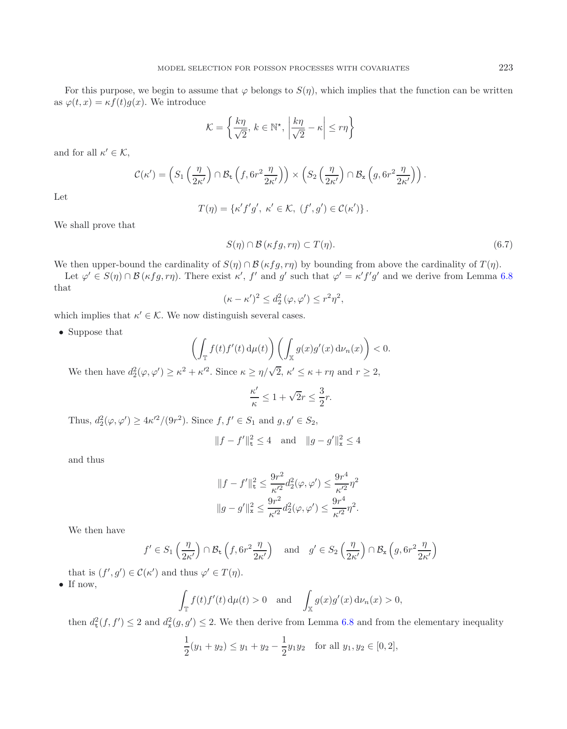For this purpose, we begin to assume that $\varphi$ belongs to $S(\eta)$, which implies that the function can be written as $\varphi(t,x) = \kappa f(t) g(x)$. We introduce

$$\mathcal{K} = \left\{ \frac{k\eta}{\sqrt{2}},\ k \in \mathbb{N}^\star,\ \left| \frac{k\eta}{\sqrt{2}} - \kappa \right| \leq r\eta \right\}$$

and for all $\kappa' \in \mathcal{K}$,

$$\mathcal{C}(\kappa') = \left( S_1\left(\frac{\eta}{2\kappa'}\right) \cap \mathcal{B}_{\mathtt{t}}\left(f, 6r^2 \frac{\eta}{2\kappa'}\right) \right) \times \left( S_2\left(\frac{\eta}{2\kappa'}\right) \cap \mathcal{B}_{\mathtt{x}}\left(g, 6r^2 \frac{\eta}{2\kappa'}\right) \right).$$

Let

$$T(\eta) = \left\{ \kappa' f' g',\ \kappa' \in \mathcal{K},\ (f', g') \in \mathcal{C}(\kappa') \right\}.$$

We shall prove that

$$S(\eta) \cap \mathcal{B}\left(\kappa f g, r\eta\right) \subset T(\eta). \tag{6.7}$$

We then upper-bound the cardinality of $S(\eta) \cap \mathcal{B}\left(\kappa f g, r\eta\right)$ by bounding from above the cardinality of $T(\eta)$.

Let $\varphi' \in S(\eta) \cap \mathcal{B}\left(\kappa f g, r\eta\right)$. There exist $\kappa'$, $f'$ and $g'$ such that $\varphi' = \kappa' f' g'$ and we derive from Lemma 6.8 that

$$(\kappa - \kappa')^2 \leq d_2^2\left(\varphi, \varphi'\right) \leq r^2 \eta^2,$$

which implies that $\kappa' \in \mathcal{K}$. We now distinguish several cases.

- Suppose that
$$\left( \int_{\mathbb{T}} f(t) f'(t) \,\mathrm{d}\mu(t) \right) \left( \int_{\mathbb{X}} g(x) g'(x) \,\mathrm{d}\nu_n(x) \right) < 0.$$
We then have $d_2^2(\varphi, \varphi') \geq \kappa^2 + \kappa'^2$. Since $\kappa \geq \eta/\sqrt{2}$, $\kappa' \leq \kappa + r\eta$ and $r \geq 2$,
$$\frac{\kappa'}{\kappa} \leq 1 + \sqrt{2} r \leq \frac{3}{2} r.$$
Thus, $d_2^2(\varphi, \varphi') \geq 4\kappa'^2/(9r^2)$. Since $f, f' \in S_1$ and $g, g' \in S_2$,
$$\|f - f'\|_{\mathtt{t}}^2 \leq 4 \quad \text{and} \quad \|g - g'\|_{\mathtt{x}}^2 \leq 4$$
and thus
$$\|f - f'\|_{\mathtt{t}}^2 \leq \frac{9r^2}{\kappa'^2} d_2^2(\varphi, \varphi') \leq \frac{9r^4}{\kappa'^2}\eta^2$$
$$\|g - g'\|_{\mathtt{x}}^2 \leq \frac{9r^2}{\kappa'^2} d_2^2(\varphi, \varphi') \leq \frac{9r^4}{\kappa'^2}\eta^2.$$
We then have
$$f' \in S_1\left(\frac{\eta}{2\kappa'}\right) \cap \mathcal{B}_{\mathtt{t}}\left(f, 6r^2\frac{\eta}{2\kappa'}\right) \quad \text{and} \quad g' \in S_2\left(\frac{\eta}{2\kappa'}\right) \cap \mathcal{B}_{\mathtt{x}}\left(g, 6r^2\frac{\eta}{2\kappa'}\right)$$
that is $(f', g') \in \mathcal{C}(\kappa')$ and thus $\varphi' \in T(\eta)$.
- If now,
$$\int_{\mathbb{T}} f(t) f'(t) \,\mathrm{d}\mu(t) > 0 \quad \text{and} \quad \int_{\mathbb{X}} g(x) g'(x) \,\mathrm{d}\nu_n(x) > 0,$$
then $d_{\mathtt{t}}^2(f, f') \leq 2$ and $d_{\mathtt{x}}^2(g, g') \leq 2$. We then derive from Lemma 6.8 and from the elementary inequality
$$\frac{1}{2}(y_1 + y_2) \leq y_1 + y_2 - \frac{1}{2} y_1 y_2 \quad \text{for all } y_1, y_2 \in [0, 2],$$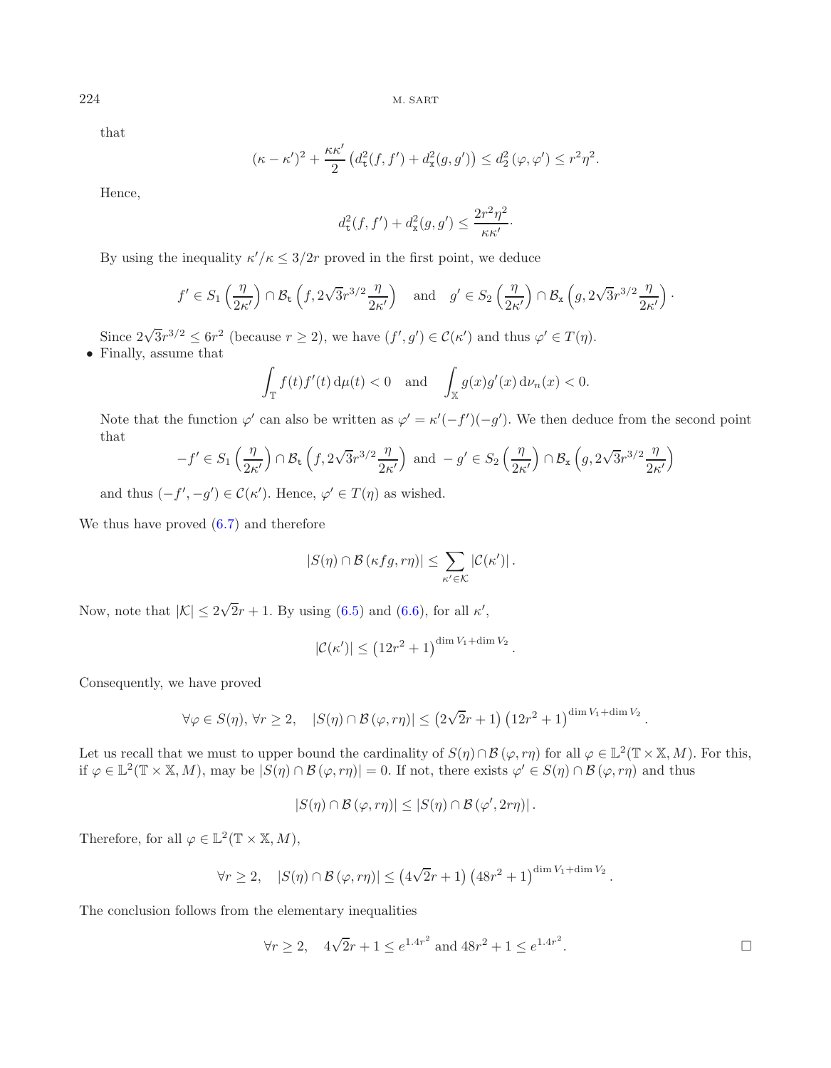that

$$(\kappa - \kappa')^2 + \frac{\kappa\kappa'}{2}\left(d_{\mathtt{t}}^2(f,f') + d_{\mathtt{x}}^2(g,g')\right) \leq d_2^2\left(\varphi,\varphi'\right) \leq r^2\eta^2.$$

Hence,

$$d_{\mathtt{t}}^2(f,f') + d_{\mathtt{x}}^2(g,g') \leq \frac{2r^2\eta^2}{\kappa\kappa'}.$$

By using the inequality $\kappa'/\kappa \leq 3/2r$ proved in the first point, we deduce

$$f' \in S_1\left(\frac{\eta}{2\kappa'}\right) \cap \mathcal{B}_{\mathtt{t}}\left(f, 2\sqrt{3}r^{3/2}\frac{\eta}{2\kappa'}\right) \quad \text{and} \quad g' \in S_2\left(\frac{\eta}{2\kappa'}\right) \cap \mathcal{B}_{\mathtt{x}}\left(g, 2\sqrt{3}r^{3/2}\frac{\eta}{2\kappa'}\right).$$

Since $2\sqrt{3}r^{3/2} \leq 6r^2$ (because $r \geq 2$), we have $(f',g') \in \mathcal{C}(\kappa')$ and thus $\varphi' \in T(\eta)$.

- Finally, assume that

$$\int_{\mathbb{T}} f(t)f'(t)\,\mathrm{d}\mu(t) < 0 \quad \text{and} \quad \int_{\mathbb{X}} g(x)g'(x)\,\mathrm{d}\nu_n(x) < 0.$$

Note that the function $\varphi'$ can also be written as $\varphi' = \kappa'(-f')(-g')$. We then deduce from the second point that

$$-f' \in S_1\left(\frac{\eta}{2\kappa'}\right) \cap \mathcal{B}_{\mathtt{t}}\left(f, 2\sqrt{3}r^{3/2}\frac{\eta}{2\kappa'}\right) \text{ and } -g' \in S_2\left(\frac{\eta}{2\kappa'}\right) \cap \mathcal{B}_{\mathtt{x}}\left(g, 2\sqrt{3}r^{3/2}\frac{\eta}{2\kappa'}\right)$$

and thus $(-f',-g') \in \mathcal{C}(\kappa')$. Hence, $\varphi' \in T(\eta)$ as wished.

We thus have proved (6.7) and therefore

$$|S(\eta) \cap \mathcal{B}(\kappa f g, r\eta)| \leq \sum_{\kappa' \in \mathcal{K}} |\mathcal{C}(\kappa')|.$$

Now, note that $|\mathcal{K}| \leq 2\sqrt{2}r + 1$. By using (6.5) and (6.6), for all $\kappa'$,

$$|\mathcal{C}(\kappa')| \leq \left(12r^2 + 1\right)^{\dim V_1 + \dim V_2}.$$

Consequently, we have proved

$$\forall \varphi \in S(\eta),\, \forall r \geq 2, \quad |S(\eta) \cap \mathcal{B}(\varphi, r\eta)| \leq \left(2\sqrt{2}r + 1\right)\left(12r^2 + 1\right)^{\dim V_1 + \dim V_2}.$$

Let us recall that we must to upper bound the cardinality of $S(\eta) \cap \mathcal{B}(\varphi, r\eta)$ for all $\varphi \in \mathbb{L}^2(\mathbb{T} \times \mathbb{X}, M)$. For this, if $\varphi \in \mathbb{L}^2(\mathbb{T} \times \mathbb{X}, M)$, may be $|S(\eta) \cap \mathcal{B}(\varphi, r\eta)| = 0$. If not, there exists $\varphi' \in S(\eta) \cap \mathcal{B}(\varphi, r\eta)$ and thus

$$|S(\eta) \cap \mathcal{B}(\varphi, r\eta)| \leq |S(\eta) \cap \mathcal{B}(\varphi', 2r\eta)|.$$

Therefore, for all $\varphi \in \mathbb{L}^2(\mathbb{T} \times \mathbb{X}, M)$,

$$\forall r \geq 2, \quad |S(\eta) \cap \mathcal{B}(\varphi, r\eta)| \leq \left(4\sqrt{2}r + 1\right)\left(48r^2 + 1\right)^{\dim V_1 + \dim V_2}.$$

The conclusion follows from the elementary inequalities

$$\forall r \geq 2, \quad 4\sqrt{2}r + 1 \leq e^{1.4r^2} \text{ and } 48r^2 + 1 \leq e^{1.4r^2}. \qquad \square$$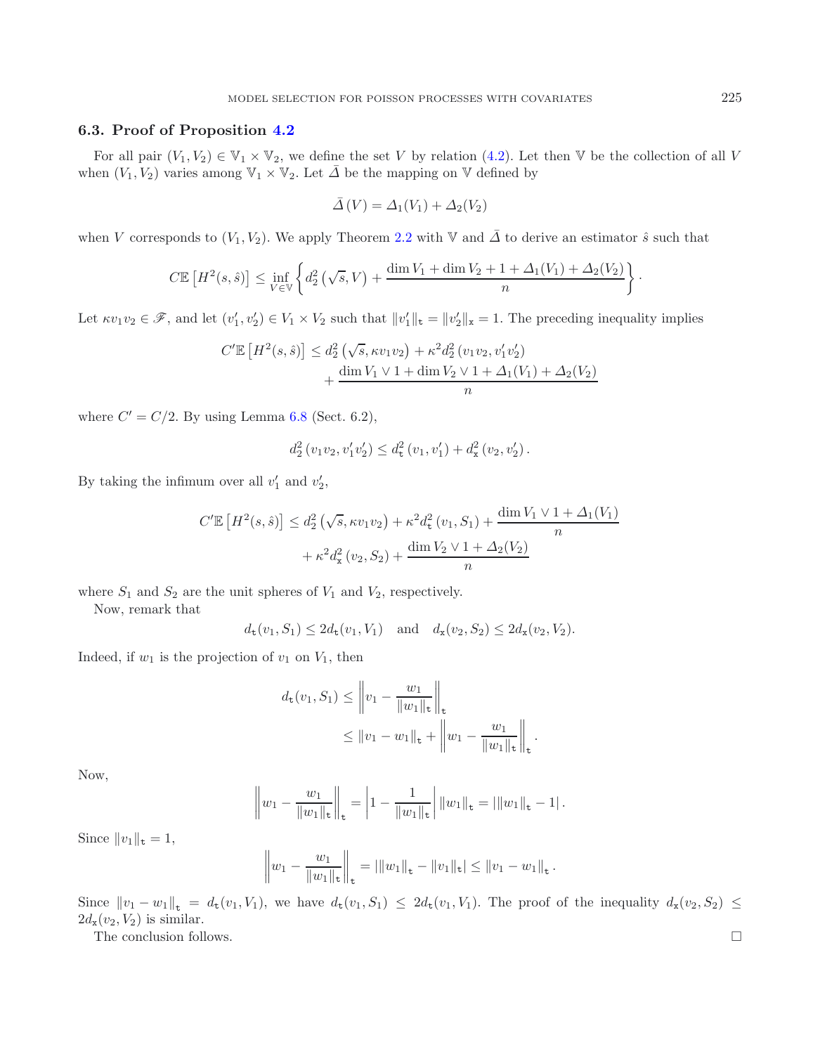### 6.3. Proof of Proposition 4.2

For all pair $(V_1, V_2) \in \mathbb{V}_1 \times \mathbb{V}_2$, we define the set $V$ by relation (4.2). Let then $\mathbb{V}$ be the collection of all $V$ when $(V_1, V_2)$ varies among $\mathbb{V}_1 \times \mathbb{V}_2$. Let $\bar{\Delta}$ be the mapping on $\mathbb{V}$ defined by

$$\bar{\Delta}(V) = \Delta_1(V_1) + \Delta_2(V_2)$$

when $V$ corresponds to $(V_1, V_2)$. We apply Theorem 2.2 with $\mathbb{V}$ and $\bar{\Delta}$ to derive an estimator $\hat{s}$ such that

$$C\mathbb{E}\left[H^2(s, \hat{s})\right] \leq \inf_{V \in \mathbb{V}} \left\{ d_2^2\left(\sqrt{s}, V\right) + \frac{\dim V_1 + \dim V_2 + 1 + \Delta_1(V_1) + \Delta_2(V_2)}{n} \right\}.$$

Let $\kappa v_1 v_2 \in \mathscr{F}$, and let $(v_1', v_2') \in V_1 \times V_2$ such that $\|v_1'\|_{\mathtt{t}} = \|v_2'\|_{\mathtt{x}} = 1$. The preceding inequality implies

$$C'\mathbb{E}\left[H^2(s, \hat{s})\right] \leq d_2^2\left(\sqrt{s}, \kappa v_1 v_2\right) + \kappa^2 d_2^2\left(v_1 v_2, v_1' v_2'\right) + \frac{\dim V_1 \vee 1 + \dim V_2 \vee 1 + \Delta_1(V_1) + \Delta_2(V_2)}{n}$$

where $C' = C/2$. By using Lemma 6.8 (Sect. 6.2),

$$d_2^2\left(v_1 v_2, v_1' v_2'\right) \leq d_{\mathtt{t}}^2\left(v_1, v_1'\right) + d_{\mathtt{x}}^2\left(v_2, v_2'\right).$$

By taking the infimum over all $v_1'$ and $v_2'$,

$$C'\mathbb{E}\left[H^2(s, \hat{s})\right] \leq d_2^2\left(\sqrt{s}, \kappa v_1 v_2\right) + \kappa^2 d_{\mathtt{t}}^2\left(v_1, S_1\right) + \frac{\dim V_1 \vee 1 + \Delta_1(V_1)}{n} + \kappa^2 d_{\mathtt{x}}^2\left(v_2, S_2\right) + \frac{\dim V_2 \vee 1 + \Delta_2(V_2)}{n}$$

where $S_1$ and $S_2$ are the unit spheres of $V_1$ and $V_2$, respectively.

Now, remark that

$$d_{\mathtt{t}}(v_1, S_1) \leq 2 d_{\mathtt{t}}(v_1, V_1) \quad \text{and} \quad d_{\mathtt{x}}(v_2, S_2) \leq 2 d_{\mathtt{x}}(v_2, V_2).$$

Indeed, if $w_1$ is the projection of $v_1$ on $V_1$, then

$$\begin{aligned} d_{\mathtt{t}}(v_1, S_1) &\leq \left\| v_1 - \frac{w_1}{\|w_1\|_{\mathtt{t}}} \right\|_{\mathtt{t}} \\ &\leq \|v_1 - w_1\|_{\mathtt{t}} + \left\| w_1 - \frac{w_1}{\|w_1\|_{\mathtt{t}}} \right\|_{\mathtt{t}}. \end{aligned}$$

Now,

$$\left\| w_1 - \frac{w_1}{\|w_1\|_{\mathtt{t}}} \right\|_{\mathtt{t}} = \left| 1 - \frac{1}{\|w_1\|_{\mathtt{t}}} \right| \|w_1\|_{\mathtt{t}} = \left| \|w_1\|_{\mathtt{t}} - 1 \right|.$$

Since $\|v_1\|_{\mathtt{t}} = 1$,

$$\left\| w_1 - \frac{w_1}{\|w_1\|_{\mathtt{t}}} \right\|_{\mathtt{t}} = \left| \|w_1\|_{\mathtt{t}} - \|v_1\|_{\mathtt{t}} \right| \leq \|v_1 - w_1\|_{\mathtt{t}}.$$

Since $\|v_1 - w_1\|_{\mathtt{t}} = d_{\mathtt{t}}(v_1, V_1)$, we have $d_{\mathtt{t}}(v_1, S_1) \leq 2 d_{\mathtt{t}}(v_1, V_1)$. The proof of the inequality $d_{\mathtt{x}}(v_2, S_2) \leq 2 d_{\mathtt{x}}(v_2, V_2)$ is similar.

The conclusion follows. $\square$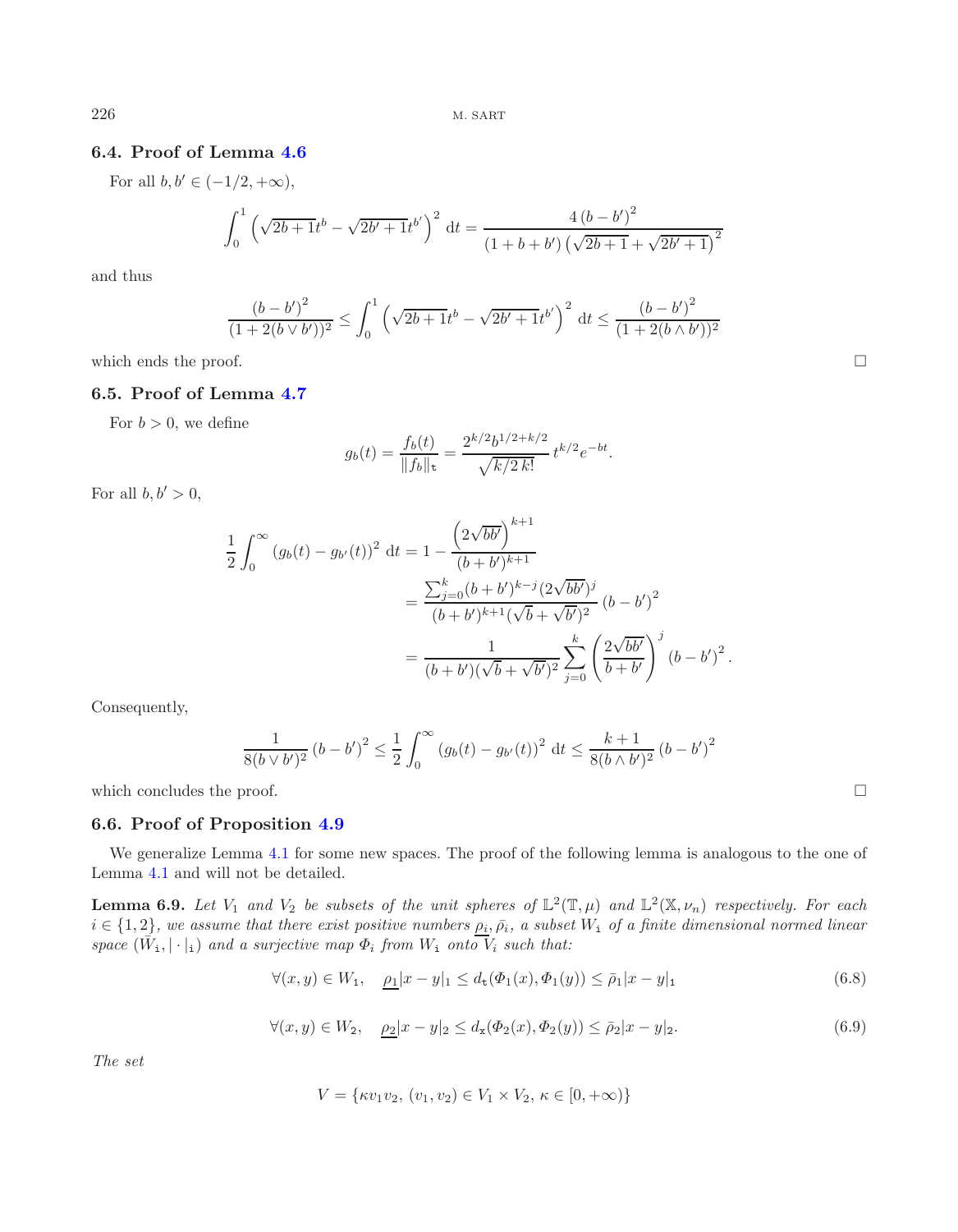### 6.4. Proof of Lemma 4.6

For all $b, b' \in (-1/2, +\infty)$,

$$\int_0^1 \left(\sqrt{2b+1}t^b - \sqrt{2b'+1}t^{b'}\right)^2 \, \mathrm{d}t = \frac{4\,(b-b')^2}{(1+b+b')\left(\sqrt{2b+1}+\sqrt{2b'+1}\right)^2}$$

and thus

$$\frac{(b-b')^2}{(1+2(b\vee b'))^2} \leq \int_0^1 \left(\sqrt{2b+1}t^b - \sqrt{2b'+1}t^{b'}\right)^2 \, \mathrm{d}t \leq \frac{(b-b')^2}{(1+2(b\wedge b'))^2}$$

which ends the proof. □

### 6.5. Proof of Lemma 4.7

For $b > 0$, we define

$$g_b(t) = \frac{f_b(t)}{\|f_b\|_{\mathtt{t}}} = \frac{2^{k/2} b^{1/2+k/2}}{\sqrt{k/2\,k!}}\, t^{k/2} e^{-bt}.$$

For all $b, b' > 0$,

$$\begin{aligned}
\frac{1}{2}\int_0^\infty \left(g_b(t) - g_{b'}(t)\right)^2 \, \mathrm{d}t &= 1 - \frac{\left(2\sqrt{bb'}\right)^{k+1}}{(b+b')^{k+1}} \\
&= \frac{\sum_{j=0}^k (b+b')^{k-j}(2\sqrt{bb'})^j}{(b+b')^{k+1}(\sqrt{b}+\sqrt{b'})^2}\,(b-b')^2 \\
&= \frac{1}{(b+b')(\sqrt{b}+\sqrt{b'})^2} \sum_{j=0}^k \left(\frac{2\sqrt{bb'}}{b+b'}\right)^j (b-b')^2 .
\end{aligned}$$

Consequently,

$$\frac{1}{8(b\vee b')^2}\,(b-b')^2 \leq \frac{1}{2}\int_0^\infty \left(g_b(t) - g_{b'}(t)\right)^2 \, \mathrm{d}t \leq \frac{k+1}{8(b\wedge b')^2}\,(b-b')^2$$

which concludes the proof. □

### 6.6. Proof of Proposition 4.9

We generalize Lemma 4.1 for some new spaces. The proof of the following lemma is analogous to the one of Lemma 4.1 and will not be detailed.

**Lemma 6.9.** *Let $V_1$ and $V_2$ be subsets of the unit spheres of $\mathbb{L}^2(\mathbb{T}, \mu)$ and $\mathbb{L}^2(\mathbb{X}, \nu_n)$ respectively. For each $i \in \{1, 2\}$, we assume that there exist positive numbers $\underline{\rho_i}, \bar{\rho_i}$, a subset $W_{\mathtt{i}}$ of a finite dimensional normed linear space $(\bar{W}_{\mathtt{i}}, |\cdot|_{\mathtt{i}})$ and a surjective map $\Phi_i$ from $W_{\mathtt{i}}$ onto $V_i$ such that:*

$$\forall (x, y) \in W_1, \quad \underline{\rho_1}|x-y|_1 \leq d_{\mathtt{t}}(\Phi_1(x), \Phi_1(y)) \leq \bar{\rho}_1 |x-y|_1 \tag{6.8}$$

$$\forall (x, y) \in W_2, \quad \underline{\rho_2}|x-y|_2 \leq d_{\mathtt{x}}(\Phi_2(x), \Phi_2(y)) \leq \bar{\rho}_2 |x-y|_2. \tag{6.9}$$

*The set*

$$V = \{\kappa v_1 v_2,\ (v_1, v_2) \in V_1 \times V_2,\ \kappa \in [0, +\infty)\}$$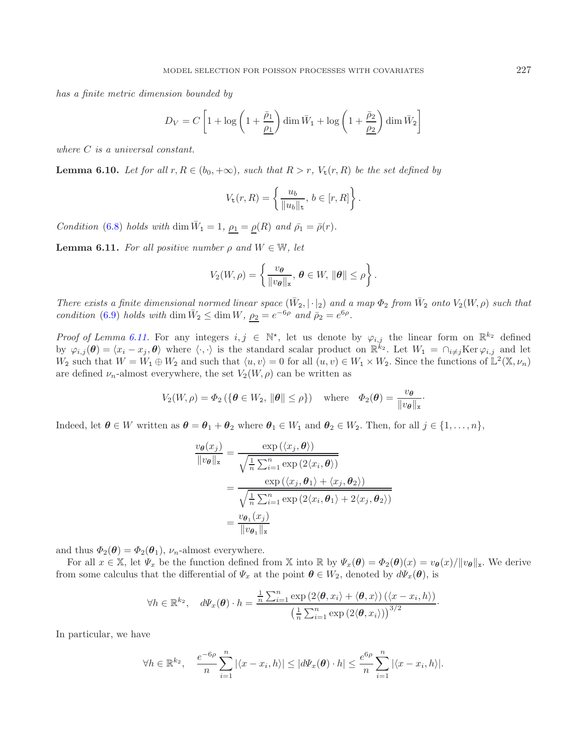*has a finite metric dimension bounded by*

$$D_V = C\left[1 + \log\left(1 + \frac{\bar{\rho}_1}{\underline{\rho_1}}\right)\dim \bar{W}_1 + \log\left(1 + \frac{\bar{\rho}_2}{\underline{\rho_2}}\right)\dim \bar{W}_2\right]$$

*where $C$ is a universal constant.*

**Lemma 6.10.** *Let for all $r, R \in (b_0, +\infty)$, such that $R > r$, $V_{\mathtt{t}}(r,R)$ be the set defined by*

$$V_{\mathtt{t}}(r,R) = \left\{\frac{u_b}{\|u_b\|_{\mathtt{t}}},\, b \in [r,R]\right\}.$$

*Condition* (6.8) *holds with* $\dim \bar{W}_1 = 1$, $\underline{\rho_1} = \underline{\rho}(R)$ *and* $\bar{\rho}_1 = \bar{\rho}(r)$.

**Lemma 6.11.** *For all positive number $\rho$ and $W \in \mathbb{W}$, let*

$$V_2(W,\rho) = \left\{\frac{v_{\boldsymbol{\theta}}}{\|v_{\boldsymbol{\theta}}\|_{\mathtt{x}}},\, \boldsymbol{\theta} \in W,\, \|\boldsymbol{\theta}\| \le \rho\right\}.$$

*There exists a finite dimensional normed linear space $(\bar{W}_2, |\cdot|_2)$ and a map $\Phi_2$ from $\bar{W}_2$ onto $V_2(W,\rho)$ such that condition* (6.9) *holds with* $\dim \bar{W}_2 \le \dim W$, $\underline{\rho_2} = e^{-6\rho}$ *and* $\bar{\rho}_2 = e^{6\rho}$.

*Proof of Lemma 6.11.* For any integers $i, j \in \mathbb{N}^\star$, let us denote by $\varphi_{i,j}$ the linear form on $\mathbb{R}^{k_2}$ defined by $\varphi_{i,j}(\boldsymbol{\theta}) = \langle x_i - x_j, \boldsymbol{\theta}\rangle$ where $\langle\cdot,\cdot\rangle$ is the standard scalar product on $\mathbb{R}^{k_2}$. Let $W_1 = \cap_{i\neq j}\mathrm{Ker}\,\varphi_{i,j}$ and let $W_2$ such that $W = W_1 \oplus W_2$ and such that $\langle u, v\rangle = 0$ for all $(u,v) \in W_1 \times W_2$. Since the functions of $\mathbb{L}^2(\mathbb{X}, \nu_n)$ are defined $\nu_n$-almost everywhere, the set $V_2(W,\rho)$ can be written as

$$V_2(W,\rho) = \Phi_2\left(\{\boldsymbol{\theta} \in W_2,\, \|\boldsymbol{\theta}\| \le \rho\}\right) \quad \text{where} \quad \Phi_2(\boldsymbol{\theta}) = \frac{v_{\boldsymbol{\theta}}}{\|v_{\boldsymbol{\theta}}\|_{\mathtt{x}}}.$$

Indeed, let $\boldsymbol{\theta} \in W$ written as $\boldsymbol{\theta} = \boldsymbol{\theta}_1 + \boldsymbol{\theta}_2$ where $\boldsymbol{\theta}_1 \in W_1$ and $\boldsymbol{\theta}_2 \in W_2$. Then, for all $j \in \{1,\ldots,n\}$,

$$\begin{aligned}
\frac{v_{\boldsymbol{\theta}}(x_j)}{\|v_{\boldsymbol{\theta}}\|_{\mathtt{x}}} &= \frac{\exp\left(\langle x_j, \boldsymbol{\theta}\rangle\right)}{\sqrt{\frac{1}{n}\sum_{i=1}^n \exp\left(2\langle x_i, \boldsymbol{\theta}\rangle\right)}}\\
&= \frac{\exp\left(\langle x_j, \boldsymbol{\theta}_1\rangle + \langle x_j, \boldsymbol{\theta}_2\rangle\right)}{\sqrt{\frac{1}{n}\sum_{i=1}^n \exp\left(2\langle x_i, \boldsymbol{\theta}_1\rangle + 2\langle x_j, \boldsymbol{\theta}_2\rangle\right)}}\\
&= \frac{v_{\boldsymbol{\theta}_1}(x_j)}{\|v_{\boldsymbol{\theta}_1}\|_{\mathtt{x}}}
\end{aligned}$$

and thus $\Phi_2(\boldsymbol{\theta}) = \Phi_2(\boldsymbol{\theta}_1)$, $\nu_n$-almost everywhere.

For all $x \in \mathbb{X}$, let $\Psi_x$ be the function defined from $\mathbb{X}$ into $\mathbb{R}$ by $\Psi_x(\boldsymbol{\theta}) = \Phi_2(\boldsymbol{\theta})(x) = v_{\boldsymbol{\theta}}(x)/\|v_{\boldsymbol{\theta}}\|_{\mathtt{x}}$. We derive from some calculus that the differential of $\Psi_x$ at the point $\boldsymbol{\theta} \in W_2$, denoted by $d\Psi_x(\boldsymbol{\theta})$, is

$$\forall h \in \mathbb{R}^{k_2}, \quad d\Psi_x(\boldsymbol{\theta})\cdot h = \frac{\frac{1}{n}\sum_{i=1}^n \exp\left(2\langle \boldsymbol{\theta}, x_i\rangle + \langle \boldsymbol{\theta}, x\rangle\right)\left(\langle x - x_i, h\rangle\right)}{\left(\frac{1}{n}\sum_{i=1}^n \exp\left(2\langle \boldsymbol{\theta}, x_i\rangle\right)\right)^{3/2}}.$$

In particular, we have

$$\forall h \in \mathbb{R}^{k_2}, \quad \frac{e^{-6\rho}}{n}\sum_{i=1}^n |\langle x - x_i, h\rangle| \le |d\Psi_x(\boldsymbol{\theta})\cdot h| \le \frac{e^{6\rho}}{n}\sum_{i=1}^n |\langle x - x_i, h\rangle|.$$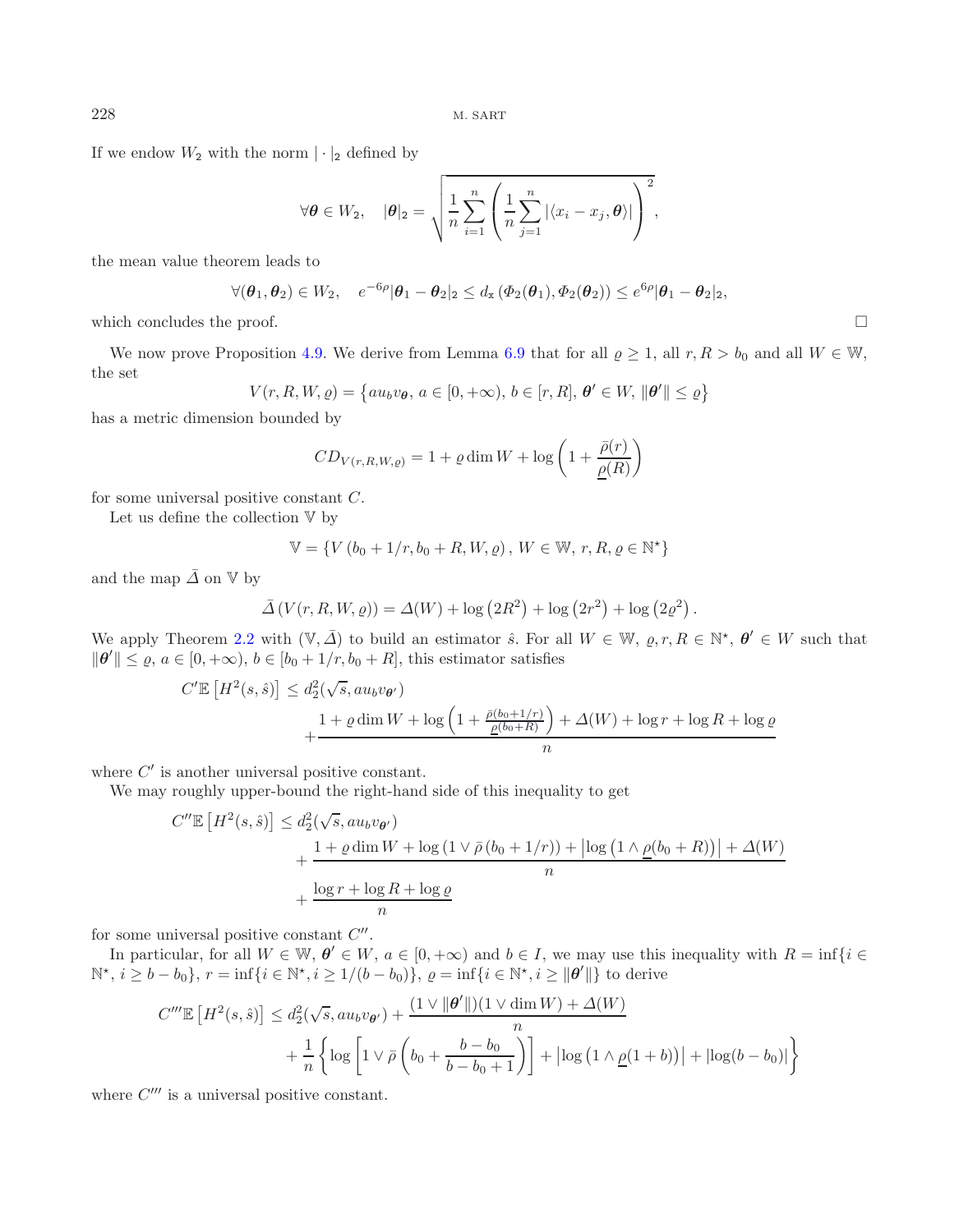If we endow $W_2$ with the norm $|\cdot|_2$ defined by

$$\forall \boldsymbol{\theta} \in W_2, \quad |\boldsymbol{\theta}|_2 = \sqrt{\frac{1}{n}\sum_{i=1}^{n}\left(\frac{1}{n}\sum_{j=1}^{n}|\langle x_i - x_j, \boldsymbol{\theta}\rangle|\right)^2},$$

the mean value theorem leads to

$$\forall (\boldsymbol{\theta}_1, \boldsymbol{\theta}_2) \in W_2, \quad e^{-6\rho}|\boldsymbol{\theta}_1 - \boldsymbol{\theta}_2|_2 \leq d_{\mathtt{x}}\left(\Phi_2(\boldsymbol{\theta}_1), \Phi_2(\boldsymbol{\theta}_2)\right) \leq e^{6\rho}|\boldsymbol{\theta}_1 - \boldsymbol{\theta}_2|_2,$$

which concludes the proof. $\square$

We now prove Proposition 4.9. We derive from Lemma 6.9 that for all $\varrho \geq 1$, all $r, R > b_0$ and all $W \in \mathbb{W}$, the set

$$V(r, R, W, \varrho) = \left\{a u_b v_{\boldsymbol{\theta}},\, a \in [0, +\infty),\, b \in [r, R],\, \boldsymbol{\theta}' \in W,\, \|\boldsymbol{\theta}'\| \leq \varrho\right\}$$

has a metric dimension bounded by

$$C D_{V(r,R,W,\varrho)} = 1 + \varrho \dim W + \log\left(1 + \frac{\bar{\rho}(r)}{\underline{\rho}(R)}\right)$$

for some universal positive constant $C$.

Let us define the collection $\mathbb{V}$ by

$$\mathbb{V} = \left\{V\left(b_0 + 1/r, b_0 + R, W, \varrho\right),\, W \in \mathbb{W},\, r, R, \varrho \in \mathbb{N}^\star\right\}$$

and the map $\bar{\Delta}$ on $\mathbb{V}$ by

$$\bar{\Delta}\left(V(r, R, W, \varrho)\right) = \Delta(W) + \log\left(2R^2\right) + \log\left(2r^2\right) + \log\left(2\varrho^2\right).$$

We apply Theorem 2.2 with $(\mathbb{V}, \bar{\Delta})$ to build an estimator $\hat{s}$. For all $W \in \mathbb{W}$, $\varrho, r, R \in \mathbb{N}^\star$, $\boldsymbol{\theta}' \in W$ such that $\|\boldsymbol{\theta}'\| \leq \varrho$, $a \in [0, +\infty)$, $b \in [b_0 + 1/r, b_0 + R]$, this estimator satisfies

$$C'\mathbb{E}\left[H^2(s, \hat{s})\right] \leq d_2^2(\sqrt{s}, a u_b v_{\boldsymbol{\theta}'}) + \frac{1 + \varrho \dim W + \log\left(1 + \frac{\bar{\rho}(b_0 + 1/r)}{\underline{\rho}(b_0 + R)}\right) + \Delta(W) + \log r + \log R + \log \varrho}{n}$$

where $C'$ is another universal positive constant.

We may roughly upper-bound the right-hand side of this inequality to get

$$\begin{aligned} C''\mathbb{E}\left[H^2(s, \hat{s})\right] \leq\; & d_2^2(\sqrt{s}, a u_b v_{\boldsymbol{\theta}'}) \\ & + \frac{1 + \varrho \dim W + \log\left(1 \vee \bar{\rho}\left(b_0 + 1/r\right)\right) + \left|\log\left(1 \wedge \underline{\rho}(b_0 + R)\right)\right| + \Delta(W)}{n} \\ & + \frac{\log r + \log R + \log \varrho}{n} \end{aligned}$$

for some universal positive constant $C''$.

In particular, for all $W \in \mathbb{W}$, $\boldsymbol{\theta}' \in W$, $a \in [0, +\infty)$ and $b \in I$, we may use this inequality with $R = \inf\{i \in \mathbb{N}^\star,\, i \geq b - b_0\}$, $r = \inf\{i \in \mathbb{N}^\star, i \geq 1/(b - b_0)\}$, $\varrho = \inf\{i \in \mathbb{N}^\star, i \geq \|\boldsymbol{\theta}'\|\}$ to derive

$$\begin{aligned} C'''\mathbb{E}\left[H^2(s, \hat{s})\right] \leq\; & d_2^2(\sqrt{s}, a u_b v_{\boldsymbol{\theta}'}) + \frac{(1 \vee \|\boldsymbol{\theta}'\|)(1 \vee \dim W) + \Delta(W)}{n} \\ & + \frac{1}{n}\left\{\log\left[1 \vee \bar{\rho}\left(b_0 + \frac{b - b_0}{b - b_0 + 1}\right)\right] + \left|\log\left(1 \wedge \underline{\rho}(1 + b)\right)\right| + \left|\log(b - b_0)\right|\right\} \end{aligned}$$

where $C'''$ is a universal positive constant.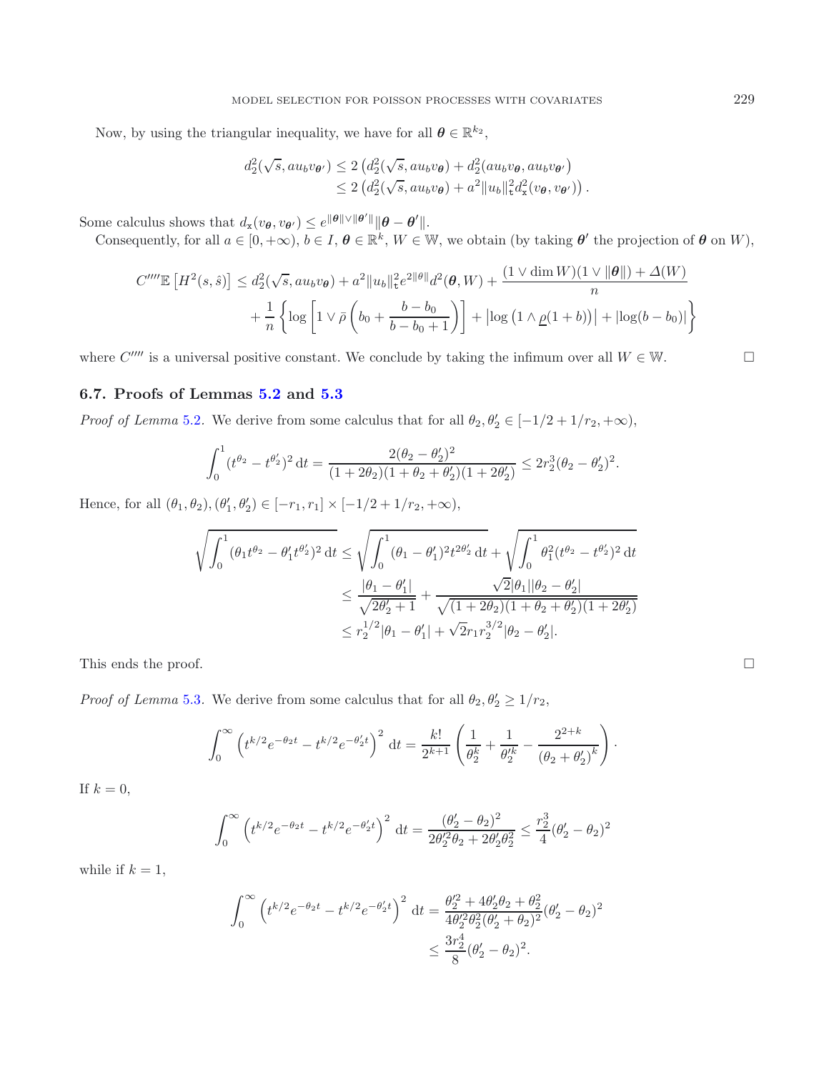Now, by using the triangular inequality, we have for all $\boldsymbol{\theta} \in \mathbb{R}^{k_2}$,

$$
\begin{aligned}
d_2^2(\sqrt{s}, a u_b v_{\boldsymbol{\theta}'}) &\leq 2\left(d_2^2(\sqrt{s}, a u_b v_{\boldsymbol{\theta}}) + d_2^2(a u_b v_{\boldsymbol{\theta}}, a u_b v_{\boldsymbol{\theta}'})\right) \\
&\leq 2\left(d_2^2(\sqrt{s}, a u_b v_{\boldsymbol{\theta}}) + a^2 \|u_b\|_{\mathtt{t}}^2 d_{\mathtt{x}}^2(v_{\boldsymbol{\theta}}, v_{\boldsymbol{\theta}'})\right).
\end{aligned}
$$

Some calculus shows that $d_{\mathtt{x}}(v_{\boldsymbol{\theta}}, v_{\boldsymbol{\theta}'}) \leq e^{\|\boldsymbol{\theta}\| \vee \|\boldsymbol{\theta}'\|} \|\boldsymbol{\theta} - \boldsymbol{\theta}'\|$.

Consequently, for all $a \in [0, +\infty)$, $b \in I$, $\boldsymbol{\theta} \in \mathbb{R}^k$, $W \in \mathbb{W}$, we obtain (by taking $\boldsymbol{\theta}'$ the projection of $\boldsymbol{\theta}$ on $W$),

$$
\begin{aligned}
C'''' \mathbb{E}\left[H^2(s, \hat{s})\right] &\leq d_2^2(\sqrt{s}, a u_b v_{\boldsymbol{\theta}}) + a^2 \|u_b\|_{\mathtt{t}}^2 e^{2\|\boldsymbol{\theta}\|} d^2(\boldsymbol{\theta}, W) + \frac{(1 \vee \dim W)(1 \vee \|\boldsymbol{\theta}\|) + \Delta(W)}{n} \\
&\quad + \frac{1}{n}\left\{\log\left[1 \vee \bar{\rho}\left(b_0 + \frac{b - b_0}{b - b_0 + 1}\right)\right] + \left|\log\left(1 \wedge \underline{\rho}(1 + b)\right)\right| + |\log(b - b_0)|\right\}
\end{aligned}
$$

where $C''''$ is a universal positive constant. We conclude by taking the infimum over all $W \in \mathbb{W}$. □

### 6.7. Proofs of Lemmas 5.2 and 5.3

*Proof of Lemma* 5.2. We derive from some calculus that for all $\theta_2, \theta_2' \in [-1/2 + 1/r_2, +\infty)$,

$$
\int_0^1 (t^{\theta_2} - t^{\theta_2'})^2 \,\mathrm{d}t = \frac{2(\theta_2 - \theta_2')^2}{(1 + 2\theta_2)(1 + \theta_2 + \theta_2')(1 + 2\theta_2')} \leq 2 r_2^3 (\theta_2 - \theta_2')^2.
$$

Hence, for all $(\theta_1, \theta_2), (\theta_1', \theta_2') \in [-r_1, r_1] \times [-1/2 + 1/r_2, +\infty)$,

$$
\begin{aligned}
\sqrt{\int_0^1 (\theta_1 t^{\theta_2} - \theta_1' t^{\theta_2'})^2 \,\mathrm{d}t} &\leq \sqrt{\int_0^1 (\theta_1 - \theta_1')^2 t^{2\theta_2'} \,\mathrm{d}t} + \sqrt{\int_0^1 \theta_1^2 (t^{\theta_2} - t^{\theta_2'})^2 \,\mathrm{d}t} \\
&\leq \frac{|\theta_1 - \theta_1'|}{\sqrt{2\theta_2' + 1}} + \frac{\sqrt{2}|\theta_1||\theta_2 - \theta_2'|}{\sqrt{(1 + 2\theta_2)(1 + \theta_2 + \theta_2')(1 + 2\theta_2')}} \\
&\leq r_2^{1/2} |\theta_1 - \theta_1'| + \sqrt{2} r_1 r_2^{3/2} |\theta_2 - \theta_2'|.
\end{aligned}
$$

This ends the proof. □

*Proof of Lemma* 5.3. We derive from some calculus that for all $\theta_2, \theta_2' \geq 1/r_2$,

$$
\int_0^\infty \left(t^{k/2} e^{-\theta_2 t} - t^{k/2} e^{-\theta_2' t}\right)^2 \,\mathrm{d}t = \frac{k!}{2^{k+1}} \left(\frac{1}{\theta_2^k} + \frac{1}{\theta_2'^k} - \frac{2^{2+k}}{(\theta_2 + \theta_2')^k}\right).
$$

If $k = 0$,

$$
\int_0^\infty \left(t^{k/2} e^{-\theta_2 t} - t^{k/2} e^{-\theta_2' t}\right)^2 \,\mathrm{d}t = \frac{(\theta_2' - \theta_2)^2}{2\theta_2'^2 \theta_2 + 2\theta_2' \theta_2^2} \leq \frac{r_2^3}{4} (\theta_2' - \theta_2)^2
$$

while if $k = 1$,

$$
\begin{aligned}
\int_0^\infty \left(t^{k/2} e^{-\theta_2 t} - t^{k/2} e^{-\theta_2' t}\right)^2 \,\mathrm{d}t &= \frac{\theta_2'^2 + 4\theta_2' \theta_2 + \theta_2^2}{4\theta_2'^2 \theta_2^2 (\theta_2' + \theta_2)^2} (\theta_2' - \theta_2)^2 \\
&\leq \frac{3 r_2^4}{8} (\theta_2' - \theta_2)^2.
\end{aligned}
$$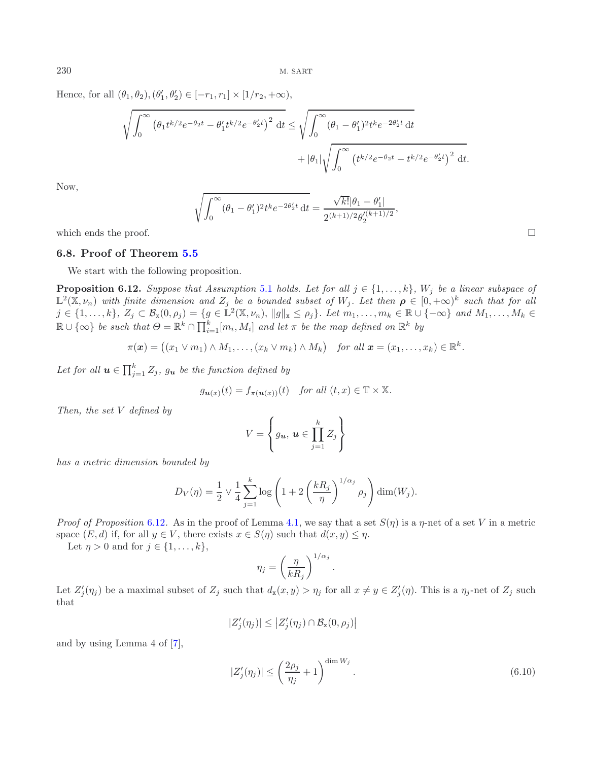Hence, for all $(\theta_1, \theta_2), (\theta_1', \theta_2') \in [-r_1, r_1] \times [1/r_2, +\infty)$,

$$\sqrt{\int_0^\infty \left(\theta_1 t^{k/2} e^{-\theta_2 t} - \theta_1' t^{k/2} e^{-\theta_2' t}\right)^2 \mathrm{d}t} \leq \sqrt{\int_0^\infty (\theta_1 - \theta_1')^2 t^k e^{-2\theta_2' t}\, \mathrm{d}t} + |\theta_1| \sqrt{\int_0^\infty \left(t^{k/2} e^{-\theta_2 t} - t^{k/2} e^{-\theta_2' t}\right)^2 \mathrm{d}t}.$$

Now,

$$\sqrt{\int_0^\infty (\theta_1 - \theta_1')^2 t^k e^{-2\theta_2' t}\, \mathrm{d}t} = \frac{\sqrt{k!}|\theta_1 - \theta_1'|}{2^{(k+1)/2} \theta_2'^{(k+1)/2}},$$

which ends the proof. $\square$

### 6.8. Proof of Theorem 5.5

We start with the following proposition.

**Proposition 6.12.** *Suppose that Assumption 5.1 holds. Let for all $j \in \{1, \ldots, k\}$, $W_j$ be a linear subspace of $\mathbb{L}^2(\mathbb{X}, \nu_n)$ with finite dimension and $Z_j$ be a bounded subset of $W_j$. Let then $\boldsymbol{\rho} \in [0, +\infty)^k$ such that for all $j \in \{1, \ldots, k\}$, $Z_j \subset \mathcal{B}_{\mathtt{x}}(0, \rho_j) = \{g \in \mathbb{L}^2(\mathbb{X}, \nu_n),\ \|g\|_{\mathtt{x}} \leq \rho_j\}$. Let $m_1, \ldots, m_k \in \mathbb{R} \cup \{-\infty\}$ and $M_1, \ldots, M_k \in \mathbb{R} \cup \{\infty\}$ be such that $\Theta = \mathbb{R}^k \cap \prod_{i=1}^k [m_i, M_i]$ and let $\pi$ be the map defined on $\mathbb{R}^k$ by*

$$\pi(\boldsymbol{x}) = \left((x_1 \vee m_1) \wedge M_1, \ldots, (x_k \vee m_k) \wedge M_k\right) \quad \text{for all } \boldsymbol{x} = (x_1, \ldots, x_k) \in \mathbb{R}^k.$$

*Let for all $\boldsymbol{u} \in \prod_{j=1}^k Z_j$, $g_{\boldsymbol{u}}$ be the function defined by*

$$g_{\boldsymbol{u}(x)}(t) = f_{\pi(\boldsymbol{u}(x))}(t) \quad \text{for all } (t, x) \in \mathbb{T} \times \mathbb{X}.$$

*Then, the set $V$ defined by*

$$V = \left\{ g_{\boldsymbol{u}},\ \boldsymbol{u} \in \prod_{j=1}^k Z_j \right\}$$

*has a metric dimension bounded by*

$$D_V(\eta) = \frac{1}{2} \vee \frac{1}{4} \sum_{j=1}^k \log\left(1 + 2\left(\frac{kR_j}{\eta}\right)^{1/\alpha_j} \rho_j\right) \dim(W_j).$$

*Proof of Proposition 6.12.* As in the proof of Lemma 4.1, we say that a set $S(\eta)$ is a $\eta$-net of a set $V$ in a metric space $(E, d)$ if, for all $y \in V$, there exists $x \in S(\eta)$ such that $d(x, y) \leq \eta$.

Let $\eta > 0$ and for $j \in \{1, \ldots, k\}$,

$$\eta_j = \left(\frac{\eta}{kR_j}\right)^{1/\alpha_j}.$$

Let $Z_j'(\eta_j)$ be a maximal subset of $Z_j$ such that $d_{\mathtt{x}}(x, y) > \eta_j$ for all $x \neq y \in Z_j'(\eta)$. This is a $\eta_j$-net of $Z_j$ such that

$$|Z_j'(\eta_j)| \leq \left|Z_j'(\eta_j) \cap \mathcal{B}_{\mathtt{x}}(0, \rho_j)\right|$$

and by using Lemma 4 of [7],

$$|Z_j'(\eta_j)| \leq \left(\frac{2\rho_j}{\eta_j} + 1\right)^{\dim W_j}. \tag{6.10}$$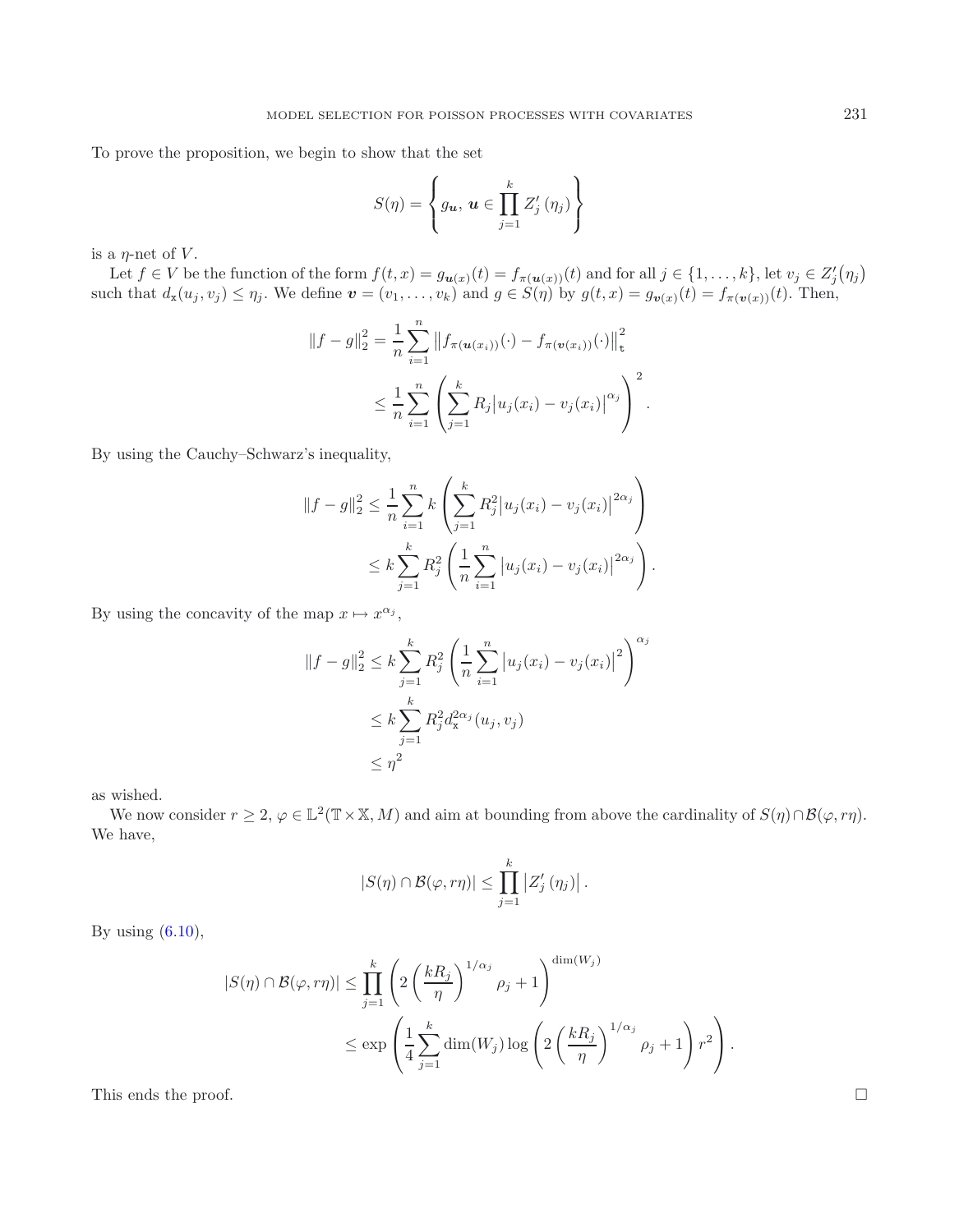To prove the proposition, we begin to show that the set

$$S(\eta) = \left\{ g_{\boldsymbol{u}},\ \boldsymbol{u} \in \prod_{j=1}^{k} Z_j'(\eta_j) \right\}$$

is a $\eta$-net of $V$.

Let $f \in V$ be the function of the form $f(t,x) = g_{\boldsymbol{u}(x)}(t) = f_{\pi(\boldsymbol{u}(x))}(t)$ and for all $j \in \{1, \ldots, k\}$, let $v_j \in Z_j'(\eta_j)$ such that $d_{\mathbf{x}}(u_j, v_j) \leq \eta_j$. We define $\boldsymbol{v} = (v_1, \ldots, v_k)$ and $g \in S(\eta)$ by $g(t,x) = g_{\boldsymbol{v}(x)}(t) = f_{\pi(\boldsymbol{v}(x))}(t)$. Then,

$$\begin{aligned}
\|f - g\|_2^2 &= \frac{1}{n} \sum_{i=1}^{n} \left\| f_{\pi(\boldsymbol{u}(x_i))}(\cdot) - f_{\pi(\boldsymbol{v}(x_i))}(\cdot) \right\|_{\mathfrak{t}}^2 \\
&\leq \frac{1}{n} \sum_{i=1}^{n} \left( \sum_{j=1}^{k} R_j \left| u_j(x_i) - v_j(x_i) \right|^{\alpha_j} \right)^2.
\end{aligned}$$

By using the Cauchy–Schwarz's inequality,

$$\begin{aligned}
\|f - g\|_2^2 &\leq \frac{1}{n} \sum_{i=1}^{n} k \left( \sum_{j=1}^{k} R_j^2 \left| u_j(x_i) - v_j(x_i) \right|^{2\alpha_j} \right) \\
&\leq k \sum_{j=1}^{k} R_j^2 \left( \frac{1}{n} \sum_{i=1}^{n} \left| u_j(x_i) - v_j(x_i) \right|^{2\alpha_j} \right).
\end{aligned}$$

By using the concavity of the map $x \mapsto x^{\alpha_j}$,

$$\begin{aligned}
\|f - g\|_2^2 &\leq k \sum_{j=1}^{k} R_j^2 \left( \frac{1}{n} \sum_{i=1}^{n} \left| u_j(x_i) - v_j(x_i) \right|^{2} \right)^{\alpha_j} \\
&\leq k \sum_{j=1}^{k} R_j^2 d_{\mathbf{x}}^{2\alpha_j}(u_j, v_j) \\
&\leq \eta^2
\end{aligned}$$

as wished.

We now consider $r \geq 2$, $\varphi \in \mathbb{L}^2(\mathbb{T} \times \mathbb{X}, M)$ and aim at bounding from above the cardinality of $S(\eta) \cap \mathcal{B}(\varphi, r\eta)$. We have,

$$|S(\eta) \cap \mathcal{B}(\varphi, r\eta)| \leq \prod_{j=1}^{k} \left| Z_j'(\eta_j) \right|.$$

By using (6.10),

$$\begin{aligned}
|S(\eta) \cap \mathcal{B}(\varphi, r\eta)| &\leq \prod_{j=1}^{k} \left( 2 \left( \frac{kR_j}{\eta} \right)^{1/\alpha_j} \rho_j + 1 \right)^{\dim(W_j)} \\
&\leq \exp\left( \frac{1}{4} \sum_{j=1}^{k} \dim(W_j) \log\left( 2 \left( \frac{kR_j}{\eta} \right)^{1/\alpha_j} \rho_j + 1 \right) r^2 \right).
\end{aligned}$$

This ends the proof. $\square$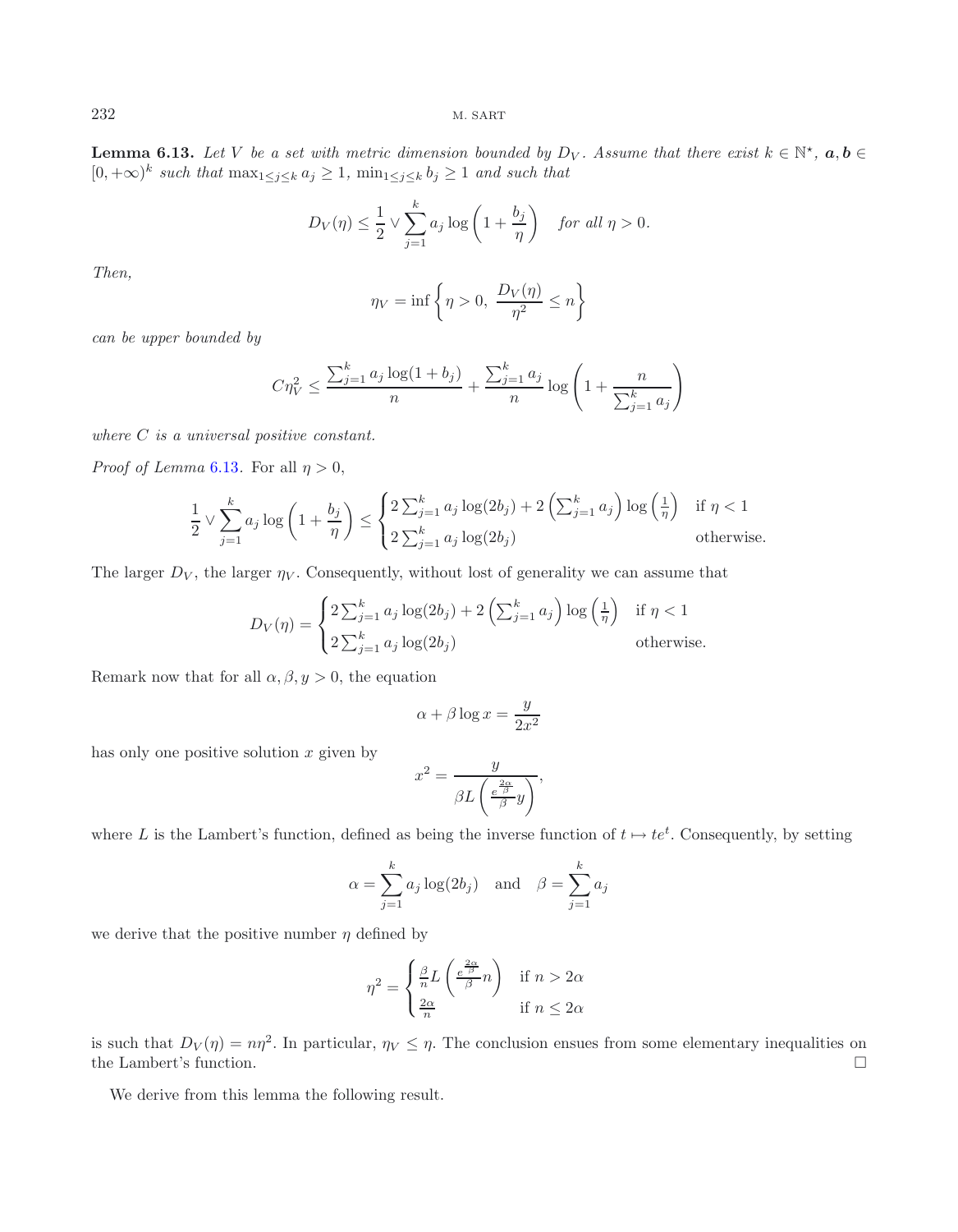**Lemma 6.13.** *Let $V$ be a set with metric dimension bounded by $D_V$. Assume that there exist $k \in \mathbb{N}^\star$, $\boldsymbol{a}, \boldsymbol{b} \in [0, +\infty)^k$ such that $\max_{1 \le j \le k} a_j \ge 1$, $\min_{1 \le j \le k} b_j \ge 1$ and such that*

$$D_V(\eta) \le \frac{1}{2} \vee \sum_{j=1}^{k} a_j \log\left(1 + \frac{b_j}{\eta}\right) \quad \text{for all } \eta > 0.$$

*Then,*

$$\eta_V = \inf\left\{\eta > 0,\ \frac{D_V(\eta)}{\eta^2} \le n\right\}$$

*can be upper bounded by*

$$C\eta_V^2 \le \frac{\sum_{j=1}^{k} a_j \log(1 + b_j)}{n} + \frac{\sum_{j=1}^{k} a_j}{n} \log\left(1 + \frac{n}{\sum_{j=1}^{k} a_j}\right)$$

*where $C$ is a universal positive constant.*

*Proof of Lemma 6.13.* For all $\eta > 0$,

$$\frac{1}{2} \vee \sum_{j=1}^{k} a_j \log\left(1 + \frac{b_j}{\eta}\right) \le \begin{cases} 2\sum_{j=1}^{k} a_j \log(2b_j) + 2\left(\sum_{j=1}^{k} a_j\right) \log\left(\frac{1}{\eta}\right) & \text{if } \eta < 1 \\ 2\sum_{j=1}^{k} a_j \log(2b_j) & \text{otherwise.} \end{cases}$$

The larger $D_V$, the larger $\eta_V$. Consequently, without lost of generality we can assume that

$$D_V(\eta) = \begin{cases} 2\sum_{j=1}^{k} a_j \log(2b_j) + 2\left(\sum_{j=1}^{k} a_j\right) \log\left(\frac{1}{\eta}\right) & \text{if } \eta < 1 \\ 2\sum_{j=1}^{k} a_j \log(2b_j) & \text{otherwise.} \end{cases}$$

Remark now that for all $\alpha, \beta, y > 0$, the equation

$$\alpha + \beta \log x = \frac{y}{2x^2}$$

has only one positive solution $x$ given by

$$x^2 = \frac{y}{\beta L\left(\frac{e^{\frac{2\alpha}{\beta}}}{\beta} y\right)},$$

where $L$ is the Lambert's function, defined as being the inverse function of $t \mapsto te^t$. Consequently, by setting

$$\alpha = \sum_{j=1}^{k} a_j \log(2b_j) \quad \text{and} \quad \beta = \sum_{j=1}^{k} a_j$$

we derive that the positive number $\eta$ defined by

$$\eta^2 = \begin{cases} \frac{\beta}{n} L\left(\frac{e^{\frac{2\alpha}{\beta}}}{\beta} n\right) & \text{if } n > 2\alpha \\ \frac{2\alpha}{n} & \text{if } n \le 2\alpha \end{cases}$$

is such that $D_V(\eta) = n\eta^2$. In particular, $\eta_V \le \eta$. The conclusion ensues from some elementary inequalities on the Lambert's function. $\square$

We derive from this lemma the following result.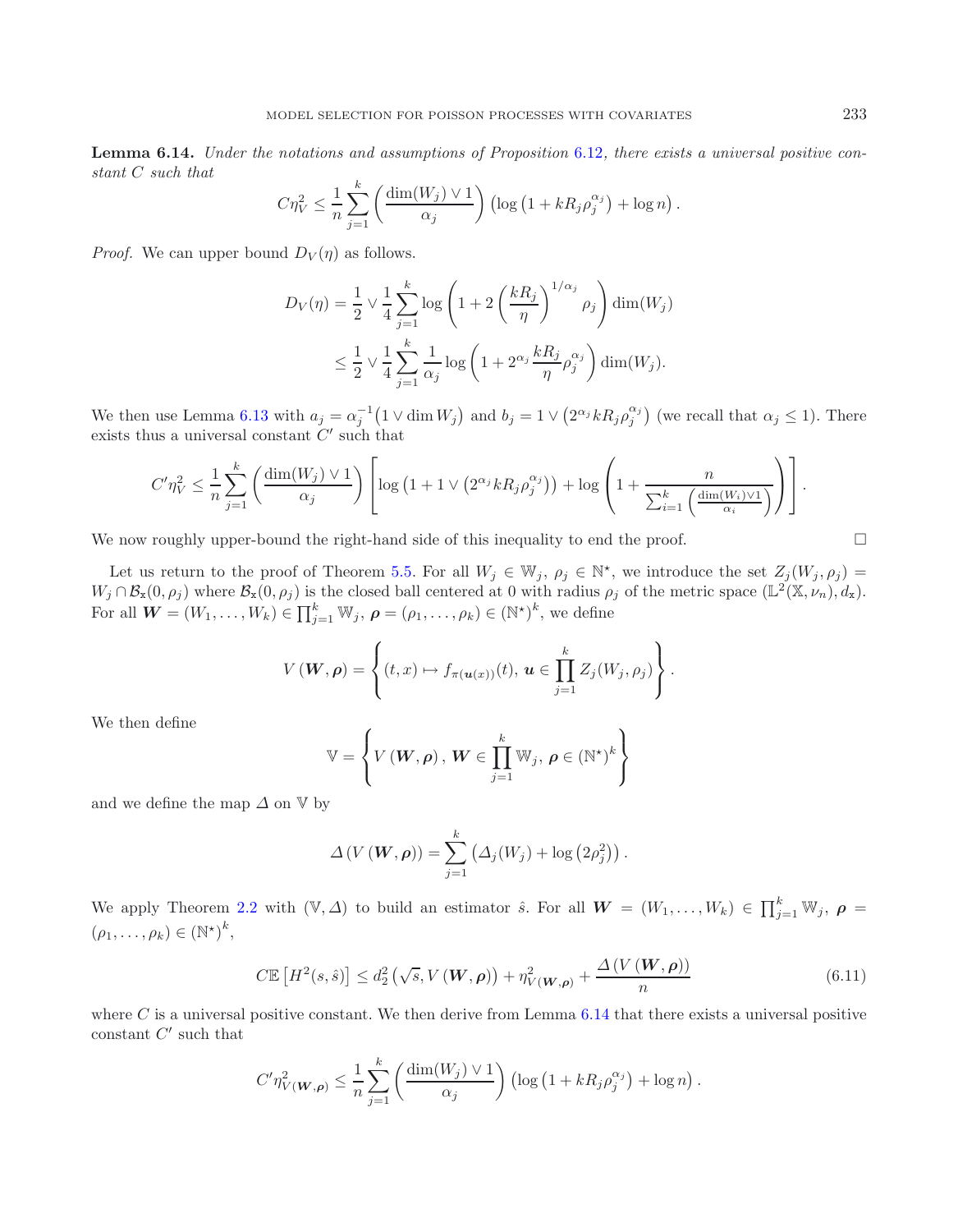**Lemma 6.14.** *Under the notations and assumptions of Proposition 6.12, there exists a universal positive constant $C$ such that*

$$C\eta_V^2 \le \frac{1}{n}\sum_{j=1}^{k}\left(\frac{\dim(W_j)\vee 1}{\alpha_j}\right)\left(\log\left(1+kR_j\rho_j^{\alpha_j}\right)+\log n\right).$$

*Proof.* We can upper bound $D_V(\eta)$ as follows.

$$\begin{aligned}
D_V(\eta) &= \frac{1}{2}\vee\frac{1}{4}\sum_{j=1}^{k}\log\left(1+2\left(\frac{kR_j}{\eta}\right)^{1/\alpha_j}\rho_j\right)\dim(W_j)\\
&\le \frac{1}{2}\vee\frac{1}{4}\sum_{j=1}^{k}\frac{1}{\alpha_j}\log\left(1+2^{\alpha_j}\frac{kR_j}{\eta}\rho_j^{\alpha_j}\right)\dim(W_j).
\end{aligned}$$

We then use Lemma 6.13 with $a_j = \alpha_j^{-1}\big(1\vee\dim W_j\big)$ and $b_j = 1\vee\big(2^{\alpha_j}kR_j\rho_j^{\alpha_j}\big)$ (we recall that $\alpha_j\le 1$). There exists thus a universal constant $C'$ such that

$$C'\eta_V^2 \le \frac{1}{n}\sum_{j=1}^{k}\left(\frac{\dim(W_j)\vee 1}{\alpha_j}\right)\left[\log\left(1+1\vee\left(2^{\alpha_j}kR_j\rho_j^{\alpha_j}\right)\right)+\log\left(1+\frac{n}{\sum_{i=1}^{k}\left(\frac{\dim(W_i)\vee 1}{\alpha_i}\right)}\right)\right].$$

We now roughly upper-bound the right-hand side of this inequality to end the proof. □

Let us return to the proof of Theorem 5.5. For all $W_j\in\mathbb{W}_j$, $\rho_j\in\mathbb{N}^\star$, we introduce the set $Z_j(W_j,\rho_j) = W_j\cap\mathcal{B}_{\mathbf{x}}(0,\rho_j)$ where $\mathcal{B}_{\mathbf{x}}(0,\rho_j)$ is the closed ball centered at 0 with radius $\rho_j$ of the metric space $(\mathbb{L}^2(\mathbb{X},\nu_n),d_{\mathbf{x}})$. For all $\boldsymbol{W}=(W_1,\ldots,W_k)\in\prod_{j=1}^{k}\mathbb{W}_j$, $\boldsymbol{\rho}=(\rho_1,\ldots,\rho_k)\in(\mathbb{N}^\star)^k$, we define

$$V\left(\boldsymbol{W},\boldsymbol{\rho}\right) = \left\{(t,x)\mapsto f_{\pi(\boldsymbol{u}(x))}(t),\ \boldsymbol{u}\in\prod_{j=1}^{k}Z_j(W_j,\rho_j)\right\}.$$

We then define

$$\mathbb{V} = \left\{V\left(\boldsymbol{W},\boldsymbol{\rho}\right),\ \boldsymbol{W}\in\prod_{j=1}^{k}\mathbb{W}_j,\ \boldsymbol{\rho}\in(\mathbb{N}^\star)^k\right\}$$

and we define the map $\varDelta$ on $\mathbb{V}$ by

$$\varDelta\left(V\left(\boldsymbol{W},\boldsymbol{\rho}\right)\right) = \sum_{j=1}^{k}\left(\varDelta_j(W_j)+\log\left(2\rho_j^2\right)\right).$$

We apply Theorem 2.2 with $(\mathbb{V},\varDelta)$ to build an estimator $\hat{s}$. For all $\boldsymbol{W}=(W_1,\ldots,W_k)\in\prod_{j=1}^{k}\mathbb{W}_j$, $\boldsymbol{\rho}=(\rho_1,\ldots,\rho_k)\in(\mathbb{N}^\star)^k$,

$$C\mathbb{E}\left[H^2(s,\hat{s})\right]\le d_2^2\left(\sqrt{s},V\left(\boldsymbol{W},\boldsymbol{\rho}\right)\right)+\eta^2_{V(\boldsymbol{W},\boldsymbol{\rho})}+\frac{\varDelta\left(V\left(\boldsymbol{W},\boldsymbol{\rho}\right)\right)}{n} \tag{6.11}$$

where $C$ is a universal positive constant. We then derive from Lemma 6.14 that there exists a universal positive constant $C'$ such that

$$C'\eta^2_{V(\boldsymbol{W},\boldsymbol{\rho})}\le\frac{1}{n}\sum_{j=1}^{k}\left(\frac{\dim(W_j)\vee 1}{\alpha_j}\right)\left(\log\left(1+kR_j\rho_j^{\alpha_j}\right)+\log n\right).$$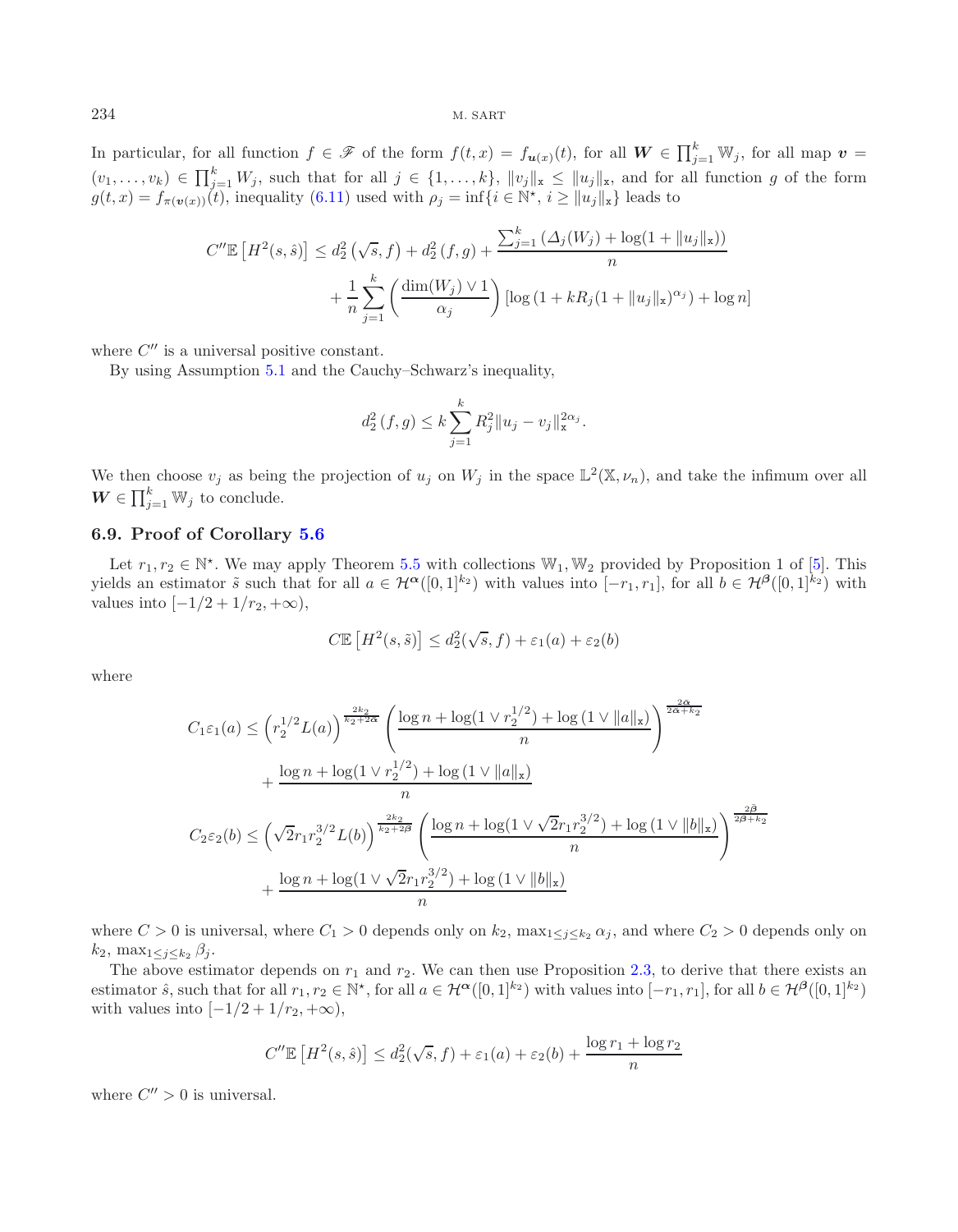In particular, for all function $f \in \mathscr{F}$ of the form $f(t,x) = f_{\boldsymbol{u}(x)}(t)$, for all $\boldsymbol{W} \in \prod_{j=1}^{k} \mathbb{W}_j$, for all map $\boldsymbol{v} = (v_1, \ldots, v_k) \in \prod_{j=1}^{k} W_j$, such that for all $j \in \{1, \ldots, k\}$, $\|v_j\|_{\mathtt{x}} \leq \|u_j\|_{\mathtt{x}}$, and for all function $g$ of the form $g(t,x) = f_{\pi(\boldsymbol{v}(x))}(t)$, inequality (6.11) used with $\rho_j = \inf\{i \in \mathbb{N}^\star,\, i \geq \|u_j\|_{\mathtt{x}}\}$ leads to

$$C'' \mathbb{E}\left[H^2(s,\hat{s})\right] \leq d_2^2\left(\sqrt{s}, f\right) + d_2^2\left(f, g\right) + \frac{\sum_{j=1}^{k} \left(\Delta_j(W_j) + \log(1 + \|u_j\|_{\mathtt{x}})\right)}{n}$$

$$+ \frac{1}{n} \sum_{j=1}^{k} \left(\frac{\dim(W_j) \vee 1}{\alpha_j}\right) \left[\log\left(1 + kR_j(1 + \|u_j\|_{\mathtt{x}})^{\alpha_j}\right) + \log n\right]$$

where $C''$ is a universal positive constant.

By using Assumption 5.1 and the Cauchy–Schwarz's inequality,

$$d_2^2\left(f, g\right) \leq k \sum_{j=1}^{k} R_j^2 \|u_j - v_j\|_{\mathtt{x}}^{2\alpha_j}.$$

We then choose $v_j$ as being the projection of $u_j$ on $W_j$ in the space $\mathbb{L}^2(\mathbb{X}, \nu_n)$, and take the infimum over all $\boldsymbol{W} \in \prod_{j=1}^{k} \mathbb{W}_j$ to conclude.

### 6.9. Proof of Corollary 5.6

Let $r_1, r_2 \in \mathbb{N}^\star$. We may apply Theorem 5.5 with collections $\mathbb{W}_1, \mathbb{W}_2$ provided by Proposition 1 of [5]. This yields an estimator $\tilde{s}$ such that for all $a \in \mathcal{H}^{\boldsymbol{\alpha}}([0,1]^{k_2})$ with values into $[-r_1, r_1]$, for all $b \in \mathcal{H}^{\boldsymbol{\beta}}([0,1]^{k_2})$ with values into $[-1/2 + 1/r_2, +\infty)$,

$$C\mathbb{E}\left[H^2(s,\tilde{s})\right] \leq d_2^2(\sqrt{s}, f) + \varepsilon_1(a) + \varepsilon_2(b)$$

where

$$C_1 \varepsilon_1(a) \leq \left(r_2^{1/2} L(a)\right)^{\frac{2k_2}{k_2 + 2\bar{\alpha}}} \left(\frac{\log n + \log(1 \vee r_2^{1/2}) + \log\left(1 \vee \|a\|_{\mathtt{x}}\right)}{n}\right)^{\frac{2\bar{\alpha}}{2\bar{\alpha} + k_2}}$$

$$+ \frac{\log n + \log(1 \vee r_2^{1/2}) + \log\left(1 \vee \|a\|_{\mathtt{x}}\right)}{n}$$

$$C_2 \varepsilon_2(b) \leq \left(\sqrt{2} r_1 r_2^{3/2} L(b)\right)^{\frac{2k_2}{k_2 + 2\bar{\beta}}} \left(\frac{\log n + \log(1 \vee \sqrt{2} r_1 r_2^{3/2}) + \log\left(1 \vee \|b\|_{\mathtt{x}}\right)}{n}\right)^{\frac{2\bar{\beta}}{2\bar{\beta} + k_2}}$$

$$+ \frac{\log n + \log(1 \vee \sqrt{2} r_1 r_2^{3/2}) + \log\left(1 \vee \|b\|_{\mathtt{x}}\right)}{n}$$

where $C > 0$ is universal, where $C_1 > 0$ depends only on $k_2$, $\max_{1 \leq j \leq k_2} \alpha_j$, and where $C_2 > 0$ depends only on $k_2$, $\max_{1 \leq j \leq k_2} \beta_j$.

The above estimator depends on $r_1$ and $r_2$. We can then use Proposition 2.3, to derive that there exists an estimator $\hat{s}$, such that for all $r_1, r_2 \in \mathbb{N}^\star$, for all $a \in \mathcal{H}^{\boldsymbol{\alpha}}([0,1]^{k_2})$ with values into $[-r_1, r_1]$, for all $b \in \mathcal{H}^{\boldsymbol{\beta}}([0,1]^{k_2})$ with values into $[-1/2 + 1/r_2, +\infty)$,

$$C'' \mathbb{E}\left[H^2(s,\hat{s})\right] \leq d_2^2(\sqrt{s}, f) + \varepsilon_1(a) + \varepsilon_2(b) + \frac{\log r_1 + \log r_2}{n}$$

where $C'' > 0$ is universal.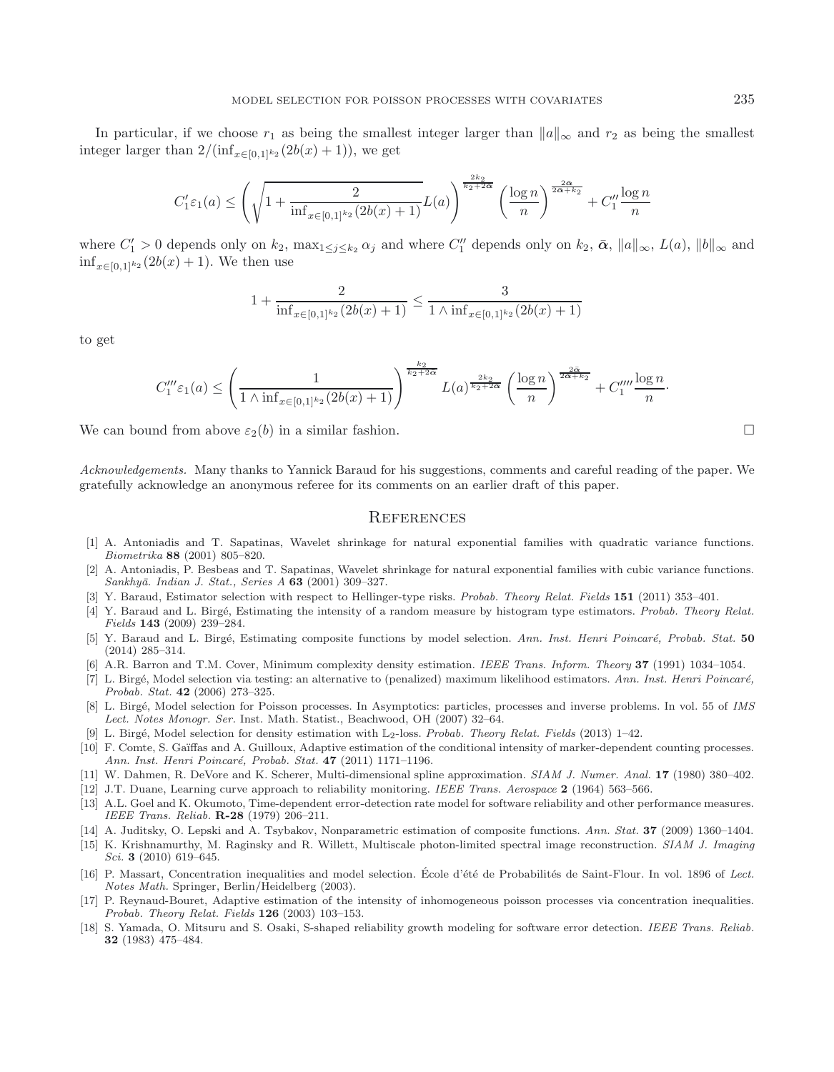In particular, if we choose $r_1$ as being the smallest integer larger than $\|a\|_\infty$ and $r_2$ as being the smallest integer larger than $2/(\inf_{x\in[0,1]^{k_2}}(2b(x)+1))$, we get

$$C_1'\varepsilon_1(a) \leq \left(\sqrt{1+\frac{2}{\inf_{x\in[0,1]^{k_2}}(2b(x)+1)}}L(a)\right)^{\frac{2k_2}{k_2+2\bar{\alpha}}}\left(\frac{\log n}{n}\right)^{\frac{2\bar{\alpha}}{2\bar{\alpha}+k_2}} + C_1''\frac{\log n}{n}$$

where $C_1' > 0$ depends only on $k_2$, $\max_{1\leq j\leq k_2}\alpha_j$ and where $C_1''$ depends only on $k_2$, $\bar{\boldsymbol{\alpha}}$, $\|a\|_\infty$, $L(a)$, $\|b\|_\infty$ and $\inf_{x\in[0,1]^{k_2}}(2b(x)+1)$. We then use

$$1+\frac{2}{\inf_{x\in[0,1]^{k_2}}(2b(x)+1)} \leq \frac{3}{1\wedge\inf_{x\in[0,1]^{k_2}}(2b(x)+1)}$$

to get

$$C_1'''\varepsilon_1(a) \leq \left(\frac{1}{1\wedge\inf_{x\in[0,1]^{k_2}}(2b(x)+1)}\right)^{\frac{k_2}{k_2+2\bar{\alpha}}} L(a)^{\frac{2k_2}{k_2+2\bar{\alpha}}}\left(\frac{\log n}{n}\right)^{\frac{2\bar{\alpha}}{2\bar{\alpha}+k_2}} + C_1''''\frac{\log n}{n}\cdot$$

We can bound from above $\varepsilon_2(b)$ in a similar fashion. □

*Acknowledgements.* Many thanks to Yannick Baraud for his suggestions, comments and careful reading of the paper. We gratefully acknowledge an anonymous referee for its comments on an earlier draft of this paper.

## References

[1] A. Antoniadis and T. Sapatinas, Wavelet shrinkage for natural exponential families with quadratic variance functions. *Biometrika* **88** (2001) 805–820.

[2] A. Antoniadis, P. Besbeas and T. Sapatinas, Wavelet shrinkage for natural exponential families with cubic variance functions. *Sankhyā. Indian J. Stat., Series A* **63** (2001) 309–327.

[3] Y. Baraud, Estimator selection with respect to Hellinger-type risks. *Probab. Theory Relat. Fields* **151** (2011) 353–401.

[4] Y. Baraud and L. Birgé, Estimating the intensity of a random measure by histogram type estimators. *Probab. Theory Relat. Fields* **143** (2009) 239–284.

[5] Y. Baraud and L. Birgé, Estimating composite functions by model selection. *Ann. Inst. Henri Poincaré, Probab. Stat.* **50** (2014) 285–314.

[6] A.R. Barron and T.M. Cover, Minimum complexity density estimation. *IEEE Trans. Inform. Theory* **37** (1991) 1034–1054.

[7] L. Birgé, Model selection via testing: an alternative to (penalized) maximum likelihood estimators. *Ann. Inst. Henri Poincaré, Probab. Stat.* **42** (2006) 273–325.

[8] L. Birgé, Model selection for Poisson processes. In Asymptotics: particles, processes and inverse problems. In vol. 55 of *IMS Lect. Notes Monogr. Ser.* Inst. Math. Statist., Beachwood, OH (2007) 32–64.

[9] L. Birgé, Model selection for density estimation with $\mathbb{L}_2$-loss. *Probab. Theory Relat. Fields* (2013) 1–42.

[10] F. Comte, S. Gaïffas and A. Guilloux, Adaptive estimation of the conditional intensity of marker-dependent counting processes. *Ann. Inst. Henri Poincaré, Probab. Stat.* **47** (2011) 1171–1196.

[11] W. Dahmen, R. DeVore and K. Scherer, Multi-dimensional spline approximation. *SIAM J. Numer. Anal.* **17** (1980) 380–402.

[12] J.T. Duane, Learning curve approach to reliability monitoring. *IEEE Trans. Aerospace* **2** (1964) 563–566.

[13] A.L. Goel and K. Okumoto, Time-dependent error-detection rate model for software reliability and other performance measures. *IEEE Trans. Reliab.* **R-28** (1979) 206–211.

[14] A. Juditsky, O. Lepski and A. Tsybakov, Nonparametric estimation of composite functions. *Ann. Stat.* **37** (2009) 1360–1404.

[15] K. Krishnamurthy, M. Raginsky and R. Willett, Multiscale photon-limited spectral image reconstruction. *SIAM J. Imaging Sci.* **3** (2010) 619–645.

[16] P. Massart, Concentration inequalities and model selection. École d'été de Probabilités de Saint-Flour. In vol. 1896 of *Lect. Notes Math.* Springer, Berlin/Heidelberg (2003).

[17] P. Reynaud-Bouret, Adaptive estimation of the intensity of inhomogeneous poisson processes via concentration inequalities. *Probab. Theory Relat. Fields* **126** (2003) 103–153.

[18] S. Yamada, O. Mitsuru and S. Osaki, S-shaped reliability growth modeling for software error detection. *IEEE Trans. Reliab.* **32** (1983) 475–484.